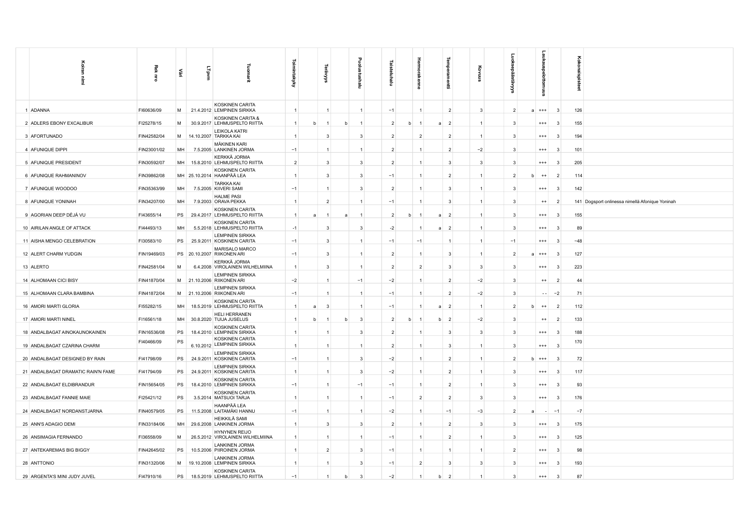| | Koiran nimi | Rek nro | Väri | LT pvm | Tuomarit | Toimintakyky | | Terävyys | | Puolustushalu | Taisteluhalu | | Hermorakenne | | Temperamentti | Kovuus | Luoksepäästävyys | | Laukauspelottomuus | | Kokonaispisteet | |
|---|---|---|---|---|---|---|---|---|---|---|---|---|---|---|---|---|---|---|---|---|---|---|
| 1 | ADANNA | FI60636/09 | M | 21.4.2012 | KOSKINEN CARITA LEMPINEN SIRKKA | 1 | | 1 | | 1 | −1 | | 1 | | 2 | 3 | 2 | a | +++ | 3 | 126 | |
| 2 | ADLERS EBONY EXCALIBUR | FI25278/15 | M | 30.9.2017 | KOSKINEN CARITA & LEHMUSPELTO RIITTA | 1 | b | 1 | b | 1 | 2 | b | 1 | a | 2 | 1 | 3 | | +++ | 3 | 155 | |
| 3 | AFORTUNADO | FIN42582/04 | M | 14.10.2007 | LEIKOLA KATRI TARKKA KAI | 1 | | 3 | | 3 | 2 | | 2 | | 2 | 1 | 3 | | +++ | 3 | 194 | |
| 4 | AFUNIQUE DIPPI | FIN23001/02 | MH | 7.5.2005 | MÄKINEN KARI LANKINEN JORMA | −1 | | 1 | | 1 | 2 | | 1 | | 2 | −2 | 3 | | +++ | 3 | 101 | |
| 5 | AFUNIQUE PRESIDENT | FIN30592/07 | MH | 15.8.2010 | KERKKÄ JORMA LEHMUSPELTO RIITTA | 2 | | 3 | | 3 | 2 | | 1 | | 3 | 3 | 3 | | +++ | 3 | 205 | |
| 6 | AFUNIQUE RAHMANINOV | FIN39862/08 | MH | 25.10.2014 | KOSKINEN CARITA HAANPÄÄ LEA | 1 | | 3 | | 3 | −1 | | 1 | | 2 | 1 | 2 | b | ++ | 2 | 114 | |
| 7 | AFUNIQUE WOODOO | FIN35363/99 | MH | 7.5.2005 | TARKKA KAI KIIVERI SAMI | −1 | | 1 | | 3 | 2 | | 1 | | 3 | 1 | 3 | | +++ | 3 | 142 | |
| 8 | AFUNIQUE YONINAH | FIN34207/00 | MH | 7.9.2003 | HALME PASI ORAVA PEKKA | 1 | | 2 | | 1 | −1 | | 1 | | 3 | 1 | 3 | | ++ | 2 | 141 | Dogsport onlinessa nimellä Afonique Yoninah |
| 9 | AGORIAN DEEP DÉJÁ VU | FI43655/14 | PS | 29.4.2017 | KOSKINEN CARITA LEHMUSPELTO RIITTA | 1 | a | 1 | a | 1 | 2 | b | 1 | a | 2 | 1 | 3 | | +++ | 3 | 155 | |
| 10 | AIRILAN ANGLE OF ATTACK | FI44493/13 | MH | 5.5.2018 | KOSKINEN CARITA LEHMUSPELTO RIITTA | −1 | | 3 | | 3 | −2 | | 1 | a | 2 | 1 | 3 | | +++ | 3 | 89 | |
| 11 | AISHA MENGO CELEBRATION | FI30583/10 | PS | 25.9.2011 | LEMPINEN SIRKKA KOSKINEN CARITA | −1 | | 3 | | 1 | −1 | | −1 | | 1 | 1 | −1 | | +++ | 3 | −48 | |
| 12 | ALERT CHARM YUDGIN | FIN19469/03 | PS | 20.10.2007 | MARISALO MARCO RIIKONEN ARI | −1 | | 3 | | 1 | 2 | | 1 | | 3 | 1 | 2 | a | +++ | 3 | 127 | |
| 13 | ALERTO | FIN42581/04 | M | 6.4.2008 | KERKKÄ JORMA VIROLAINEN WILHELMIINA | 1 | | 3 | | 1 | 2 | | 2 | | 3 | 3 | 3 | | +++ | 3 | 223 | |
| 14 | ALHOMAAN CICI BISY | FIN41870/04 | M | 21.10.2006 | LEMPINEN SIRKKA RIIKONEN ARI | −2 | | 1 | | −1 | −2 | | 1 | | 2 | −2 | 3 | | ++ | 2 | 44 | |
| 15 | ALHOMAAN CLARA BAMBINA | FIN41872/04 | M | 21.10.2006 | LEMPINEN SIRKKA RIIKONEN ARI | −1 | | 1 | | 1 | −1 | | 1 | | 2 | −2 | 3 | | - - | −2 | 71 | |
| 16 | AMORI MARTI GLORIA | FI55282/15 | MH | 18.5.2019 | KOSKINEN CARITA LEHMUSPELTO RIITTA | 1 | a | 3 | | 1 | −1 | | 1 | a | 2 | 1 | 2 | b | ++ | 2 | 112 | |
| 17 | AMORI MARTI NINEL | FI16561/18 | MH | 30.8.2020 | HELI HERRANEN TUIJA JUSELUS | 1 | b | 1 | b | 3 | 2 | b | 1 | b | 2 | −2 | 3 | | ++ | 2 | 133 | |
| 18 | ANDALBAGAT AINOKAUNOKAINEN | FIN16536/08 | PS | 18.4.2010 | KOSKINEN CARITA LEMPINEN SIRKKA | 1 | | 1 | | 3 | 2 | | 1 | | 3 | 3 | 3 | | +++ | 3 | 188 | |
| 19 | ANDALBAGAT CZARINA CHARM | FI40466/09 | PS | 6.10.2012 | KOSKINEN CARITA LEMPINEN SIRKKA | 1 | | 1 | | 1 | 2 | | 1 | | 3 | 1 | 3 | | +++ | 3 | 170 | |
| 20 | ANDALBAGAT DESIGNED BY RAIN | FI41798/09 | PS | 24.9.2011 | LEMPINEN SIRKKA KOSKINEN CARITA | −1 | | 1 | | 3 | −2 | | 1 | | 2 | 1 | 2 | b | +++ | 3 | 72 | |
| 21 | ANDALBAGAT DRAMATIC RAIN'N FAME | FI41794/09 | PS | 24.9.2011 | LEMPINEN SIRKKA KOSKINEN CARITA | 1 | | 1 | | 3 | −2 | | 1 | | 2 | 1 | 3 | | +++ | 3 | 117 | |
| 22 | ANDALBAGAT ELDIBRANDUR | FIN15654/05 | PS | 18.4.2010 | KOSKINEN CARITA LEMPINEN SIRKKA | −1 | | 1 | | −1 | −1 | | 1 | | 2 | 1 | 3 | | +++ | 3 | 93 | |
| 23 | ANDALBAGAT FANNIE MAIE | FI25421/12 | PS | 3.5.2014 | KOSKINEN CARITA MATSUOI TARJA | 1 | | 1 | | 1 | −1 | | 2 | | 2 | 3 | 3 | | +++ | 3 | 176 | |
| 24 | ANDALBAGAT NORDANSTJARNA | FIN40579/05 | PS | 11.5.2008 | HAANPÄÄ LEA LAITAMÄKI HANNU | −1 | | 1 | | 1 | −2 | | 1 | | −1 | −3 | 2 | a | - | −1 | −7 | |
| 25 | ANN'S ADAGIO DEMI | FIN33184/06 | MH | 29.6.2008 | HEIKKILÄ SAMI LANKINEN JORMA | 1 | | 3 | | 3 | 2 | | 1 | | 2 | 3 | 3 | | +++ | 3 | 175 | |
| 26 | ANSIMAGIA FERNANDO | FI36558/09 | M | 26.5.2012 | HYNYNEN REIJO VIROLAINEN WILHELMIINA | 1 | | 1 | | 1 | −1 | | 1 | | 2 | 1 | 3 | | +++ | 3 | 125 | |
| 27 | ANTEKAREMAS BIG BIGGY | FIN42645/02 | PS | 10.5.2006 | LANKINEN JORMA PIIROINEN JORMA | 1 | | 2 | | 3 | −1 | | 1 | | 1 | 1 | 2 | | +++ | 3 | 98 | |
| 28 | ANTTONIO | FIN31320/06 | M | 19.10.2008 | LANKINEN JORMA LEMPINEN SIRKKA | 1 | | 1 | | 3 | −1 | | 2 | | 3 | 3 | 3 | | +++ | 3 | 193 | |
| 29 | ARGENTA'S MINI JUDY JUVEL | FI47910/16 | PS | 18.5.2019 | KOSKINEN CARITA LEHMUSPELTO RIITTA | −1 | | 1 | b | 3 | −2 | | 1 | b | 2 | 1 | 3 | | +++ | 3 | 87 | |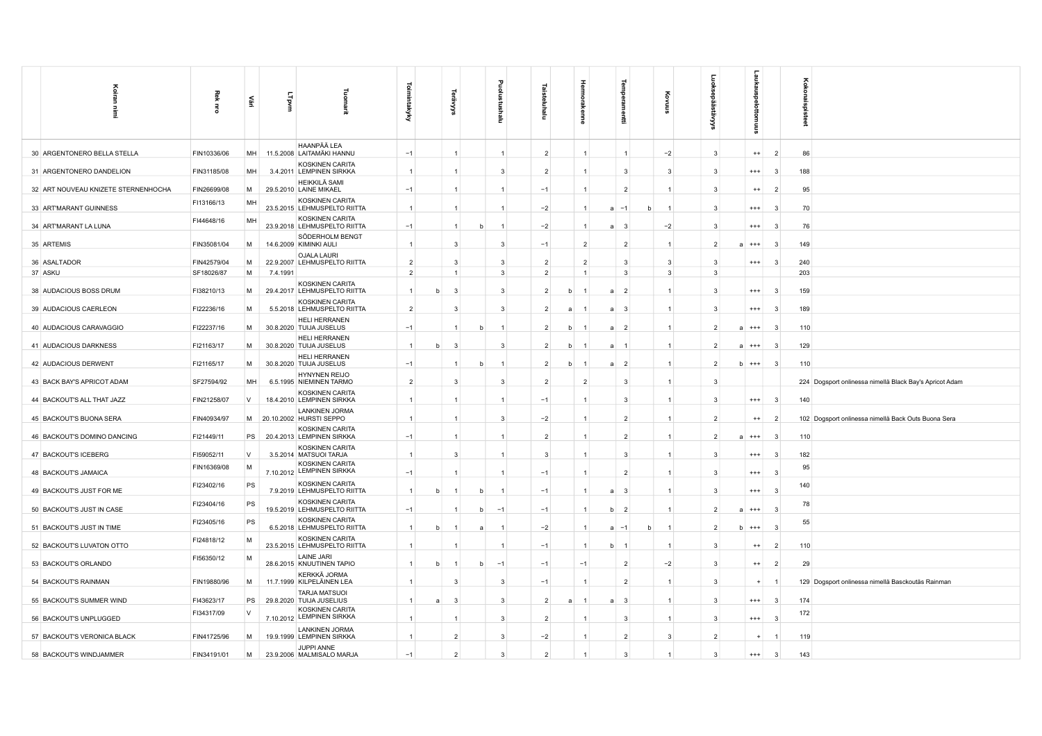| | Koiran nimi | Rek nro | Väri | LTpvm | Tuomarit | Toimintakyky | | Terävyys | | Puolustushalu | | Taisteluhalu | | Hermorakenne | | Temperamentti | | Kovuus | | Luoksepäästävyys | | Laukauspelottomuus | | Kokonaispisteet | |
|---|---|---|---|---|---|---|---|---|---|---|---|---|---|---|---|---|---|---|---|---|---|---|---|---|---|
| 30 | ARGENTONERO BELLA STELLA | FIN10336/06 | MH | 11.5.2008 | HAANPÄÄ LEA LAITAMÄKI HANNU | −1 | | 1 | | 1 | | 2 | | 1 | | 1 | | −2 | | 3 | | ++ | 2 | 86 | |
| 31 | ARGENTONERO DANDELION | FIN31185/08 | MH | 3.4.2011 | KOSKINEN CARITA LEMPINEN SIRKKA | 1 | | 1 | | 3 | | 2 | | 1 | | 3 | | 3 | | 3 | | +++ | 3 | 188 | |
| 32 | ART NOUVEAU KNIZETE STERNENHOCHA | FIN26699/08 | M | 29.5.2010 | HEIKKILÄ SAMI LAINE MIKAEL | −1 | | 1 | | 1 | | −1 | | 1 | | 2 | | 1 | | 3 | | ++ | 2 | 95 | |
| 33 | ART'MARANT GUINNESS | FI13166/13 | MH | 23.5.2015 | KOSKINEN CARITA LEHMUSPELTO RIITTA | 1 | | 1 | | 1 | | −2 | | 1 | a | −1 | b | 1 | | 3 | | +++ | 3 | 70 | |
| 34 | ART'MARANT LA LUNA | FI44648/16 | MH | 23.9.2018 | KOSKINEN CARITA LEHMUSPELTO RIITTA | −1 | | 1 | b | 1 | | −2 | | 1 | a | 3 | | −2 | | 3 | | +++ | 3 | 76 | |
| 35 | ARTEMIS | FIN35081/04 | M | 14.6.2009 | SÖDERHOLM BENGT KIMINKI AULI | 1 | | 3 | | 3 | | −1 | | 2 | | 2 | | 1 | | 2 | a | +++ | 3 | 149 | |
| 36 | ASALTADOR | FIN42579/04 | M | 22.9.2007 | OJALA LAURI LEHMUSPELTO RIITTA | 2 | | 3 | | 3 | | 2 | | 2 | | 3 | | 3 | | 3 | | +++ | 3 | 240 | |
| 37 | ASKU | SF18026/87 | M | 7.4.1991 | | 2 | | 1 | | 3 | | 2 | | 1 | | 3 | | 3 | | 3 | | | | 203 | |
| 38 | AUDACIOUS BOSS DRUM | FI38210/13 | M | 29.4.2017 | KOSKINEN CARITA LEHMUSPELTO RIITTA | 1 | b | 3 | | 3 | | 2 | b | 1 | a | 2 | | 1 | | 3 | | +++ | 3 | 159 | |
| 39 | AUDACIOUS CAERLEON | FI22236/16 | M | 5.5.2018 | KOSKINEN CARITA LEHMUSPELTO RIITTA | 2 | | 3 | | 3 | | 2 | a | 1 | a | 3 | | 1 | | 3 | | +++ | 3 | 189 | |
| 40 | AUDACIOUS CARAVAGGIO | FI22237/16 | M | 30.8.2020 | HELI HERRANEN TUIJA JUSELUS | −1 | | 1 | b | 1 | | 2 | b | 1 | a | 2 | | 1 | | 2 | a | +++ | 3 | 110 | |
| 41 | AUDACIOUS DARKNESS | FI21163/17 | M | 30.8.2020 | HELI HERRANEN TUIJA JUSELUS | 1 | b | 3 | | 3 | | 2 | b | 1 | a | 1 | | 1 | | 2 | a | +++ | 3 | 129 | |
| 42 | AUDACIOUS DERWENT | FI21165/17 | M | 30.8.2020 | HELI HERRANEN TUIJA JUSELUS | −1 | | 1 | b | 1 | | 2 | b | 1 | a | 2 | | 1 | | 2 | b | +++ | 3 | 110 | |
| 43 | BACK BAY'S APRICOT ADAM | SF27594/92 | MH | 6.5.1995 | HYNYNEN REIJO NIEMINEN TARMO | 2 | | 3 | | 3 | | 2 | | 2 | | 3 | | 1 | | 3 | | | | 224 | Dogsport onlinessa nimellä Black Bay's Apricot Adam |
| 44 | BACKOUT'S ALL THAT JAZZ | FIN21258/07 | V | 18.4.2010 | KOSKINEN CARITA LEMPINEN SIRKKA | 1 | | 1 | | 1 | | −1 | | 1 | | 3 | | 1 | | 3 | | +++ | 3 | 140 | |
| 45 | BACKOUT'S BUONA SERA | FIN40934/97 | M | 20.10.2002 | LANKINEN JORMA HURSTI SEPPO | 1 | | 1 | | 3 | | −2 | | 1 | | 2 | | 1 | | 2 | | ++ | 2 | 102 | Dogsport onlinessa nimellä Back Outs Buona Sera |
| 46 | BACKOUT'S DOMINO DANCING | FI21449/11 | PS | 20.4.2013 | KOSKINEN CARITA LEMPINEN SIRKKA | −1 | | 1 | | 1 | | 2 | | 1 | | 2 | | 1 | | 2 | a | +++ | 3 | 110 | |
| 47 | BACKOUT'S ICEBERG | FI59052/11 | V | 3.5.2014 | KOSKINEN CARITA MATSUOI TARJA | 1 | | 3 | | 1 | | 3 | | 1 | | 3 | | 1 | | 3 | | +++ | 3 | 182 | |
| 48 | BACKOUT'S JAMAICA | FIN16369/08 | M | 7.10.2012 | KOSKINEN CARITA LEMPINEN SIRKKA | −1 | | 1 | | 1 | | −1 | | 1 | | 2 | | 1 | | 3 | | +++ | 3 | 95 | |
| 49 | BACKOUT'S JUST FOR ME | FI23402/16 | PS | 7.9.2019 | KOSKINEN CARITA LEHMUSPELTO RIITTA | 1 | b | 1 | b | 1 | | −1 | | 1 | a | 3 | | 1 | | 3 | | +++ | 3 | 140 | |
| 50 | BACKOUT'S JUST IN CASE | FI23404/16 | PS | 19.5.2019 | KOSKINEN CARITA LEHMUSPELTO RIITTA | −1 | | 1 | b | −1 | | −1 | | 1 | b | 2 | | 1 | | 2 | a | +++ | 3 | 78 | |
| 51 | BACKOUT'S JUST IN TIME | FI23405/16 | PS | 6.5.2018 | KOSKINEN CARITA LEHMUSPELTO RIITTA | 1 | b | 1 | a | 1 | | −2 | | 1 | a | −1 | b | 1 | | 2 | b | +++ | 3 | 55 | |
| 52 | BACKOUT'S LUVATON OTTO | FI24818/12 | M | 23.5.2015 | KOSKINEN CARITA LEHMUSPELTO RIITTA | 1 | | 1 | | 1 | | −1 | | 1 | b | 1 | | 1 | | 3 | | ++ | 2 | 110 | |
| 53 | BACKOUT'S ORLANDO | FI56350/12 | M | 28.6.2015 | LAINE JARI KNUUTINEN TAPIO | 1 | b | 1 | b | −1 | | −1 | | −1 | | 2 | | −2 | | 3 | | ++ | 2 | 29 | |
| 54 | BACKOUT'S RAINMAN | FIN19880/96 | M | 11.7.1999 | KERKKÄ JORMA KILPELÄINEN LEA | 1 | | 3 | | 3 | | −1 | | 1 | | 2 | | 1 | | 3 | | + | 1 | 129 | Dogsport onlinessa nimellä Basckoutäs Rainman |
| 55 | BACKOUT'S SUMMER WIND | FI43623/17 | PS | 29.8.2020 | TARJA MATSUOI TUIJA JUSELIUS | 1 | a | 3 | | 3 | | 2 | a | 1 | a | 3 | | 1 | | 3 | | +++ | 3 | 174 | |
| 56 | BACKOUT'S UNPLUGGED | FI34317/09 | V | 7.10.2012 | KOSKINEN CARITA LEMPINEN SIRKKA | 1 | | 1 | | 3 | | 2 | | 1 | | 3 | | 1 | | 3 | | +++ | 3 | 172 | |
| 57 | BACKOUT'S VERONICA BLACK | FIN41725/96 | M | 19.9.1999 | LANKINEN JORMA LEMPINEN SIRKKA | 1 | | 2 | | 3 | | −2 | | 1 | | 2 | | 3 | | 2 | | + | 1 | 119 | |
| 58 | BACKOUT'S WINDJAMMER | FIN34191/01 | M | 23.9.2006 | JUPPI ANNE MALMISALO MARJA | −1 | | 2 | | 3 | | 2 | | 1 | | 3 | | 1 | | 3 | | +++ | 3 | 143 | |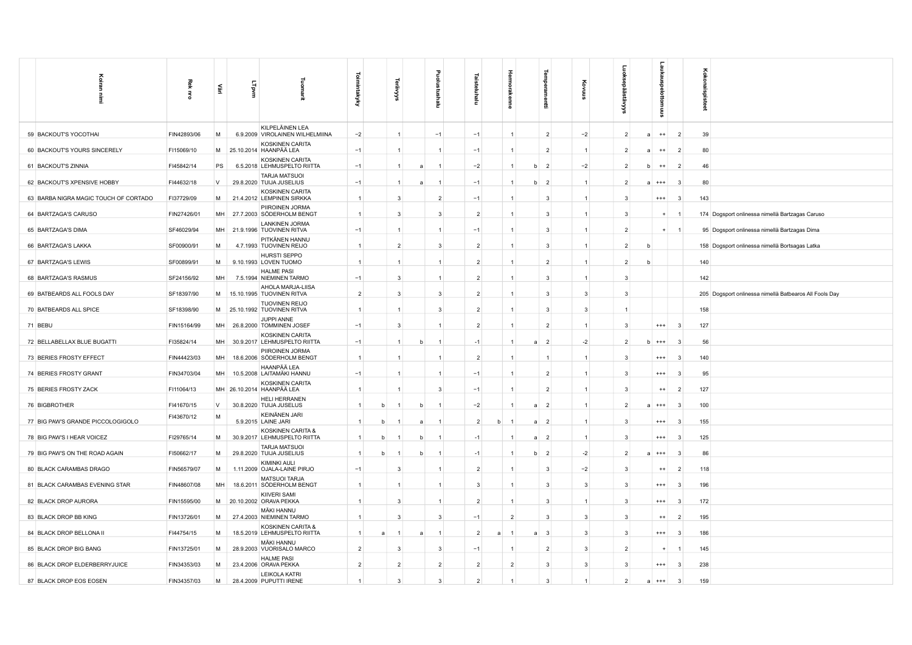| | Koiran nimi | Rek nro | Väri | LT pvm | Tuomarit | Toimintakyky | | Terävyys | | Puolustushalu | Taisteluhalu | | Hermorakenne | | Temperamentti | Kovuus | Luoksepäästävyys | | Laukauspelottomuus | | Kokonaispisteet | |
|---|---|---|---|---|---|---|---|---|---|---|---|---|---|---|---|---|---|---|---|---|---|---|
| 59 | BACKOUT'S YOCOTHAI | FIN42893/06 | M | 6.9.2009 | KILPELÄINEN LEA VIROLAINEN WILHELMIINA | −2 | | 1 | | −1 | −1 | | 1 | | 2 | −2 | 2 | a | ++ | 2 | 39 | |
| 60 | BACKOUT'S YOURS SINCERELY | FI15069/10 | M | 25.10.2014 | KOSKINEN CARITA HAANPÄÄ LEA | −1 | | 1 | | 1 | −1 | | 1 | | 2 | 1 | 2 | a | ++ | 2 | 80 | |
| 61 | BACKOUT'S ZINNIA | FI45842/14 | PS | 6.5.2018 | KOSKINEN CARITA LEHMUSPELTO RIITTA | −1 | | 1 | a | 1 | −2 | | 1 | b | 2 | −2 | 2 | b | ++ | 2 | 46 | |
| 62 | BACKOUT'S XPENSIVE HOBBY | FI44632/18 | V | 29.8.2020 | TARJA MATSUOI TUIJA JUSELIUS | −1 | | 1 | a | 1 | −1 | | 1 | b | 2 | 1 | 2 | a | +++ | 3 | 80 | |
| 63 | BARBA NIGRA MAGIC TOUCH OF CORTADO | FI37729/09 | M | 21.4.2012 | KOSKINEN CARITA LEMPINEN SIRKKA | 1 | | 3 | | 2 | −1 | | 1 | | 3 | 1 | 3 | | +++ | 3 | 143 | |
| 64 | BARTZAGA'S CARUSO | FIN27426/01 | MH | 27.7.2003 | PIIROINEN JORMA SÖDERHOLM BENGT | 1 | | 3 | | 3 | 2 | | 1 | | 3 | 1 | 3 | | + | 1 | 174 | Dogsport onlinessa nimellä Bartzagas Caruso |
| 65 | BARTZAGA'S DIMA | SF46029/94 | MH | 21.9.1996 | LANKINEN JORMA TUOVINEN RITVA | −1 | | 1 | | 1 | −1 | | 1 | | 3 | 1 | 2 | | + | 1 | 95 | Dogsport onlinessa nimellä Bartzagas Dima |
| 66 | BARTZAGA'S LAKKA | SF00900/91 | M | 4.7.1993 | PITKÄNEN HANNU TUOVINEN REIJO | 1 | | 2 | | 3 | 2 | | 1 | | 3 | 1 | 2 | b | | | 158 | Dogsport onlinessa nimellä Bortsagas Latka |
| 67 | BARTZAGA'S LEWIS | SF00899/91 | M | 9.10.1993 | HURSTI SEPPO LOVEN TUOMO | 1 | | 1 | | 1 | 2 | | 1 | | 2 | 1 | 2 | b | | | 140 | |
| 68 | BARTZAGA'S RASMUS | SF24156/92 | MH | 7.5.1994 | HALME PASI NIEMINEN TARMO | −1 | | 3 | | 1 | 2 | | 1 | | 3 | 1 | 3 | | | | 142 | |
| 69 | BATBEARDS ALL FOOLS DAY | SF18397/90 | M | 15.10.1995 | AHOLA MARJA-LIISA TUOVINEN RITVA | 2 | | 3 | | 3 | 2 | | 1 | | 3 | 3 | 3 | | | | 205 | Dogsport onlinessa nimellä Batbearos All Fools Day |
| 70 | BATBEARDS ALL SPICE | SF18398/90 | M | 25.10.1992 | TUOVINEN REIJO TUOVINEN RITVA | 1 | | 1 | | 3 | 2 | | 1 | | 3 | 3 | 1 | | | | 158 | |
| 71 | BEBU | FIN15164/99 | MH | 26.8.2000 | JUPPI ANNE TOMMINEN JOSEF | −1 | | 3 | | 1 | 2 | | 1 | | 2 | 1 | 3 | | +++ | 3 | 127 | |
| 72 | BELLABELLAX BLUE BUGATTI | FI35824/14 | MH | 30.9.2017 | KOSKINEN CARITA LEHMUSPELTO RIITTA | −1 | | 1 | b | 1 | -1 | | 1 | a | 2 | -2 | 2 | b | +++ | 3 | 56 | |
| 73 | BERIES FROSTY EFFECT | FIN44423/03 | MH | 18.6.2006 | PIIROINEN JORMA SÖDERHOLM BENGT | 1 | | 1 | | 1 | 2 | | 1 | | 1 | 1 | 3 | | +++ | 3 | 140 | |
| 74 | BERIES FROSTY GRANT | FIN34703/04 | MH | 10.5.2008 | HAANPÄÄ LEA LAITAMÄKI HANNU | −1 | | 1 | | 1 | −1 | | 1 | | 2 | 1 | 3 | | +++ | 3 | 95 | |
| 75 | BERIES FROSTY ZACK | FI11064/13 | MH | 26.10.2014 | KOSKINEN CARITA HAANPÄÄ LEA | 1 | | 1 | | 3 | −1 | | 1 | | 2 | 1 | 3 | | ++ | 2 | 127 | |
| 76 | BIGBROTHER | FI41670/15 | V | 30.8.2020 | HELI HERRANEN TUIJA JUSELIUS | 1 | b | 1 | b | 1 | −2 | | 1 | a | 2 | 1 | 2 | a | +++ | 3 | 100 | |
| 77 | BIG PAW'S GRANDE PICCOLOGIGOLO | FI43670/12 | M | 5.9.2015 | KEINÄNEN JARI LAINE JARI | 1 | b | 1 | a | 1 | 2 | b | 1 | a | 2 | 1 | 3 | | +++ | 3 | 155 | |
| 78 | BIG PAW'S I HEAR VOICEZ | FI29765/14 | M | 30.9.2017 | KOSKINEN CARITA & LEHMUSPELTO RIITTA | 1 | b | 1 | b | 1 | -1 | | 1 | a | 2 | 1 | 3 | | +++ | 3 | 125 | |
| 79 | BIG PAW'S ON THE ROAD AGAIN | FI50662/17 | M | 29.8.2020 | TARJA MATSUOI TUIJA JUSELIUS | 1 | b | 1 | b | 1 | -1 | | 1 | b | 2 | -2 | 2 | a | +++ | 3 | 86 | |
| 80 | BLACK CARAMBAS DRAGO | FIN56579/07 | M | 1.11.2009 | KIMINKI AULI OJALA-LAINE PIRJO | −1 | | 3 | | 1 | 2 | | 1 | | 3 | −2 | 3 | | ++ | 2 | 118 | |
| 81 | BLACK CARAMBAS EVENING STAR | FIN48607/08 | MH | 18.6.2011 | MATSUOI TARJA SÖDERHOLM BENGT | 1 | | 1 | | 1 | 3 | | 1 | | 3 | 3 | 3 | | +++ | 3 | 196 | |
| 82 | BLACK DROP AURORA | FIN15595/00 | M | 20.10.2002 | KIIVERI SAMI ORAVA PEKKA | 1 | | 3 | | 1 | 2 | | 1 | | 3 | 1 | 3 | | +++ | 3 | 172 | |
| 83 | BLACK DROP BB KING | FIN13726/01 | M | 27.4.2003 | MÄKI HANNU NIEMINEN TARMO | 1 | | 3 | | 3 | −1 | | 2 | | 3 | 3 | 3 | | ++ | 2 | 195 | |
| 84 | BLACK DROP BELLONA II | FI44754/15 | M | 18.5.2019 | KOSKINEN CARITA & LEHMUSPELTO RIITTA | 1 | a | 1 | a | 1 | 2 | a | 1 | a | 3 | 3 | 3 | | +++ | 3 | 186 | |
| 85 | BLACK DROP BIG BANG | FIN13725/01 | M | 28.9.2003 | MÄKI HANNU VUORISALO MARCO | 2 | | 3 | | 3 | −1 | | 1 | | 2 | 3 | 2 | | + | 1 | 145 | |
| 86 | BLACK DROP ELDERBERRYJUICE | FIN34353/03 | M | 23.4.2006 | HALME PASI ORAVA PEKKA | 2 | | 2 | | 2 | 2 | | 2 | | 3 | 3 | 3 | | +++ | 3 | 238 | |
| 87 | BLACK DROP EOS EOSEN | FIN34357/03 | M | 28.4.2009 | LEIKOLA KATRI PUPUTTI IRENE | 1 | | 3 | | 3 | 2 | | 1 | | 3 | 1 | 2 | a | +++ | 3 | 159 | |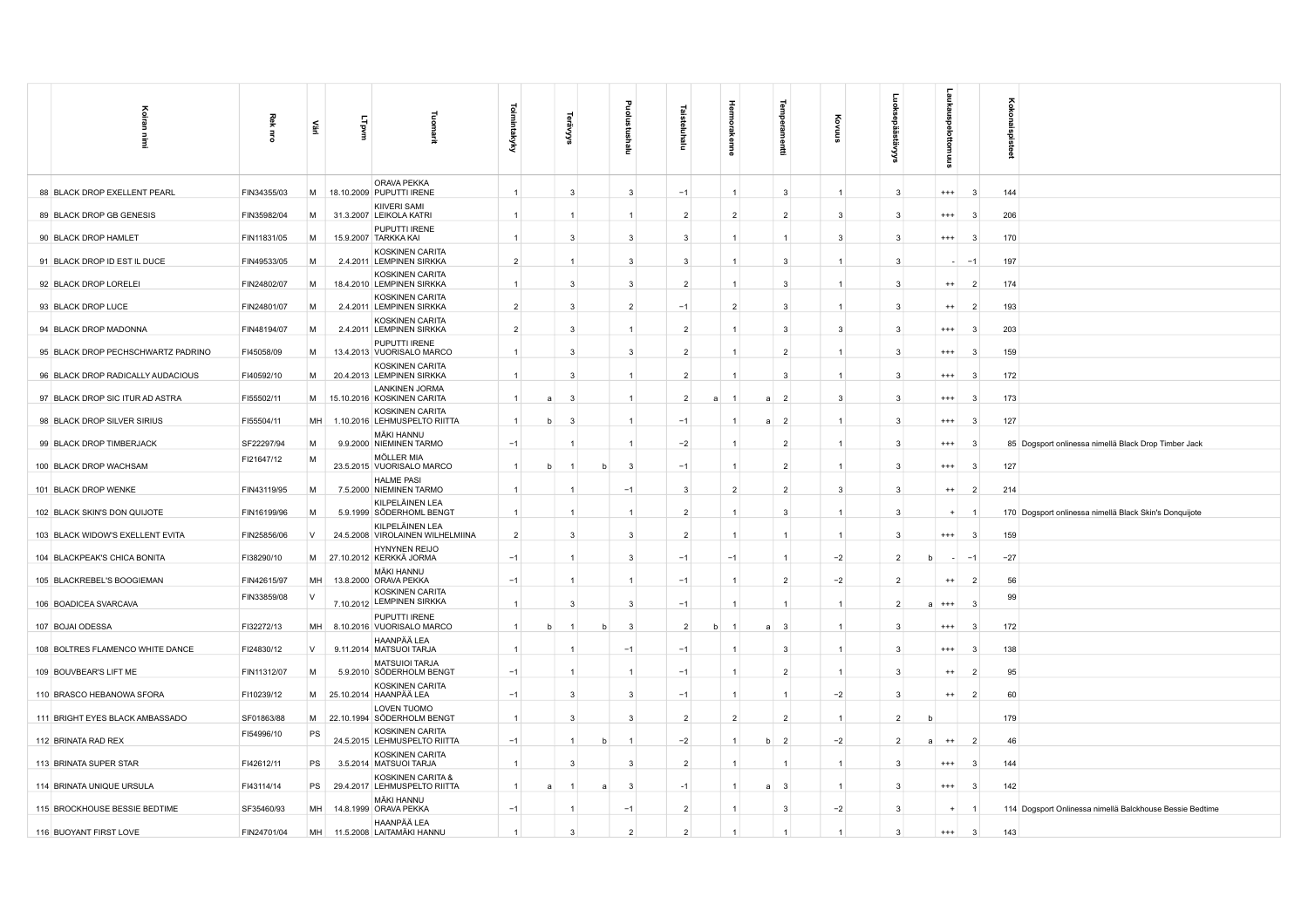| | Koiran nimi | Rek nro | Väri | LT pvm | Tuomarit | Toimintakyky | | Terävyys | | Puolustushalu | Taisteluhalu | | Hermorakenne | | Temperamentti | Kovuus | Luoksepäästävyys | | Laukauspelottomuus | | Kokonaispisteet | |
|---|---|---|---|---|---|---|---|---|---|---|---|---|---|---|---|---|---|---|---|---|---|---|
| 88 | BLACK DROP EXELLENT PEARL | FIN34355/03 | M | 18.10.2009 | ORAVA PEKKA PUPUTTI IRENE | 1 | | 3 | | 3 | −1 | | 1 | | 3 | 1 | 3 | | +++ | 3 | 144 | |
| 89 | BLACK DROP GB GENESIS | FIN35982/04 | M | 31.3.2007 | KIIVERI SAMI LEIKOLA KATRI | 1 | | 1 | | 1 | 2 | | 2 | | 2 | 3 | 3 | | +++ | 3 | 206 | |
| 90 | BLACK DROP HAMLET | FIN11831/05 | M | 15.9.2007 | PUPUTTI IRENE TARKKA KAI | 1 | | 3 | | 3 | 3 | | 1 | | 1 | 3 | 3 | | +++ | 3 | 170 | |
| 91 | BLACK DROP ID EST IL DUCE | FIN49533/05 | M | 2.4.2011 | KOSKINEN CARITA LEMPINEN SIRKKA | 2 | | 1 | | 3 | 3 | | 1 | | 3 | 1 | 3 | | - | −1 | 197 | |
| 92 | BLACK DROP LORELEI | FIN24802/07 | M | 18.4.2010 | KOSKINEN CARITA LEMPINEN SIRKKA | 1 | | 3 | | 3 | 2 | | 1 | | 3 | 1 | 3 | | ++ | 2 | 174 | |
| 93 | BLACK DROP LUCE | FIN24801/07 | M | 2.4.2011 | KOSKINEN CARITA LEMPINEN SIRKKA | 2 | | 3 | | 2 | −1 | | 2 | | 3 | 1 | 3 | | ++ | 2 | 193 | |
| 94 | BLACK DROP MADONNA | FIN48194/07 | M | 2.4.2011 | KOSKINEN CARITA LEMPINEN SIRKKA | 2 | | 3 | | 1 | 2 | | 1 | | 3 | 3 | 3 | | +++ | 3 | 203 | |
| 95 | BLACK DROP PECHSCHWARTZ PADRINO | FI45058/09 | M | 13.4.2013 | PUPUTTI IRENE VUORISALO MARCO | 1 | | 3 | | 3 | 2 | | 1 | | 2 | 1 | 3 | | +++ | 3 | 159 | |
| 96 | BLACK DROP RADICALLY AUDACIOUS | FI40592/10 | M | 20.4.2013 | KOSKINEN CARITA LEMPINEN SIRKKA | 1 | | 3 | | 1 | 2 | | 1 | | 3 | 1 | 3 | | +++ | 3 | 172 | |
| 97 | BLACK DROP SIC ITUR AD ASTRA | FI55502/11 | M | 15.10.2016 | LANKINEN JORMA KOSKINEN CARITA | 1 | a | 3 | | 1 | 2 | a | 1 | a | 2 | 3 | 3 | | +++ | 3 | 173 | |
| 98 | BLACK DROP SILVER SIRIUS | FI55504/11 | MH | 1.10.2016 | KOSKINEN CARITA LEHMUSPELTO RIITTA | 1 | b | 3 | | 1 | −1 | | 1 | a | 2 | 1 | 3 | | +++ | 3 | 127 | |
| 99 | BLACK DROP TIMBERJACK | SF22297/94 | M | 9.9.2000 | MÄKI HANNU NIEMINEN TARMO | −1 | | 1 | | 1 | −2 | | 1 | | 2 | 1 | 3 | | +++ | 3 | 85 | Dogsport onlinessa nimellä Black Drop Timber Jack |
| 100 | BLACK DROP WACHSAM | FI21647/12 | M | 23.5.2015 | MÖLLER MIA VUORISALO MARCO | 1 | b | 1 | b | 3 | −1 | | 1 | | 2 | 1 | 3 | | +++ | 3 | 127 | |
| 101 | BLACK DROP WENKE | FIN43119/95 | M | 7.5.2000 | HALME PASI NIEMINEN TARMO | 1 | | 1 | | −1 | 3 | | 2 | | 2 | 3 | 3 | | ++ | 2 | 214 | |
| 102 | BLACK SKIN'S DON QUIJOTE | FIN16199/96 | M | 5.9.1999 | KILPELÄINEN LEA SÖDERHOML BENGT | 1 | | 1 | | 1 | 2 | | 1 | | 3 | 1 | 3 | | + | 1 | 170 | Dogsport onlinessa nimellä Black Skin's Donquijote |
| 103 | BLACK WIDOW'S EXELLENT EVITA | FIN25856/06 | V | 24.5.2008 | KILPELÄINEN LEA VIROLAINEN WILHELMIINA | 2 | | 3 | | 3 | 2 | | 1 | | 1 | 1 | 3 | | +++ | 3 | 159 | |
| 104 | BLACKPEAK'S CHICA BONITA | FI38290/10 | M | 27.10.2012 | HYNYNEN REIJO KERKKÄ JORMA | −1 | | 1 | | 3 | −1 | | −1 | | 1 | −2 | 2 | b | - | −1 | −27 | |
| 105 | BLACKREBEL'S BOOGIEMAN | FIN42615/97 | MH | 13.8.2000 | MÄKI HANNU ORAVA PEKKA | −1 | | 1 | | 1 | −1 | | 1 | | 2 | −2 | 2 | | ++ | 2 | 56 | |
| 106 | BOADICEA SVARCAVA | FIN33859/08 | V | 7.10.2012 | KOSKINEN CARITA LEMPINEN SIRKKA | 1 | | 3 | | 3 | −1 | | 1 | | 1 | 1 | 2 | a | +++ | 3 | 99 | |
| 107 | BOJAI ODESSA | FI32272/13 | MH | 8.10.2016 | PUPUTTI IRENE VUORISALO MARCO | 1 | b | 1 | b | 3 | 2 | b | 1 | a | 3 | 1 | 3 | | +++ | 3 | 172 | |
| 108 | BOLTRES FLAMENCO WHITE DANCE | FI24830/12 | V | 9.11.2014 | HAANPÄÄ LEA MATSUOI TARJA | 1 | | 1 | | −1 | −1 | | 1 | | 3 | 1 | 3 | | +++ | 3 | 138 | |
| 109 | BOUVBEAR'S LIFT ME | FIN11312/07 | M | 5.9.2010 | MATSUIOI TARJA SÖDERHOLM BENGT | −1 | | 1 | | 1 | −1 | | 1 | | 2 | 1 | 3 | | ++ | 2 | 95 | |
| 110 | BRASCO HEBANOWA SFORA | FI10239/12 | M | 25.10.2014 | KOSKINEN CARITA HAANPÄÄ LEA | −1 | | 3 | | 3 | −1 | | 1 | | 1 | −2 | 3 | | ++ | 2 | 60 | |
| 111 | BRIGHT EYES BLACK AMBASSADO | SF01863/88 | M | 22.10.1994 | LOVEN TUOMO SÖDERHOLM BENGT | 1 | | 3 | | 3 | 2 | | 2 | | 2 | 1 | 2 | b | | | 179 | |
| 112 | BRINATA RAD REX | FI54996/10 | PS | 24.5.2015 | KOSKINEN CARITA LEHMUSPELTO RIITTA | −1 | | 1 | b | 1 | −2 | | 1 | b | 2 | −2 | 2 | a | ++ | 2 | 46 | |
| 113 | BRINATA SUPER STAR | FI42612/11 | PS | 3.5.2014 | KOSKINEN CARITA MATSUOI TARJA | 1 | | 3 | | 3 | 2 | | 1 | | 1 | 1 | 3 | | +++ | 3 | 144 | |
| 114 | BRINATA UNIQUE URSULA | FI43114/14 | PS | 29.4.2017 | KOSKINEN CARITA & LEHMUSPELTO RIITTA | 1 | a | 1 | a | 3 | -1 | | 1 | a | 3 | 1 | 3 | | +++ | 3 | 142 | |
| 115 | BROCKHOUSE BESSIE BEDTIME | SF35460/93 | MH | 14.8.1999 | MÄKI HANNU ORAVA PEKKA | −1 | | 1 | | −1 | 2 | | 1 | | 3 | −2 | 3 | | + | 1 | 114 | Dogsport Onlinessa nimellä Balckhouse Bessie Bedtime |
| 116 | BUOYANT FIRST LOVE | FIN24701/04 | MH | 11.5.2008 | HAANPÄÄ LEA LAITAMÄKI HANNU | 1 | | 3 | | 2 | 2 | | 1 | | 1 | 1 | 3 | | +++ | 3 | 143 | |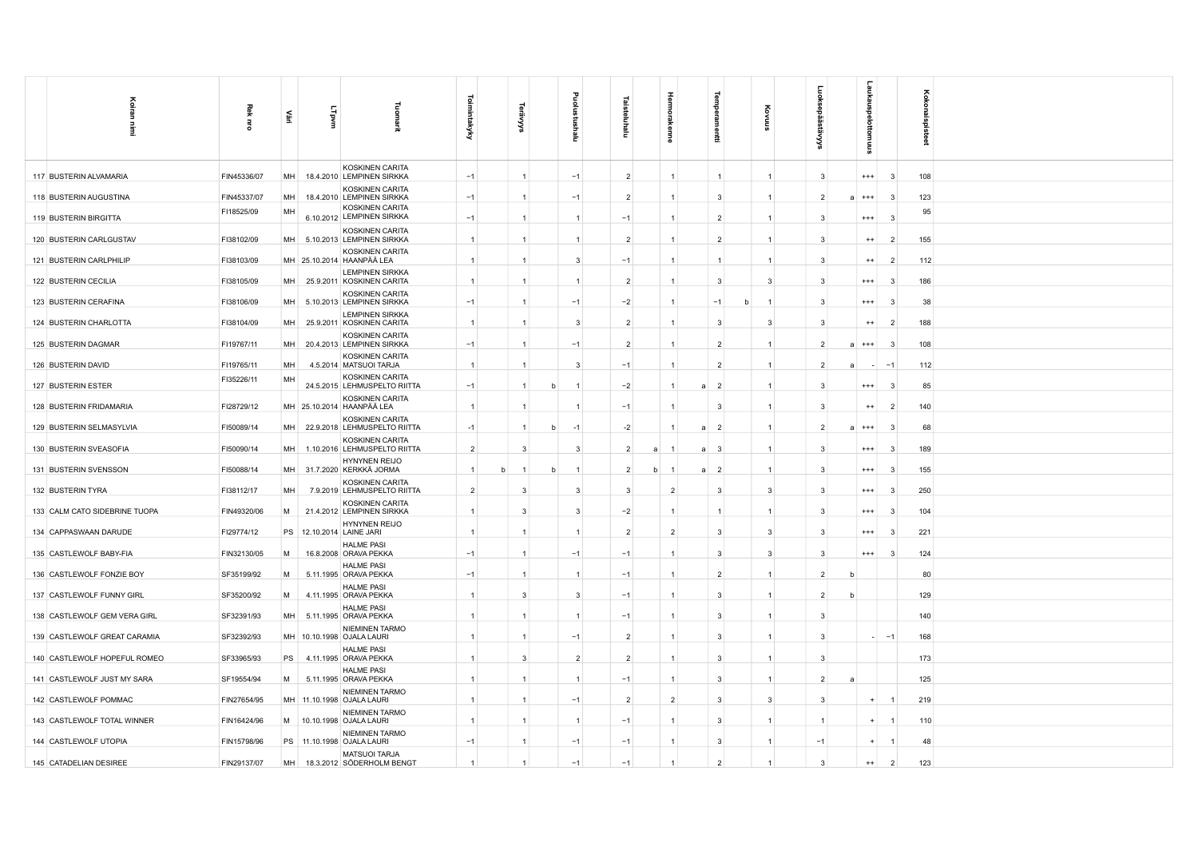| Koiran nimi | Rek nro | Väri | LTpvm | Tuomarit | Toimintakyky | | Terävyys | | Puolustushalu | Taisteluhalu | | Hermorakenne | | Temperamentti | | Kovuus | Luoksepäästävyys | | Laukauspelottomuus | | Kokonaispisteet |
|---|---|---|---|---|---|---|---|---|---|---|---|---|---|---|---|---|---|---|---|---|---|
| 117 BUSTERIN ALVAMARIA | FIN45336/07 | MH | 18.4.2010 | KOSKINEN CARITA LEMPINEN SIRKKA | −1 | | 1 | | −1 | 2 | | 1 | | 1 | | 1 | 3 | | +++ | 3 | 108 |
| 118 BUSTERIN AUGUSTINA | FIN45337/07 | MH | 18.4.2010 | KOSKINEN CARITA LEMPINEN SIRKKA | −1 | | 1 | | −1 | 2 | | 1 | | 3 | | 1 | 2 | a | +++ | 3 | 123 |
| 119 BUSTERIN BIRGITTA | FI18525/09 | MH | 6.10.2012 | KOSKINEN CARITA LEMPINEN SIRKKA | −1 | | 1 | | 1 | −1 | | 1 | | 2 | | 1 | 3 | | +++ | 3 | 95 |
| 120 BUSTERIN CARLGUSTAV | FI38102/09 | MH | 5.10.2013 | KOSKINEN CARITA LEMPINEN SIRKKA | 1 | | 1 | | 1 | 2 | | 1 | | 2 | | 1 | 3 | | ++ | 2 | 155 |
| 121 BUSTERIN CARLPHILIP | FI38103/09 | MH | 25.10.2014 | KOSKINEN CARITA HAANPÄÄ LEA | 1 | | 1 | | 3 | −1 | | 1 | | 1 | | 1 | 3 | | ++ | 2 | 112 |
| 122 BUSTERIN CECILIA | FI38105/09 | MH | 25.9.2011 | LEMPINEN SIRKKA KOSKINEN CARITA | 1 | | 1 | | 1 | 2 | | 1 | | 3 | | 3 | 3 | | +++ | 3 | 186 |
| 123 BUSTERIN CERAFINA | FI38106/09 | MH | 5.10.2013 | KOSKINEN CARITA LEMPINEN SIRKKA | −1 | | 1 | | −1 | −2 | | 1 | | −1 | b | 1 | 3 | | +++ | 3 | 38 |
| 124 BUSTERIN CHARLOTTA | FI38104/09 | MH | 25.9.2011 | LEMPINEN SIRKKA KOSKINEN CARITA | 1 | | 1 | | 3 | 2 | | 1 | | 3 | | 3 | 3 | | ++ | 2 | 188 |
| 125 BUSTERIN DAGMAR | FI19767/11 | MH | 20.4.2013 | KOSKINEN CARITA LEMPINEN SIRKKA | −1 | | 1 | | −1 | 2 | | 1 | | 2 | | 1 | 2 | a | +++ | 3 | 108 |
| 126 BUSTERIN DAVID | FI19765/11 | MH | 4.5.2014 | KOSKINEN CARITA MATSUOI TARJA | 1 | | 1 | | 3 | −1 | | 1 | | 2 | | 1 | 2 | a | - | −1 | 112 |
| 127 BUSTERIN ESTER | FI35226/11 | MH | 24.5.2015 | KOSKINEN CARITA LEHMUSPELTO RIITTA | −1 | | 1 | b | 1 | −2 | | 1 | a | 2 | | 1 | 3 | | +++ | 3 | 85 |
| 128 BUSTERIN FRIDAMARIA | FI28729/12 | MH | 25.10.2014 | KOSKINEN CARITA HAANPÄÄ LEA | 1 | | 1 | | 1 | −1 | | 1 | | 3 | | 1 | 3 | | ++ | 2 | 140 |
| 129 BUSTERIN SELMASYLVIA | FI50089/14 | MH | 22.9.2018 | KOSKINEN CARITA LEHMUSPELTO RIITTA | -1 | | 1 | b | -1 | -2 | | 1 | a | 2 | | 1 | 2 | a | +++ | 3 | 68 |
| 130 BUSTERIN SVEASOFIA | FI50090/14 | MH | 1.10.2016 | KOSKINEN CARITA LEHMUSPELTO RIITTA | 2 | | 3 | | 3 | 2 | a | 1 | a | 3 | | 1 | 3 | | +++ | 3 | 189 |
| 131 BUSTERIN SVENSSON | FI50088/14 | MH | 31.7.2020 | HYNYNEN REIJO KERKKÄ JORMA | 1 | b | 1 | b | 1 | 2 | b | 1 | a | 2 | | 1 | 3 | | +++ | 3 | 155 |
| 132 BUSTERIN TYRA | FI38112/17 | MH | 7.9.2019 | KOSKINEN CARITA LEHMUSPELTO RIITTA | 2 | | 3 | | 3 | 3 | | 2 | | 3 | | 3 | 3 | | +++ | 3 | 250 |
| 133 CALM CATO SIDEBRINE TUOPA | FIN49320/06 | M | 21.4.2012 | KOSKINEN CARITA LEMPINEN SIRKKA | 1 | | 3 | | 3 | −2 | | 1 | | 1 | | 1 | 3 | | +++ | 3 | 104 |
| 134 CAPPASWAAN DARUDE | FI29774/12 | PS | 12.10.2014 | HYNYNEN REIJO LAINE JARI | 1 | | 1 | | 1 | 2 | | 2 | | 3 | | 3 | 3 | | +++ | 3 | 221 |
| 135 CASTLEWOLF BABY-FIA | FIN32130/05 | M | 16.8.2008 | HALME PASI ORAVA PEKKA | −1 | | 1 | | −1 | −1 | | 1 | | 3 | | 3 | 3 | | +++ | 3 | 124 |
| 136 CASTLEWOLF FONZIE BOY | SF35199/92 | M | 5.11.1995 | HALME PASI ORAVA PEKKA | −1 | | 1 | | 1 | −1 | | 1 | | 2 | | 1 | 2 | b | | | 80 |
| 137 CASTLEWOLF FUNNY GIRL | SF35200/92 | M | 4.11.1995 | HALME PASI ORAVA PEKKA | 1 | | 3 | | 3 | −1 | | 1 | | 3 | | 1 | 2 | b | | | 129 |
| 138 CASTLEWOLF GEM VERA GIRL | SF32391/93 | MH | 5.11.1995 | HALME PASI ORAVA PEKKA | 1 | | 1 | | 1 | −1 | | 1 | | 3 | | 1 | 3 | | | | 140 |
| 139 CASTLEWOLF GREAT CARAMIA | SF32392/93 | MH | 10.10.1998 | NIEMINEN TARMO OJALA LAURI | 1 | | 1 | | −1 | 2 | | 1 | | 3 | | 1 | 3 | | - | −1 | 168 |
| 140 CASTLEWOLF HOPEFUL ROMEO | SF33965/93 | PS | 4.11.1995 | HALME PASI ORAVA PEKKA | 1 | | 3 | | 2 | 2 | | 1 | | 3 | | 1 | 3 | | | | 173 |
| 141 CASTLEWOLF JUST MY SARA | SF19554/94 | M | 5.11.1995 | HALME PASI ORAVA PEKKA | 1 | | 1 | | 1 | −1 | | 1 | | 3 | | 1 | 2 | a | | | 125 |
| 142 CASTLEWOLF POMMAC | FIN27654/95 | MH | 11.10.1998 | NIEMINEN TARMO OJALA LAURI | 1 | | 1 | | −1 | 2 | | 2 | | 3 | | 3 | 3 | | + | 1 | 219 |
| 143 CASTLEWOLF TOTAL WINNER | FIN16424/96 | M | 10.10.1998 | NIEMINEN TARMO OJALA LAURI | 1 | | 1 | | 1 | −1 | | 1 | | 3 | | 1 | 1 | | + | 1 | 110 |
| 144 CASTLEWOLF UTOPIA | FIN15798/96 | PS | 11.10.1998 | NIEMINEN TARMO OJALA LAURI | −1 | | 1 | | −1 | −1 | | 1 | | 3 | | 1 | −1 | | + | 1 | 48 |
| 145 CATADELIAN DESIREE | FIN29137/07 | MH | 18.3.2012 | MATSUOI TARJA SÖDERHOLM BENGT | 1 | | 1 | | −1 | −1 | | 1 | | 2 | | 1 | 3 | | ++ | 2 | 123 |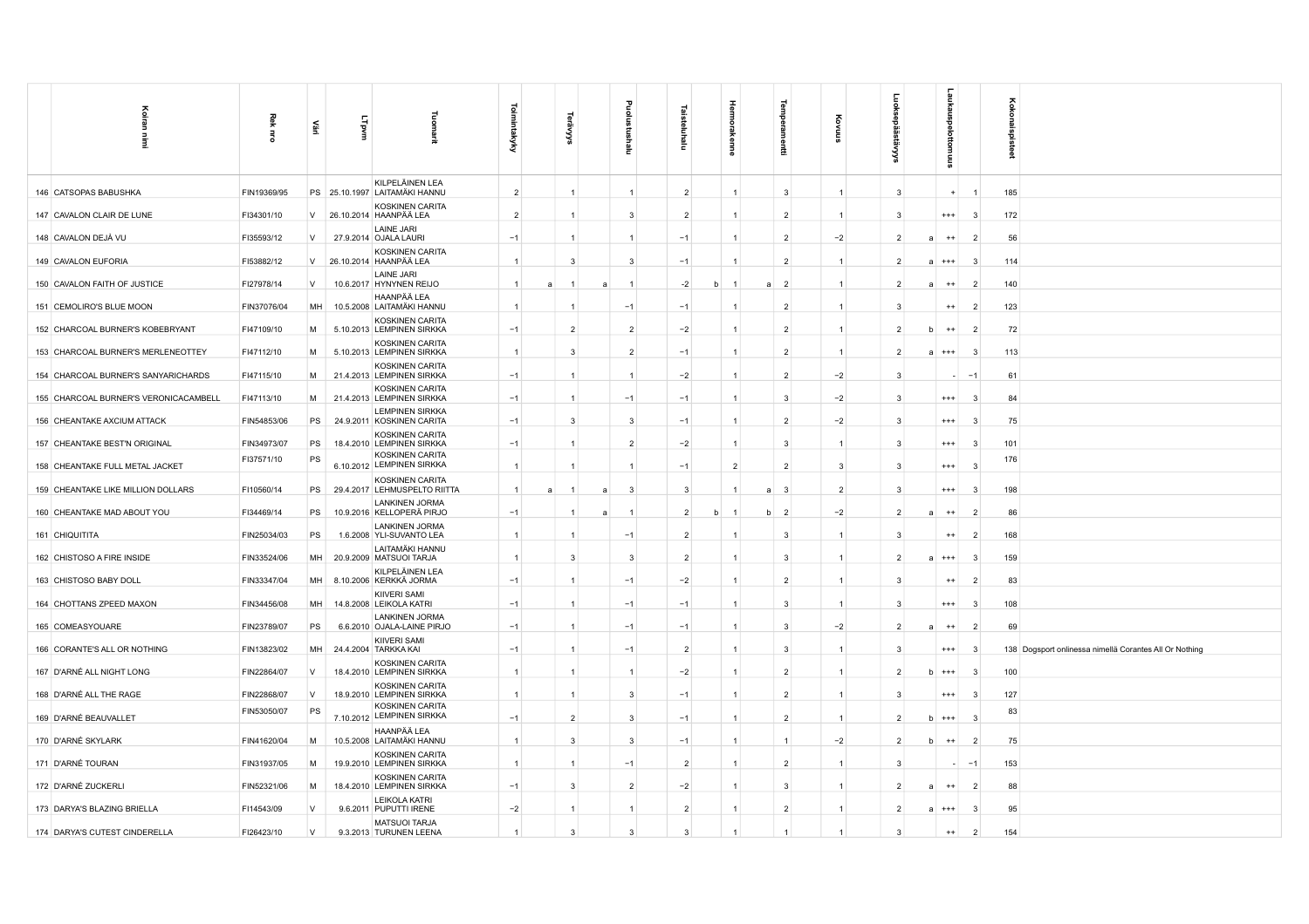| | Koiran nimi | Rek nro | Väri | LT pvm | Tuomarit | Toimintakyky | | Terävyys | | Puolustushalu | Taisteluhalu | | Hermorakenne | | Temperamentti | Kovuus | Luoksepäästävyys | | Laukauspelottomuus | | Kokonaispisteet | |
|---|---|---|---|---|---|---|---|---|---|---|---|---|---|---|---|---|---|---|---|---|---|---|
| 146 | CATSOPAS BABUSHKA | FIN19369/95 | PS | 25.10.1997 | KILPELÄINEN LEA LAITAMÄKI HANNU | 2 | | 1 | | 1 | 2 | | 1 | | 3 | 1 | 3 | | + | 1 | 185 | |
| 147 | CAVALON CLAIR DE LUNE | FI34301/10 | V | 26.10.2014 | KOSKINEN CARITA HAANPÄÄ LEA | 2 | | 1 | | 3 | 2 | | 1 | | 2 | 1 | 3 | | +++ | 3 | 172 | |
| 148 | CAVALON DEJÀ VU | FI35593/12 | V | 27.9.2014 | LAINE JARI OJALA LAURI | −1 | | 1 | | 1 | −1 | | 1 | | 2 | −2 | 2 | a | ++ | 2 | 56 | |
| 149 | CAVALON EUFORIA | FI53882/12 | V | 26.10.2014 | KOSKINEN CARITA HAANPÄÄ LEA | 1 | | 3 | | 3 | −1 | | 1 | | 2 | 1 | 2 | a | +++ | 3 | 114 | |
| 150 | CAVALON FAITH OF JUSTICE | FI27978/14 | V | 10.6.2017 | LAINE JARI HYNYNEN REIJO | 1 | a | 1 | a | 1 | −2 | b | 1 | a | 2 | 1 | 2 | a | ++ | 2 | 140 | |
| 151 | CEMOLIRO'S BLUE MOON | FIN37076/04 | MH | 10.5.2008 | HAANPÄÄ LEA LAITAMÄKI HANNU | 1 | | 1 | | −1 | −1 | | 1 | | 2 | 1 | 3 | | ++ | 2 | 123 | |
| 152 | CHARCOAL BURNER'S KOBEBRYANT | FI47109/10 | M | 5.10.2013 | KOSKINEN CARITA LEMPINEN SIRKKA | −1 | | 2 | | 2 | −2 | | 1 | | 2 | 1 | 2 | b | ++ | 2 | 72 | |
| 153 | CHARCOAL BURNER'S MERLENEOTTEY | FI47112/10 | M | 5.10.2013 | KOSKINEN CARITA LEMPINEN SIRKKA | 1 | | 3 | | 2 | −1 | | 1 | | 2 | 1 | 2 | a | +++ | 3 | 113 | |
| 154 | CHARCOAL BURNER'S SANYARICHARDS | FI47115/10 | M | 21.4.2013 | KOSKINEN CARITA LEMPINEN SIRKKA | −1 | | 1 | | 1 | −2 | | 1 | | 2 | −2 | 3 | | - | −1 | 61 | |
| 155 | CHARCOAL BURNER'S VERONICACAMBELL | FI47113/10 | M | 21.4.2013 | KOSKINEN CARITA LEMPINEN SIRKKA | −1 | | 1 | | −1 | −1 | | 1 | | 3 | −2 | 3 | | +++ | 3 | 84 | |
| 156 | CHEANTAKE AXCIUM ATTACK | FIN54853/06 | PS | 24.9.2011 | LEMPINEN SIRKKA KOSKINEN CARITA | −1 | | 3 | | 3 | −1 | | 1 | | 2 | −2 | 3 | | +++ | 3 | 75 | |
| 157 | CHEANTAKE BEST'N ORIGINAL | FIN34973/07 | PS | 18.4.2010 | KOSKINEN CARITA LEMPINEN SIRKKA | −1 | | 1 | | 2 | −2 | | 1 | | 3 | 1 | 3 | | +++ | 3 | 101 | |
| 158 | CHEANTAKE FULL METAL JACKET | FI37571/10 | PS | 6.10.2012 | KOSKINEN CARITA LEMPINEN SIRKKA | 1 | | 1 | | 1 | −1 | | 2 | | 2 | 3 | 3 | | +++ | 3 | 176 | |
| 159 | CHEANTAKE LIKE MILLION DOLLARS | FI10560/14 | PS | 29.4.2017 | KOSKINEN CARITA LEHMUSPELTO RIITTA | 1 | a | 1 | a | 3 | 3 | | 1 | a | 3 | 2 | 3 | | +++ | 3 | 198 | |
| 160 | CHEANTAKE MAD ABOUT YOU | FI34469/14 | PS | 10.9.2016 | LANKINEN JORMA KELLOPERÄ PIRJO | −1 | | 1 | a | 1 | 2 | b | 1 | b | 2 | −2 | 2 | a | ++ | 2 | 86 | |
| 161 | CHIQUITITA | FIN25034/03 | PS | 1.6.2008 | LANKINEN JORMA YLI-SUIVANTO LEA | 1 | | 1 | | −1 | 2 | | 1 | | 3 | 1 | 3 | | ++ | 2 | 168 | |
| 162 | CHISTOSO A FIRE INSIDE | FIN33524/06 | MH | 20.9.2009 | LAITAMÄKI HANNU MATSUOI TARJA | 1 | | 3 | | 3 | 2 | | 1 | | 3 | 1 | 2 | a | +++ | 3 | 159 | |
| 163 | CHISTOSO BABY DOLL | FIN33347/04 | MH | 8.10.2006 | KILPELÄINEN LEA KERKKÄ JORMA | −1 | | 1 | | −1 | −2 | | 1 | | 2 | 1 | 3 | | ++ | 2 | 83 | |
| 164 | CHOTTANS ZPEED MAXON | FIN34456/08 | MH | 14.8.2008 | KIIVERI SAMI LEIKOLA KATRI | −1 | | 1 | | −1 | −1 | | 1 | | 3 | 1 | 3 | | +++ | 3 | 108 | |
| 165 | COMEASYOUARE | FIN23789/07 | PS | 6.6.2010 | LANKINEN JORMA OJALA-LAINE PIRJO | −1 | | 1 | | −1 | −1 | | 1 | | 3 | −2 | 2 | a | ++ | 2 | 69 | |
| 166 | CORANTE'S ALL OR NOTHING | FIN13823/02 | MH | 24.4.2004 | KIIVERI SAMI TARKKA KAI | −1 | | 1 | | −1 | 2 | | 1 | | 3 | 1 | 3 | | +++ | 3 | 138 | Dogsport onlinessa nimellä Corantes All Or Nothing |
| 167 | D'ARNÉ ALL NIGHT LONG | FIN22864/07 | V | 18.4.2010 | KOSKINEN CARITA LEMPINEN SIRKKA | 1 | | 1 | | 1 | −2 | | 1 | | 2 | 1 | 2 | b | +++ | 3 | 100 | |
| 168 | D'ARNÉ ALL THE RAGE | FIN22868/07 | V | 18.9.2010 | KOSKINEN CARITA LEMPINEN SIRKKA | 1 | | 1 | | 3 | −1 | | 1 | | 2 | 1 | 3 | | +++ | 3 | 127 | |
| 169 | D'ARNÉ BEAUVALLET | FIN53050/07 | PS | 7.10.2012 | KOSKINEN CARITA LEMPINEN SIRKKA | −1 | | 2 | | 3 | −1 | | 1 | | 2 | 1 | 2 | b | +++ | 3 | 83 | |
| 170 | D'ARNÉ SKYLARK | FIN41620/04 | M | 10.5.2008 | HAANPÄÄ LEA LAITAMÄKI HANNU | 1 | | 3 | | 3 | −1 | | 1 | | 1 | −2 | 2 | b | ++ | 2 | 75 | |
| 171 | D'ARNÉ TOURAN | FIN31937/05 | M | 19.9.2010 | KOSKINEN CARITA LEMPINEN SIRKKA | 1 | | 1 | | −1 | 2 | | 1 | | 2 | 1 | 3 | | - | −1 | 153 | |
| 172 | D'ARNÉ ZUCKERLI | FIN52321/06 | M | 18.4.2010 | KOSKINEN CARITA LEMPINEN SIRKKA | −1 | | 3 | | 2 | −2 | | 1 | | 3 | 1 | 2 | a | ++ | 2 | 88 | |
| 173 | DARYA'S BLAZING BRIELLA | FI14543/09 | V | 9.6.2011 | LEIKOLA KATRI PUPUTTI IRENE | −2 | | 1 | | 1 | 2 | | 1 | | 2 | 1 | 2 | a | +++ | 3 | 95 | |
| 174 | DARYA'S CUTEST CINDERELLA | FI26423/10 | V | 9.3.2013 | MATSUOI TARJA TURUNEN LEENA | 1 | | 3 | | 3 | 3 | | 1 | | 1 | 1 | 3 | | ++ | 2 | 154 | |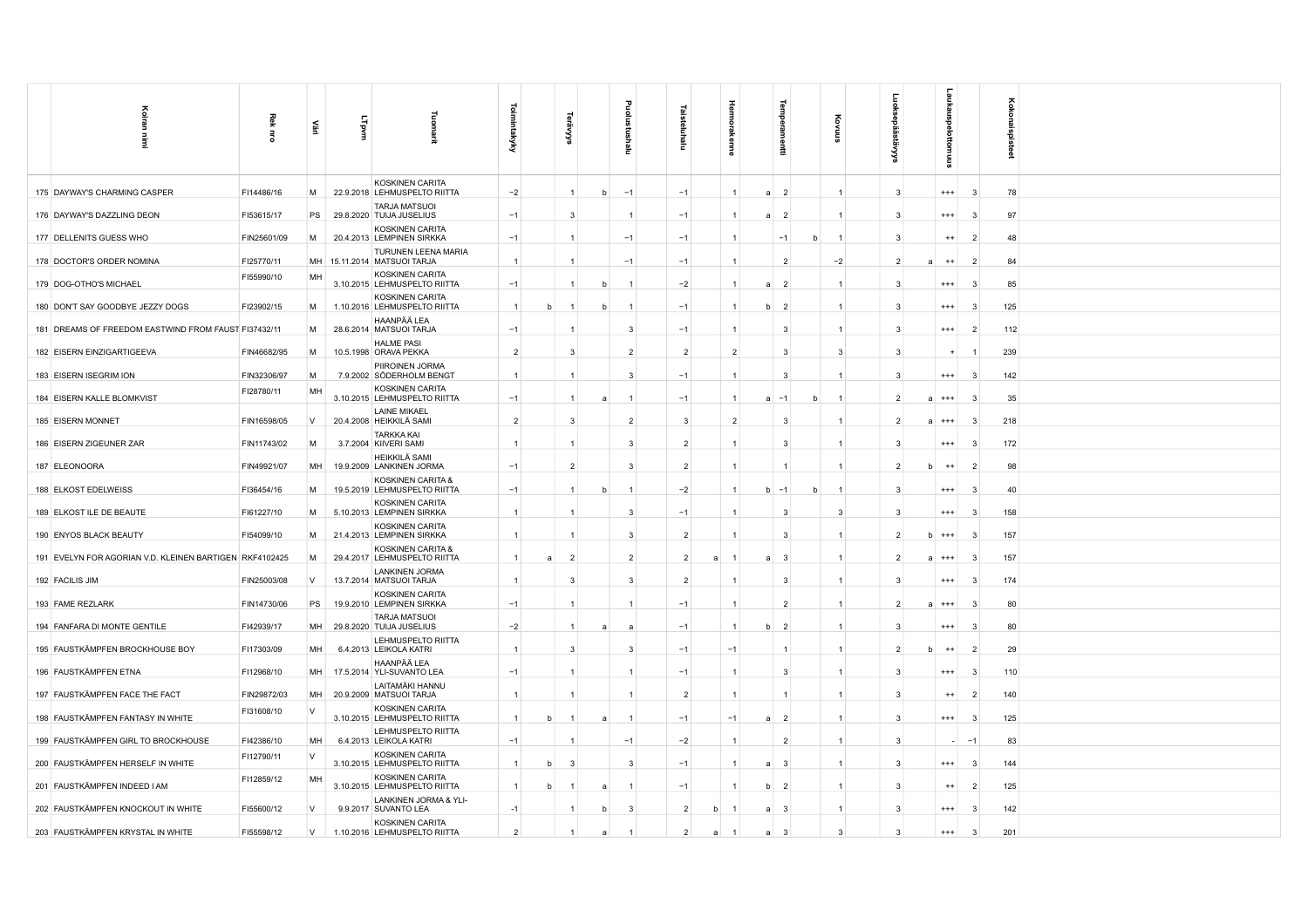| Koiran nimi | Rek nro | Väri | LT pvm | Tuomarit | Toimintakyky | | Terävyys | | Puolustushalu | Taisteluhalu | | Hermorakenne | | Temperamentti | | Kovuus | Luoksepäästävyys | | Laukauspelottomuus | | Kokonaispisteet |
|---|---|---|---|---|---|---|---|---|---|---|---|---|---|---|---|---|---|---|---|---|---|
| 175 DAYWAY'S CHARMING CASPER | FI14486/16 | M | 22.9.2018 | KOSKINEN CARITA LEHMUSPELTO RIITTA | −2 | | 1 | b | −1 | −1 | | 1 | a | 2 | | 1 | 3 | | +++ | 3 | 78 |
| 176 DAYWAY'S DAZZLING DEON | FI53615/17 | PS | 29.8.2020 | TARJA MATSUOI TUIJA JUSELIUS | −1 | | 3 | | 1 | −1 | | 1 | a | 2 | | 1 | 3 | | +++ | 3 | 97 |
| 177 DELLENITS GUESS WHO | FIN25601/09 | M | 20.4.2013 | KOSKINEN CARITA LEMPINEN SIRKKA | −1 | | 1 | | −1 | −1 | | 1 | | −1 | b | 1 | 3 | | ++ | 2 | 48 |
| 178 DOCTOR'S ORDER NOMINA | FI25770/11 | MH | 15.11.2014 | TURUNEN LEENA MARIA MATSUOI TARJA | 1 | | 1 | | −1 | −1 | | 1 | | 2 | | −2 | 2 | a | ++ | 2 | 84 |
| 179 DOG-OTHO'S MICHAEL | FI55990/10 | MH | 3.10.2015 | KOSKINEN CARITA LEHMUSPELTO RIITTA | −1 | | 1 | b | 1 | −2 | | 1 | a | 2 | | 1 | 3 | | +++ | 3 | 85 |
| 180 DON'T SAY GOODBYE JEZZY DOGS | FI23902/15 | M | 1.10.2016 | KOSKINEN CARITA LEHMUSPELTO RIITTA | 1 | b | 1 | b | 1 | −1 | | 1 | b | 2 | | 1 | 3 | | +++ | 3 | 125 |
| 181 DREAMS OF FREEDOM EASTWIND FROM FAUST | FI37432/11 | M | 28.6.2014 | HAANPÄÄ LEA MATSUOI TARJA | −1 | | 1 | | 3 | −1 | | 1 | | 3 | | 1 | 3 | | +++ | 2 | 112 |
| 182 EISERN EINZIGARTIGEEVA | FIN46682/95 | M | 10.5.1998 | HALME PASI ORAVA PEKKA | 2 | | 3 | | 2 | 2 | | 2 | | 3 | | 3 | 3 | | + | 1 | 239 |
| 183 EISERN ISEGRIM ION | FIN32306/97 | M | 7.9.2002 | PIIROINEN JORMA SÖDERHOLM BENGT | 1 | | 1 | | 3 | −1 | | 1 | | 3 | | 1 | 3 | | +++ | 3 | 142 |
| 184 EISERN KALLE BLOMKVIST | FI28780/11 | MH | 3.10.2015 | KOSKINEN CARITA LEHMUSPELTO RIITTA | −1 | | 1 | a | 1 | −1 | | 1 | a | −1 | b | 1 | 2 | a | +++ | 3 | 35 |
| 185 EISERN MONNET | FIN16598/05 | V | 20.4.2008 | LAINE MIKAEL HEIKKILÄ SAMI | 2 | | 3 | | 2 | 3 | | 2 | | 3 | | 1 | 2 | a | +++ | 3 | 218 |
| 186 EISERN ZIGEUNER ZAR | FIN11743/02 | M | 3.7.2004 | TARKKA KAI KIIVERI SAMI | 1 | | 1 | | 3 | 2 | | 1 | | 3 | | 1 | 3 | | +++ | 3 | 172 |
| 187 ELEONOORA | FIN49921/07 | MH | 19.9.2009 | HEIKKILÄ SAMI LANKINEN JORMA | −1 | | 2 | | 3 | 2 | | 1 | | 1 | | 1 | 2 | b | ++ | 2 | 98 |
| 188 ELKOST EDELWEISS | FI36454/16 | M | 19.5.2019 | KOSKINEN CARITA & LEHMUSPELTO RIITTA | −1 | | 1 | b | 1 | −2 | | 1 | b | −1 | b | 1 | 3 | | +++ | 3 | 40 |
| 189 ELKOST ILE DE BEAUTE | FI61227/10 | M | 5.10.2013 | KOSKINEN CARITA LEMPINEN SIRKKA | 1 | | 1 | | 3 | −1 | | 1 | | 3 | | 3 | 3 | | +++ | 3 | 158 |
| 190 ENYOS BLACK BEAUTY | FI54099/10 | M | 21.4.2013 | KOSKINEN CARITA LEMPINEN SIRKKA | 1 | | 1 | | 3 | 2 | | 1 | | 3 | | 1 | 2 | b | +++ | 3 | 157 |
| 191 EVELYN FOR AGORIAN V.D. KLEINEN BARTIGEN | RKF4102425 | M | 29.4.2017 | KOSKINEN CARITA & LEHMUSPELTO RIITTA | 1 | a | 2 | | 2 | 2 | a | 1 | a | 3 | | 1 | 2 | a | +++ | 3 | 157 |
| 192 FACILIS JIM | FIN25003/08 | V | 13.7.2014 | LANKINEN JORMA MATSUOI TARJA | 1 | | 3 | | 3 | 2 | | 1 | | 3 | | 1 | 3 | | +++ | 3 | 174 |
| 193 FAME REZLARK | FIN14730/06 | PS | 19.9.2010 | KOSKINEN CARITA LEMPINEN SIRKKA | −1 | | 1 | | 1 | −1 | | 1 | | 2 | | 1 | 2 | a | +++ | 3 | 80 |
| 194 FANFARA DI MONTE GENTILE | FI42939/17 | MH | 29.8.2020 | TARJA MATSUOI TUIJA JUSELIUS | −2 | | 1 | a | a | −1 | | 1 | b | 2 | | 1 | 3 | | +++ | 3 | 80 |
| 195 FAUSTKÄMPFEN BROCKHOUSE BOY | FI17303/09 | MH | 6.4.2013 | LEHMUSPELTO RIITTA LEIKOLA KATRI | 1 | | 3 | | 3 | −1 | | −1 | | 1 | | 1 | 2 | b | ++ | 2 | 29 |
| 196 FAUSTKÄMPFEN ETNA | FI12968/10 | MH | 17.5.2014 | HAANPÄÄ LEA YLI-SUVANTO LEA | −1 | | 1 | | 1 | −1 | | 1 | | 3 | | 1 | 3 | | +++ | 3 | 110 |
| 197 FAUSTKÄMPFEN FACE THE FACT | FIN29872/03 | MH | 20.9.2009 | LAITAMÄKI HANNU MATSUOI TARJA | 1 | | 1 | | 1 | 2 | | 1 | | 1 | | 1 | 3 | | ++ | 2 | 140 |
| 198 FAUSTKÄMPFEN FANTASY IN WHITE | FI31608/10 | V | 3.10.2015 | KOSKINEN CARITA LEHMUSPELTO RIITTA | 1 | b | 1 | a | 1 | −1 | | −1 | a | 2 | | 1 | 3 | | +++ | 3 | 125 |
| 199 FAUSTKÄMPFEN GIRL TO BROCKHOUSE | FI42386/10 | MH | 6.4.2013 | LEHMUSPELTO RIITTA LEIKOLA KATRI | −1 | | 1 | | −1 | −2 | | 1 | | 2 | | 1 | 3 | | - | −1 | 83 |
| 200 FAUSTKÄMPFEN HERSELF IN WHITE | FI12790/11 | V | 3.10.2015 | KOSKINEN CARITA LEHMUSPELTO RIITTA | 1 | b | 3 | | 3 | −1 | | 1 | a | 3 | | 1 | 3 | | +++ | 3 | 144 |
| 201 FAUSTKÄMPFEN INDEED I AM | FI12859/12 | MH | 3.10.2015 | KOSKINEN CARITA LEHMUSPELTO RIITTA | 1 | b | 1 | a | 1 | −1 | | 1 | b | 2 | | 1 | 3 | | ++ | 2 | 125 |
| 202 FAUSTKÄMPFEN KNOCKOUT IN WHITE | FI55600/12 | V | 9.9.2017 | LANKINEN JORMA & YLI-SUVANTO LEA | −1 | | 1 | b | 3 | 2 | b | 1 | a | 3 | | 1 | 3 | | +++ | 3 | 142 |
| 203 FAUSTKÄMPFEN KRYSTAL IN WHITE | FI55598/12 | V | 1.10.2016 | KOSKINEN CARITA LEHMUSPELTO RIITTA | 2 | | 1 | a | 1 | 2 | a | 1 | a | 3 | | 3 | 3 | | +++ | 3 | 201 |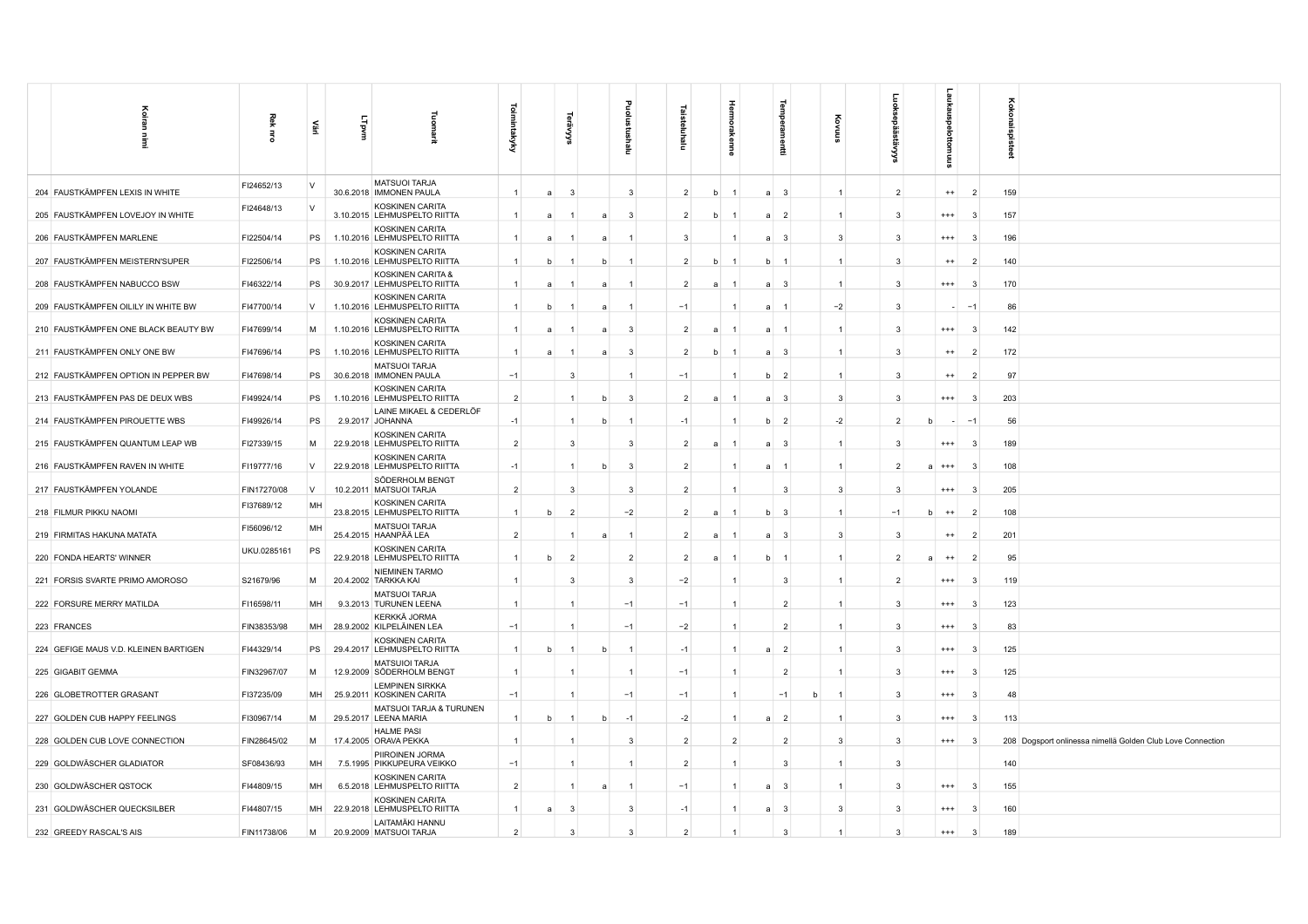| Koiran nimi | Rek nro | Väri | LT pvm | Tuomarit | Toimintakyky | | Terävyys | | Puolustushalu | Taisteluhalu | | Hermorakenne | | Temperamentti | | Kovuus | Luoksepäästävyys | | Laukauspelottomuus | | Kokonaispisteet | |
|---|---|---|---|---|---|---|---|---|---|---|---|---|---|---|---|---|---|---|---|---|---|---|
| 204 FAUSTKÄMPFEN LEXIS IN WHITE | FI24652/13 | V | 30.6.2018 | MATSUOI TARJA IMMONEN PAULA | 1 | a | 3 | | 3 | 2 | b | 1 | a | 3 | | 1 | 2 | | ++ | 2 | 159 | |
| 205 FAUSTKÄMPFEN LOVEJOY IN WHITE | FI24648/13 | V | 3.10.2015 | KOSKINEN CARITA LEHMUSPELTO RIITTA | 1 | a | 1 | a | 3 | 2 | b | 1 | a | 2 | | 1 | 3 | | +++ | 3 | 157 | |
| 206 FAUSTKÄMPFEN MARLENE | FI22504/14 | PS | 1.10.2016 | KOSKINEN CARITA LEHMUSPELTO RIITTA | 1 | a | 1 | a | 1 | 3 | | 1 | a | 3 | | 3 | 3 | | +++ | 3 | 196 | |
| 207 FAUSTKÄMPFEN MEISTERN'SUPER | FI22506/14 | PS | 1.10.2016 | KOSKINEN CARITA LEHMUSPELTO RIITTA | 1 | b | 1 | b | 1 | 2 | b | 1 | b | 1 | | 1 | 3 | | ++ | 2 | 140 | |
| 208 FAUSTKÄMPFEN NABUCCO BSW | FI46322/14 | PS | 30.9.2017 | KOSKINEN CARITA & LEHMUSPELTO RIITTA | 1 | a | 1 | a | 1 | 2 | a | 1 | a | 3 | | 1 | 3 | | +++ | 3 | 170 | |
| 209 FAUSTKÄMPFEN OILILY IN WHITE BW | FI47700/14 | V | 1.10.2016 | KOSKINEN CARITA LEHMUSPELTO RIITTA | 1 | b | 1 | a | 1 | −1 | | 1 | a | 1 | | −2 | 3 | | - | −1 | 86 | |
| 210 FAUSTKÄMPFEN ONE BLACK BEAUTY BW | FI47699/14 | M | 1.10.2016 | KOSKINEN CARITA LEHMUSPELTO RIITTA | 1 | a | 1 | a | 3 | 2 | a | 1 | a | 1 | | 1 | 3 | | +++ | 3 | 142 | |
| 211 FAUSTKÄMPFEN ONLY ONE BW | FI47696/14 | PS | 1.10.2016 | KOSKINEN CARITA LEHMUSPELTO RIITTA | 1 | a | 1 | a | 3 | 2 | b | 1 | a | 3 | | 1 | 3 | | ++ | 2 | 172 | |
| 212 FAUSTKÄMPFEN OPTION IN PEPPER BW | FI47698/14 | PS | 30.6.2018 | MATSUOI TARJA IMMONEN PAULA | −1 | | 3 | | 1 | −1 | | 1 | b | 2 | | 1 | 3 | | ++ | 2 | 97 | |
| 213 FAUSTKÄMPFEN PAS DE DEUX WBS | FI49924/14 | PS | 1.10.2016 | KOSKINEN CARITA LEHMUSPELTO RIITTA | 2 | | 1 | b | 3 | 2 | a | 1 | a | 3 | | 3 | 3 | | +++ | 3 | 203 | |
| 214 FAUSTKÄMPFEN PIROUETTE WBS | FI49926/14 | PS | 2.9.2017 | LAINE MIKAEL & CEDERLÖF JOHANNA | -1 | | 1 | b | 1 | -1 | | 1 | b | 2 | | -2 | 2 | b | - | −1 | 56 | |
| 215 FAUSTKÄMPFEN QUANTUM LEAP WB | FI27339/15 | M | 22.9.2018 | KOSKINEN CARITA LEHMUSPELTO RIITTA | 2 | | 3 | | 3 | 2 | a | 1 | a | 3 | | 1 | 3 | | +++ | 3 | 189 | |
| 216 FAUSTKÄMPFEN RAVEN IN WHITE | FI19777/16 | V | 22.9.2018 | KOSKINEN CARITA LEHMUSPELTO RIITTA | -1 | | 1 | b | 3 | 2 | | 1 | a | 1 | | 1 | 2 | a | +++ | 3 | 108 | |
| 217 FAUSTKÄMPFEN YOLANDE | FIN17270/08 | V | 10.2.2011 | SÖDERHOLM BENGT MATSUOI TARJA | 2 | | 3 | | 3 | 2 | | 1 | | 3 | | 3 | 3 | | +++ | 3 | 205 | |
| 218 FILMUR PIKKU NAOMI | FI37689/12 | MH | 23.8.2015 | KOSKINEN CARITA LEHMUSPELTO RIITTA | 1 | b | 2 | | −2 | 2 | a | 1 | b | 3 | | 1 | −1 | b | ++ | 2 | 108 | |
| 219 FIRMITAS HAKUNA MATATA | FI56096/12 | MH | 25.4.2015 | MATSUOI TARJA HAANPÄÄ LEA | 2 | | 1 | a | 1 | 2 | a | 1 | a | 3 | | 3 | 3 | | ++ | 2 | 201 | |
| 220 FONDA HEARTS' WINNER | UKU.0285161 | PS | 22.9.2018 | KOSKINEN CARITA LEHMUSPELTO RIITTA | 1 | b | 2 | | 2 | 2 | a | 1 | b | 1 | | 1 | 2 | a | ++ | 2 | 95 | |
| 221 FORSIS SVARTE PRIMO AMOROSO | S21679/96 | M | 20.4.2002 | NIEMINEN TARMO TARKKA KAI | 1 | | 3 | | 3 | −2 | | 1 | | 3 | | 1 | 2 | | +++ | 3 | 119 | |
| 222 FORSURE MERRY MATILDA | FI16598/11 | MH | 9.3.2013 | MATSUOI TARJA TURUNEN LEENA | 1 | | 1 | | −1 | −1 | | 1 | | 2 | | 1 | 3 | | +++ | 3 | 123 | |
| 223 FRANCES | FIN38353/98 | MH | 28.9.2002 | KERKKÄ JORMA KILPELÄINEN LEA | −1 | | 1 | | −1 | −2 | | 1 | | 2 | | 1 | 3 | | +++ | 3 | 83 | |
| 224 GEFIGE MAUS V.D. KLEINEN BARTIGEN | FI44329/14 | PS | 29.4.2017 | KOSKINEN CARITA LEHMUSPELTO RIITTA | 1 | b | 1 | b | 1 | -1 | | 1 | a | 2 | | 1 | 3 | | +++ | 3 | 125 | |
| 225 GIGABIT GEMMA | FIN32967/07 | M | 12.9.2009 | MATSUIOI TARJA SÖDERHOLM BENGT | 1 | | 1 | | 1 | −1 | | 1 | | 2 | | 1 | 3 | | +++ | 3 | 125 | |
| 226 GLOBETROTTER GRASANT | FI37235/09 | MH | 25.9.2011 | LEMPINEN SIRKKA KOSKINEN CARITA | −1 | | 1 | | −1 | −1 | | 1 | | −1 | b | 1 | 3 | | +++ | 3 | 48 | |
| 227 GOLDEN CUB HAPPY FEELINGS | FI30967/14 | M | 29.5.2017 | MATSUOI TARJA & TURUNEN LEENA MARIA | 1 | b | 1 | b | -1 | -2 | | 1 | a | 2 | | 1 | 3 | | +++ | 3 | 113 | |
| 228 GOLDEN CUB LOVE CONNECTION | FIN28645/02 | M | 17.4.2005 | HALME PASI ORAVA PEKKA | 1 | | 1 | | 3 | 2 | | 2 | | 2 | | 3 | 3 | | +++ | 3 | 208 | Dogsport onlinessa nimellä Golden Club Love Connection |
| 229 GOLDWÄSCHER GLADIATOR | SF08436/93 | MH | 7.5.1995 | PIIROINEN JORMA PIKKUPEURA VEIKKO | −1 | | 1 | | 1 | 2 | | 1 | | 3 | | 1 | 3 | | | | 140 | |
| 230 GOLDWÄSCHER QSTOCK | FI44809/15 | MH | 6.5.2018 | KOSKINEN CARITA LEHMUSPELTO RIITTA | 2 | | 1 | a | 1 | −1 | | 1 | a | 3 | | 1 | 3 | | +++ | 3 | 155 | |
| 231 GOLDWÄSCHER QUECKSILBER | FI44807/15 | MH | 22.9.2018 | KOSKINEN CARITA LEHMUSPELTO RIITTA | 1 | a | 3 | | 3 | -1 | | 1 | a | 3 | | 3 | 3 | | +++ | 3 | 160 | |
| 232 GREEDY RASCAL'S AIS | FIN11738/06 | M | 20.9.2009 | LAITAMÄKI HANNU MATSUOI TARJA | 2 | | 3 | | 3 | 2 | | 1 | | 3 | | 1 | 3 | | +++ | 3 | 189 | |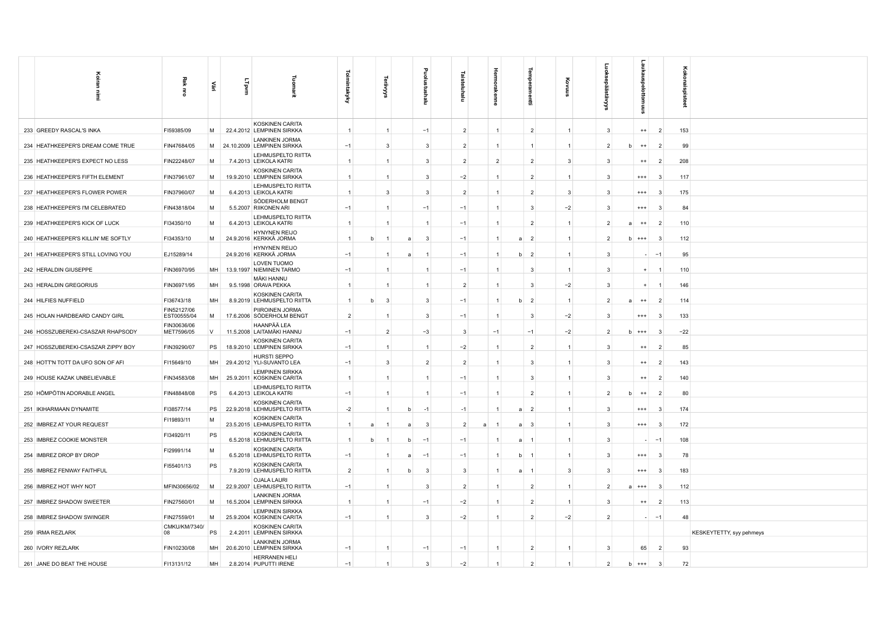| | Koiran nimi | Rek nro | Väri | LT pvm | Tuomarit | Toimintakyky | | Terävyys | | Puolustushalu | Taisteluhalu | | Hermorakenne | | Temperamentti | Kovuus | Luoksepäästävyys | | Laukauspelottomuus | | Kokonaispisteet | |
|---|---|---|---|---|---|---|---|---|---|---|---|---|---|---|---|---|---|---|---|---|---|---|
| 233 | GREEDY RASCAL'S INKA | FI59385/09 | M | 22.4.2012 | KOSKINEN CARITA LEMPINEN SIRKKA | 1 | | 1 | | −1 | 2 | | 1 | | 2 | 1 | 3 | | ++ | 2 | 153 | |
| 234 | HEATHKEEPER'S DREAM COME TRUE | FIN47684/05 | M | 24.10.2009 | LANKINEN JORMA LEMPINEN SIRKKA | −1 | | 3 | | 3 | 2 | | 1 | | 1 | 1 | 2 | b | ++ | 2 | 99 | |
| 235 | HEATHKEEPER'S EXPECT NO LESS | FIN22248/07 | M | 7.4.2013 | LEHMUSPELTO RIITTA LEIKOLA KATRI | 1 | | 1 | | 3 | 2 | | 2 | | 2 | 3 | 3 | | ++ | 2 | 208 | |
| 236 | HEATHKEEPER'S FIFTH ELEMENT | FIN37961/07 | M | 19.9.2010 | KOSKINEN CARITA LEMPINEN SIRKKA | 1 | | 1 | | 3 | −2 | | 1 | | 2 | 1 | 3 | | +++ | 3 | 117 | |
| 237 | HEATHKEEPER'S FLOWER POWER | FIN37960/07 | M | 6.4.2013 | LEHMUSPELTO RIITTA LEIKOLA KATRI | 1 | | 3 | | 3 | 2 | | 1 | | 2 | 3 | 3 | | +++ | 3 | 175 | |
| 238 | HEATHKEEPER'S I'M CELEBRATED | FIN43818/04 | M | 5.5.2007 | SÖDERHOLM BENGT RIIKONEN ARI | −1 | | 1 | | −1 | −1 | | 1 | | 3 | −2 | 3 | | +++ | 3 | 84 | |
| 239 | HEATHKEEPER'S KICK OF LUCK | FI34350/10 | M | 6.4.2013 | LEHMUSPELTO RIITTA LEIKOLA KATRI | 1 | | 1 | | 1 | −1 | | 1 | | 2 | 1 | 2 | a | ++ | 2 | 110 | |
| 240 | HEATHKEEPER'S KILLIN' ME SOFTLY | FI34353/10 | M | 24.9.2016 | HYNYNEN REIJO KERKKÄ JORMA | 1 | b | 1 | a | 3 | −1 | | 1 | a | 2 | 1 | 2 | b | +++ | 3 | 112 | |
| 241 | HEATHKEEPER'S STILL LOVING YOU | EJ15289/14 | | 24.9.2016 | HYNYNEN REIJO KERKKÄ JORMA | −1 | | 1 | a | 1 | −1 | | 1 | b | 2 | 1 | 3 | | - | −1 | 95 | |
| 242 | HERALDIN GIUSEPPE | FIN36970/95 | MH | 13.9.1997 | LOVEN TUOMO NIEMINEN TARMO | −1 | | 1 | | 1 | −1 | | 1 | | 3 | 1 | 3 | | + | 1 | 110 | |
| 243 | HERALDIN GREGORIUS | FIN36971/95 | MH | 9.5.1998 | MÄKI HANNU ORAVA PEKKA | 1 | | 1 | | 1 | 2 | | 1 | | 3 | −2 | 3 | | + | 1 | 146 | |
| 244 | HILFIES NUFFIELD | FI36743/18 | MH | 8.9.2019 | KOSKINEN CARITA LEHMUSPELTO RIITTA | 1 | b | 3 | | 3 | −1 | | 1 | b | 2 | 1 | 2 | a | ++ | 2 | 114 | |
| 245 | HOLAN HARDBEARD CANDY GIRL | FIN52127/06 EST00555/04 | M | 17.6.2006 | PIIROINEN JORMA SÖDERHOLM BENGT | 2 | | 1 | | 3 | −1 | | 1 | | 3 | −2 | 3 | | +++ | 3 | 133 | |
| 246 | HOSSZUBEREKI-CSASZAR RHAPSODY | FIN30636/06 MET7596/05 | V | 11.5.2008 | HAANPÄÄ LEA LAITAMÄKI HANNU | −1 | | 2 | | −3 | 3 | | −1 | | −1 | −2 | 2 | b | +++ | 3 | −22 | |
| 247 | HOSSZUBEREKI-CSASZAR ZIPPY BOY | FIN39290/07 | PS | 18.9.2010 | KOSKINEN CARITA LEMPINEN SIRKKA | −1 | | 1 | | 1 | −2 | | 1 | | 2 | 1 | 3 | | ++ | 2 | 85 | |
| 248 | HOTT'N TOTT DA UFO SON OF AFI | FI15649/10 | MH | 29.4.2012 | HURSTI SEPPO YLI-SUVANTO LEA | −1 | | 3 | | 2 | 2 | | 1 | | 3 | 1 | 3 | | ++ | 2 | 143 | |
| 249 | HOUSE KAZAK UNBELIEVABLE | FIN34583/08 | MH | 25.9.2011 | LEMPINEN SIRKKA KOSKINEN CARITA | 1 | | 1 | | 1 | −1 | | 1 | | 3 | 1 | 3 | | ++ | 2 | 140 | |
| 250 | HÖMPÖTIN ADORABLE ANGEL | FIN48848/08 | PS | 6.4.2013 | LEHMUSPELTO RIITTA LEIKOLA KATRI | −1 | | 1 | | 1 | −1 | | 1 | | 2 | 1 | 2 | b | ++ | 2 | 80 | |
| 251 | IKIHARMAAN DYNAMITE | FI38577/14 | PS | 22.9.2018 | KOSKINEN CARITA LEHMUSPELTO RIITTA | −2 | | 1 | b | −1 | −1 | | 1 | a | 2 | 1 | 3 | | +++ | 3 | 174 | |
| 252 | IMBREZ AT YOUR REQUEST | FI19893/11 | M | 23.5.2015 | KOSKINEN CARITA LEHMUSPELTO RIITTA | 1 | a | 1 | a | 3 | 2 | a | 1 | a | 3 | 1 | 3 | | +++ | 3 | 172 | |
| 253 | IMBREZ COOKIE MONSTER | FI34920/11 | PS | 6.5.2018 | KOSKINEN CARITA LEHMUSPELTO RIITTA | 1 | b | 1 | b | −1 | −1 | | 1 | a | 1 | 1 | 3 | | - | −1 | 108 | |
| 254 | IMBREZ DROP BY DROP | FI29991/14 | M | 6.5.2018 | KOSKINEN CARITA LEHMUSPELTO RIITTA | −1 | | 1 | a | −1 | −1 | | 1 | b | 1 | 1 | 3 | | +++ | 3 | 78 | |
| 255 | IMBREZ FENWAY FAITHFUL | FI55401/13 | PS | 7.9.2019 | KOSKINEN CARITA LEHMUSPELTO RIITTA | 2 | | 1 | b | 3 | 3 | | 1 | a | 1 | 3 | 3 | | +++ | 3 | 183 | |
| 256 | IMBREZ HOT WHY NOT | MFIN30656/02 | M | 22.9.2007 | OJALA LAURI LEHMUSPELTO RIITTA | −1 | | 1 | | 3 | 2 | | 1 | | 2 | 1 | 2 | a | +++ | 3 | 112 | |
| 257 | IMBREZ SHADOW SWEETER | FIN27560/01 | M | 16.5.2004 | LANKINEN JORMA LEMPINEN SIRKKA | 1 | | 1 | | −1 | −2 | | 1 | | 2 | 1 | 3 | | ++ | 2 | 113 | |
| 258 | IMBREZ SHADOW SWINGER | FIN27559/01 | M | 25.9.2004 | LEMPINEN SIRKKA KOSKINEN CARITA | −1 | | 1 | | 3 | −2 | | 1 | | 2 | −2 | 2 | | - | −1 | 48 | |
| 259 | IRMA REZLARK | CMKU/KM/7340/08 | PS | 2.4.2011 | KOSKINEN CARITA LEMPINEN SIRKKA | | | | | | | | | | | | | | | | | KESKEYTETTY, syy pehmeys |
| 260 | IVORY REZLARK | FIN10230/08 | MH | 20.6.2010 | LANKINEN JORMA LEMPINEN SIRKKA | −1 | | 1 | | −1 | −1 | | 1 | | 2 | 1 | 3 | | 65 | 2 | 93 | |
| 261 | JANE DO BEAT THE HOUSE | FI13131/12 | MH | 2.8.2014 | HERRANEN HELI PUPUTTI IRENE | −1 | | 1 | | 3 | −2 | | 1 | | 2 | 1 | 2 | b | +++ | 3 | 72 | |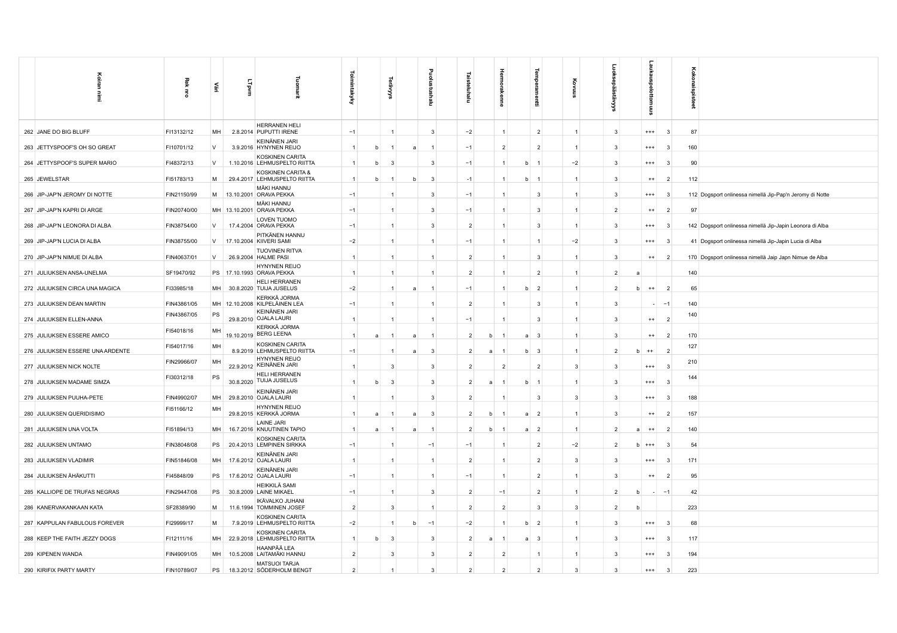| | Koiran nimi | Rek nro | Väri | LT pvm | Tuomarit | Toimintakyky | | Terävyys | | Puolustushalu | Taisteluhalu | | Hermorakenne | | Temperamentti | Kovuus | Luoksepäästävyys | | Laukauspelottomuus | | Kokonaispisteet | |
|---|---|---|---|---|---|---|---|---|---|---|---|---|---|---|---|---|---|---|---|---|---|---|
| 262 | JANE DO BIG BLUFF | FI13132/12 | MH | 2.8.2014 | HERRANEN HELI PUPUTTI IRENE | −1 | | 1 | | 3 | −2 | | 1 | | 2 | 1 | 3 | | +++ | 3 | 87 | |
| 263 | JETTYSPOOF'S OH SO GREAT | FI10701/12 | V | 3.9.2016 | KEINÄNEN JARI HYNYNEN REIJO | 1 | b | 1 | a | 1 | −1 | | 2 | | 2 | 1 | 3 | | +++ | 3 | 160 | |
| 264 | JETTYSPOOF'S SUPER MARIO | FI48372/13 | V | 1.10.2016 | KOSKINEN CARITA LEHMUSPELTO RIITTA | 1 | b | 3 | | 3 | −1 | | 1 | b | 1 | −2 | 3 | | +++ | 3 | 90 | |
| 265 | JEWELSTAR | FI51783/13 | M | 29.4.2017 | KOSKINEN CARITA & LEHMUSPELTO RIITTA | 1 | b | 1 | b | 3 | -1 | | 1 | b | 1 | 1 | 3 | | ++ | 2 | 112 | |
| 266 | JIP-JAP'N JEROMY DI NOTTE | FIN21150/99 | M | 13.10.2001 | MÄKI HANNU ORAVA PEKKA | −1 | | 1 | | 3 | −1 | | 1 | | 3 | 1 | 3 | | +++ | 3 | 112 | Dogsport onlinessa nimellä Jip-Pap'n Jeromy di Notte |
| 267 | JIP-JAP'N KAPRI DI ARGE | FIN20740/00 | MH | 13.10.2001 | MÄKI HANNU ORAVA PEKKA | −1 | | 1 | | 3 | −1 | | 1 | | 3 | 1 | 2 | | ++ | 2 | 97 | |
| 268 | JIP-JAP'N LEONORA DI ALBA | FIN38754/00 | V | 17.4.2004 | LOVEN TUOMO ORAVA PEKKA | −1 | | 1 | | 3 | 2 | | 1 | | 3 | 1 | 3 | | +++ | 3 | 142 | Dogsport onlinessa nimellä Jip-Japin Leonora di Alba |
| 269 | JIP-JAP'N LUCIA DI ALBA | FIN38755/00 | V | 17.10.2004 | PITKÄNEN HANNU KIIVERI SAMI | −2 | | 1 | | 1 | −1 | | 1 | | 1 | −2 | 3 | | +++ | 3 | 41 | Dogsport onlinessa nimellä Jip-Japin Lucia di Alba |
| 270 | JIP-JAP'N NIMUE DI ALBA | FIN40637/01 | V | 26.9.2004 | TUOVINEN RITVA HALME PASI | 1 | | 1 | | 1 | 2 | | 1 | | 3 | 1 | 3 | | ++ | 2 | 170 | Dogsport onlinessa nimellä Jaip Japn Nimue de Alba |
| 271 | JULIUKSEN ANSA-UNELMA | SF19470/92 | PS | 17.10.1993 | HYNYNEN REIJO ORAVA PEKKA | 1 | | 1 | | 1 | 2 | | 1 | | 2 | 1 | 2 | a | | | 140 | |
| 272 | JULIUKSEN CIRCA UNA MAGICA | FI33985/18 | MH | 30.8.2020 | HELI HERRANEN TUIJA JUSELUS | −2 | | 1 | a | 1 | −1 | | 1 | b | 2 | 1 | 2 | b | ++ | 2 | 65 | |
| 273 | JULIUKSEN DEAN MARTIN | FIN43861/05 | MH | 12.10.2008 | KERKKÄ JORMA KILPELÄINEN LEA | −1 | | 1 | | 1 | 2 | | 1 | | 3 | 1 | 3 | | - | −1 | 140 | |
| 274 | JULIUKSEN ELLEN-ANNA | FIN43867/05 | PS | 29.8.2010 | KEINÄNEN JARI OJALA LAURI | 1 | | 1 | | 1 | −1 | | 1 | | 3 | 1 | 3 | | ++ | 2 | 140 | |
| 275 | JULIUKSEN ESSERE AMICO | FI54018/16 | MH | 19.10.2019 | KERKKÄ JORMA BERG LEENA | 1 | a | 1 | a | 1 | 2 | b | 1 | a | 3 | 1 | 3 | | ++ | 2 | 170 | |
| 276 | JULIUKSEN ESSERE UNA ARDENTE | FI54017/16 | MH | 8.9.2019 | KOSKINEN CARITA LEHMUSPELTO RIITTA | −1 | | 1 | a | 3 | 2 | a | 1 | b | 3 | 1 | 2 | b | ++ | 2 | 127 | |
| 277 | JULIUKSEN NICK NOLTE | FIN29966/07 | MH | 22.9.2012 | HYNYNEN REIJO KEINÄNEN JARI | 1 | | 3 | | 3 | 2 | | 2 | | 2 | 3 | 3 | | +++ | 3 | 210 | |
| 278 | JULIUKSEN MADAME SIMZA | FI30312/18 | PS | 30.8.2020 | HELI HERRANEN TUIJA JUSELUS | 1 | b | 3 | | 3 | 2 | a | 1 | b | 1 | 1 | 3 | | +++ | 3 | 144 | |
| 279 | JULIUKSEN PUUHA-PETE | FIN49902/07 | MH | 29.8.2010 | KEINÄNEN JARI OJALA LAURI | 1 | | 1 | | 3 | 2 | | 1 | | 3 | 3 | 3 | | +++ | 3 | 188 | |
| 280 | JULIUKSEN QUERIDISIMO | FI51166/12 | MH | 29.8.2015 | HYNYNEN REIJO KERKKÄ JORMA | 1 | a | 1 | a | 3 | 2 | b | 1 | a | 2 | 1 | 3 | | ++ | 2 | 157 | |
| 281 | JULIUKSEN UNA VOLTA | FI51894/13 | MH | 16.7.2016 | LAINE JARI KNUUTINEN TAPIO | 1 | a | 1 | a | 1 | 2 | b | 1 | a | 2 | 1 | 2 | a | ++ | 2 | 140 | |
| 282 | JULIUKSEN UNTAMO | FIN38048/08 | PS | 20.4.2013 | KOSKINEN CARITA LEMPINEN SIRKKA | −1 | | 1 | | −1 | −1 | | 1 | | 2 | −2 | 2 | b | +++ | 3 | 54 | |
| 283 | JULIUKSEN VLADIMIR | FIN51846/08 | MH | 17.6.2012 | KEINÄNEN JARI OJALA LAURI | 1 | | 1 | | 1 | 2 | | 1 | | 2 | 3 | 3 | | +++ | 3 | 171 | |
| 284 | JULIUKSEN ÄHÄKUTTI | FI45848/09 | PS | 17.6.2012 | KEINÄNEN JARI OJALA LAURI | −1 | | 1 | | 1 | −1 | | 1 | | 2 | 1 | 3 | | ++ | 2 | 95 | |
| 285 | KALLIOPE DE TRUFAS NEGRAS | FIN29447/08 | PS | 30.8.2009 | HEIKKILÄ SAMI LAINE MIKAEL | −1 | | 1 | | 3 | 2 | | −1 | | 2 | 1 | 2 | b | - | −1 | 42 | |
| 286 | KANERVAKANKAAN KATA | SF28389/90 | M | 11.6.1994 | IKÄVALKO JUHANI TOMMINEN JOSEF | 2 | | 3 | | 1 | 2 | | 2 | | 3 | 3 | 2 | b | | | 223 | |
| 287 | KAPPULAN FABULOUS FOREVER | FI29999/17 | M | 7.9.2019 | KOSKINEN CARITA LEHMUSPELTO RIITTA | −2 | | 1 | b | −1 | −2 | | 1 | b | 2 | 1 | 3 | | +++ | 3 | 68 | |
| 288 | KEEP THE FAITH JEZZY DOGS | FI12111/16 | MH | 22.9.2018 | KOSKINEN CARITA LEHMUSPELTO RIITTA | 1 | b | 3 | | 3 | 2 | a | 1 | a | 3 | 1 | 3 | | +++ | 3 | 117 | |
| 289 | KIPENEN WANDA | FIN49091/05 | MH | 10.5.2008 | HAANPÄÄ LEA LAITAMÄKI HANNU | 2 | | 3 | | 3 | 2 | | 2 | | 1 | 1 | 3 | | +++ | 3 | 194 | |
| 290 | KIRIFIX PARTY MARTY | FIN10789/07 | PS | 18.3.2012 | MATSUOI TARJA SÖDERHOLM BENGT | 2 | | 1 | | 3 | 2 | | 2 | | 2 | 3 | 3 | | +++ | 3 | 223 | |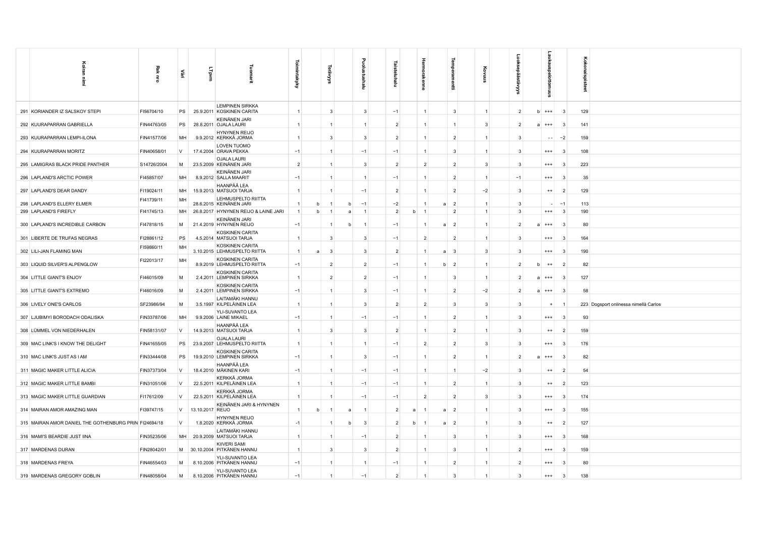| | Koiran nimi | Rek nro | Väri | LT pvm | Tuomarit | Toimintakyky | | Terävyys | | Puolustushalu | Taisteluhalu | | Hermorakenne | | Temperamentti | Kovuus | Luoksepäästävyys | | Laukauspelottomuus | | Kokonaispisteet | |
|---|---|---|---|---|---|---|---|---|---|---|---|---|---|---|---|---|---|---|---|---|---|---|
| 291 | KORIANDER IZ SALSKOY STEPI | FI56704/10 | PS | 25.9.2011 | LEMPINEN SIRKKA KOSKINEN CARITA | 1 | | 3 | | 3 | −1 | | 1 | | 3 | 1 | 2 | b | +++ | 3 | 129 | |
| 292 | KUURAPARRAN GABRIELLA | FIN44763/05 | PS | 28.8.2011 | KEINÄNEN JARI OJALA LAURI | 1 | | 1 | | 1 | 2 | | 1 | | 1 | 3 | 2 | a | +++ | 3 | 141 | |
| 293 | KUURAPARRAN LEMPI-ILONA | FIN41577/06 | MH | 9.9.2012 | HYNYNEN REIJO KERKKÄ JORMA | 1 | | 3 | | 3 | 2 | | 1 | | 2 | 1 | 3 | | - - | −2 | 159 | |
| 294 | KUURAPARRAN MORITZ | FIN40658/01 | V | 17.4.2004 | LOVEN TUOMO ORAVA PEKKA | −1 | | 1 | | −1 | −1 | | 1 | | 3 | 1 | 3 | | +++ | 3 | 108 | |
| 295 | LAMIGRAS BLACK PRIDE PANTHER | S14726/2004 | M | 23.5.2009 | OJALA LAURI KEINÄNEN JARI | 2 | | 1 | | 3 | 2 | | 2 | | 2 | 3 | 3 | | +++ | 3 | 223 | |
| 296 | LAPLAND'S ARCTIC POWER | FI45857/07 | MH | 8.9.2012 | KEINÄNEN JARI SALLA MAARIT | −1 | | 1 | | 1 | −1 | | 1 | | 2 | 1 | −1 | | +++ | 3 | 35 | |
| 297 | LAPLAND'S DEAR DANDY | FI19024/11 | MH | 15.9.2013 | HAANPÄÄ LEA MATSUOI TARJA | 1 | | 1 | | −1 | 2 | | 1 | | 2 | −2 | 3 | | ++ | 2 | 129 | |
| 298 | LAPLAND'S ELLERY ELMER | FI41739/11 | MH | 28.6.2015 | LEHMUSPELTO RIITTA KEINÄNEN JARI | 1 | b | 1 | b | −1 | −2 | | 1 | a | 2 | 1 | 3 | | - | −1 | 113 | |
| 299 | LAPLAND'S FIREFLY | FI41745/13 | MH | 26.8.2017 | HYNYNEN REIJO & LAINE JARI | 1 | b | 1 | a | 1 | 2 | b | 1 | | 2 | 1 | 3 | | +++ | 3 | 190 | |
| 300 | LAPLAND'S INCREDIBLE CARBON | FI47818/15 | M | 21.4.2019 | KEINÄNEN JARI HYNYNEN REIJO | −1 | | 1 | b | 1 | −1 | | 1 | a | 2 | 1 | 2 | a | +++ | 3 | 80 | |
| 301 | LIBERTE DE TRUFAS NEGRAS | FI28861/12 | PS | 4.5.2014 | KOSKINEN CARITA MATSUOI TARJA | 1 | | 3 | | 3 | −1 | | 2 | | 2 | 1 | 3 | | +++ | 3 | 164 | |
| 302 | LILI-JAN FLAMING MAN | FI59860/11 | MH | 3.10.2015 | KOSKINEN CARITA LEHMUSPELTO RIITTA | 1 | a | 3 | | 3 | 2 | | 1 | a | 3 | 3 | 3 | | +++ | 3 | 190 | |
| 303 | LIQUID SILVER'S ALPENGLOW | FI22013/17 | MH | 8.9.2019 | KOSKINEN CARITA LEHMUSPELTO RIITTA | −1 | | 2 | | 2 | −1 | | 1 | b | 2 | 1 | 2 | b | ++ | 2 | 82 | |
| 304 | LITTLE GIANT'S ENJOY | FI46015/09 | M | 2.4.2011 | KOSKINEN CARITA LEMPINEN SIRKKA | 1 | | 2 | | 2 | −1 | | 1 | | 3 | 1 | 2 | a | +++ | 3 | 127 | |
| 305 | LITTLE GIANT'S EXTREMO | FI46016/09 | M | 2.4.2011 | KOSKINEN CARITA LEMPINEN SIRKKA | −1 | | 1 | | 3 | −1 | | 1 | | 2 | −2 | 2 | a | +++ | 3 | 58 | |
| 306 | LIVELY ONE'S CARLOS | SF23986/94 | M | 3.5.1997 | LAITAMÄKI HANNU KILPELÄINEN LEA | 1 | | 1 | | 3 | 2 | | 2 | | 3 | 3 | 3 | | + | 1 | 223 | Dogsport onlinessa nimellä Carlos |
| 307 | LJUBIMYI BORODACH ODALISKA | FIN33787/06 | MH | 9.9.2006 | YLI-SUVANTO LEA LAINE MIKAEL | −1 | | 1 | | −1 | −1 | | 1 | | 2 | 1 | 3 | | +++ | 3 | 93 | |
| 308 | LÜMMEL VON NIEDERHALEN | FIN58131/07 | V | 14.9.2013 | HAANPÄÄ LEA MATSUOI TARJA | 1 | | 3 | | 3 | 2 | | 1 | | 2 | 1 | 3 | | ++ | 2 | 159 | |
| 309 | MAC LINK'S I KNOW THE DELIGHT | FIN41655/05 | PS | 23.9.2007 | OJALA LAURI LEHMUSPELTO RIITTA | 1 | | 1 | | 1 | −1 | | 2 | | 2 | 3 | 3 | | +++ | 3 | 176 | |
| 310 | MAC LINK'S JUST AS I AM | FIN33444/08 | PS | 19.9.2010 | KOSKINEN CARITA LEMPINEN SIRKKA | −1 | | 1 | | 3 | −1 | | 1 | | 2 | 1 | 2 | a | +++ | 3 | 82 | |
| 311 | MAGIC MAKER LITTLE ALICIA | FIN37373/04 | V | 18.4.2010 | HAANPÄÄ LEA MÄKINEN KARI | −1 | | 1 | | −1 | −1 | | 1 | | 1 | −2 | 3 | | ++ | 2 | 54 | |
| 312 | MAGIC MAKER LITTLE BAMBI | FIN31051/06 | V | 22.5.2011 | KERKKÄ JORMA KILPELÄINEN LEA | 1 | | 1 | | −1 | −1 | | 1 | | 2 | 1 | 3 | | ++ | 2 | 123 | |
| 313 | MAGIC MAKER LITTLE GUARDIAN | FI17612/09 | V | 22.5.2011 | KERKKÄ JORMA KILPELÄINEN LEA | 1 | | 1 | | −1 | −1 | | 2 | | 2 | 3 | 3 | | +++ | 3 | 174 | |
| 314 | MAIRAN AMOR AMAZING MAN | FI39747/15 | V | 13.10.2017 | KEINÄNEN JARI & HYNYNEN REIJO | 1 | b | 1 | a | 1 | 2 | a | 1 | a | 2 | 1 | 3 | | +++ | 3 | 155 | |
| 315 | MAIRAN AMOR DANIEL THE GOTHENBURG PRIN | FI24694/18 | V | 1.8.2020 | HYNYNEN REIJO KERKKÄ JORMA | −1 | | 1 | b | 3 | 2 | b | 1 | a | 2 | 1 | 3 | | ++ | 2 | 127 | |
| 316 | MAMI'S BEARDIE JUST IINA | FIN35235/06 | MH | 20.9.2009 | LAITAMÄKI HANNU MATSUOI TARJA | 1 | | 1 | | −1 | 2 | | 1 | | 3 | 1 | 3 | | +++ | 3 | 168 | |
| 317 | MARDENAS DURAN | FIN28042/01 | M | 30.10.2004 | KIIVERI SAMI PITKÄNEN HANNU | 1 | | 3 | | 3 | 2 | | 1 | | 3 | 1 | 2 | | +++ | 3 | 159 | |
| 318 | MARDENAS FREYA | FIN46554/03 | M | 8.10.2006 | YLI-SUVANTO LEA PITKÄNEN HANNU | −1 | | 1 | | 1 | −1 | | 1 | | 2 | 1 | 2 | | +++ | 3 | 80 | |
| 319 | MARDENAS GREGORY GOBLIN | FIN48058/04 | M | 8.10.2006 | YLI-SUVANTO LEA PITKÄNEN HANNU | −1 | | 1 | | −1 | 2 | | 1 | | 3 | 1 | 3 | | +++ | 3 | 138 | |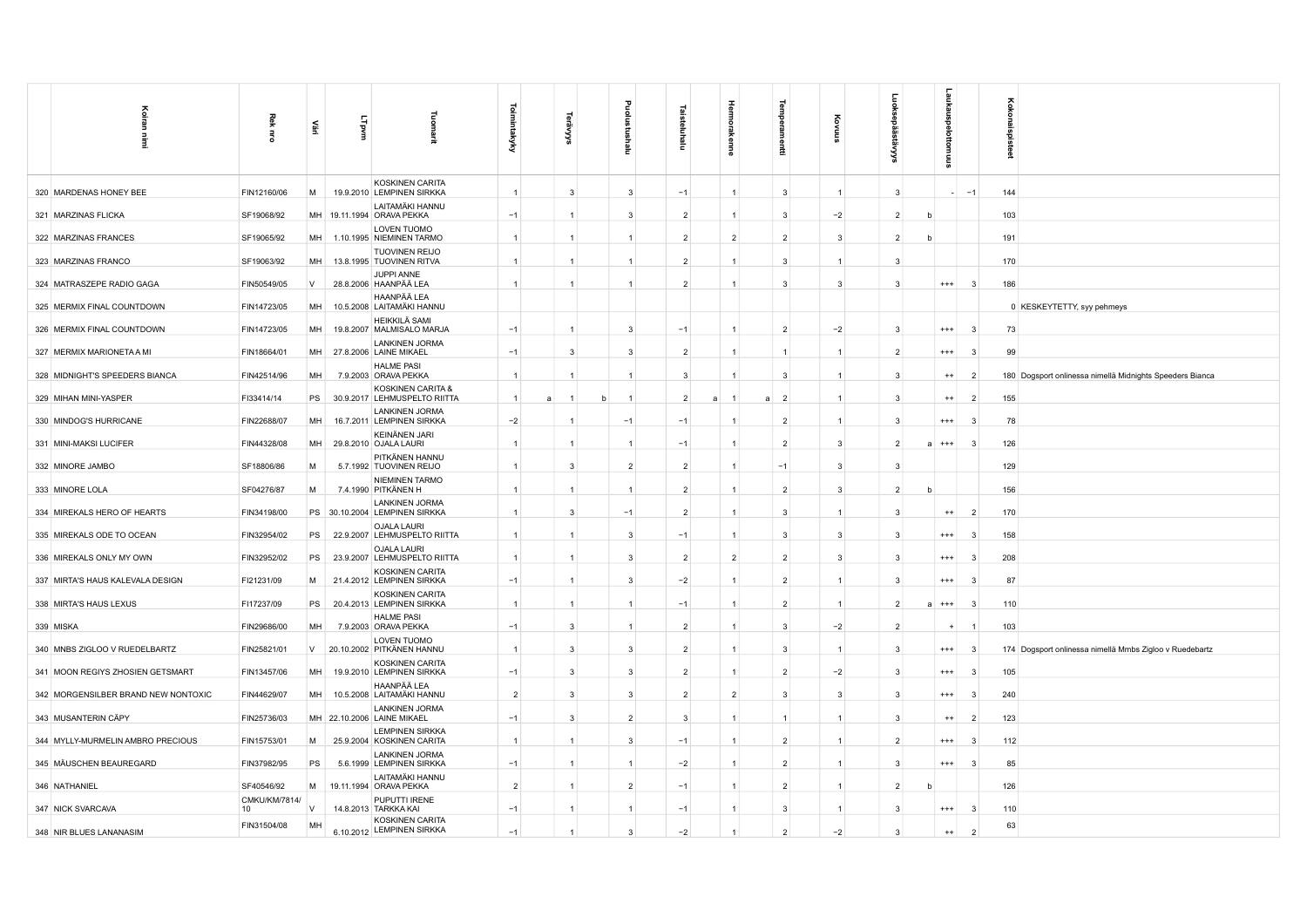| | Koiran nimi | Rek nro | Väri | LT pvm | Tuomarit | Toimintakyky | | Terävyys | | Puolustushalu | | Taisteluhalu | | Hermorakenne | | Temperamentti | | Kovuus | | Luoksepäästävyys | | Laukauspelottomuus | | Kokonaispisteet | |
|---|---|---|---|---|---|---|---|---|---|---|---|---|---|---|---|---|---|---|---|---|---|---|---|---|---|
| 320 | MARDENAS HONEY BEE | FIN12160/06 | M | 19.9.2010 | KOSKINEN CARITA LEMPINEN SIRKKA | 1 | | 3 | | 3 | | −1 | | 1 | | 3 | | 1 | | 3 | | - | −1 | 144 | |
| 321 | MARZINAS FLICKA | SF19068/92 | MH | 19.11.1994 | LAITAMÄKI HANNU ORAVA PEKKA | −1 | | 1 | | 3 | | 2 | | 1 | | 3 | | −2 | | 2 | b | | | 103 | |
| 322 | MARZINAS FRANCES | SF19065/92 | MH | 1.10.1995 | LOVEN TUOMO NIEMINEN TARMO | 1 | | 1 | | 1 | | 2 | | 2 | | 2 | | 3 | | 2 | b | | | 191 | |
| 323 | MARZINAS FRANCO | SF19063/92 | MH | 13.8.1995 | TUOVINEN REIJO TUOVINEN RITVA | 1 | | 1 | | 1 | | 2 | | 1 | | 3 | | 1 | | 3 | | | | 170 | |
| 324 | MATRASZEPE RADIO GAGA | FIN50549/05 | V | 28.8.2006 | JUPPI ANNE HAANPÄÄ LEA | 1 | | 1 | | 1 | | 2 | | 1 | | 3 | | 3 | | 3 | | +++ | 3 | 186 | |
| 325 | MERMIX FINAL COUNTDOWN | FIN14723/05 | MH | 10.5.2008 | HAANPÄÄ LEA LAITAMÄKI HANNU | | | | | | | | | | | | | | | | | | | 0 | KESKEYTETTY, syy pehmeys |
| 326 | MERMIX FINAL COUNTDOWN | FIN14723/05 | MH | 19.8.2007 | HEIKKILÄ SAMI MALMISALO MARJA | −1 | | 1 | | 3 | | −1 | | 1 | | 2 | | −2 | | 3 | | +++ | 3 | 73 | |
| 327 | MERMIX MARIONETA A MI | FIN18664/01 | MH | 27.8.2006 | LANKINEN JORMA LAINE MIKAEL | −1 | | 3 | | 3 | | 2 | | 1 | | 1 | | 1 | | 2 | | +++ | 3 | 99 | |
| 328 | MIDNIGHT'S SPEEDERS BIANCA | FIN42514/96 | MH | 7.9.2003 | HALME PASI ORAVA PEKKA | 1 | | 1 | | 1 | | 3 | | 1 | | 3 | | 1 | | 3 | | ++ | 2 | 180 | Dogsport onlinessa nimellä Midnights Speeders Bianca |
| 329 | MIHAN MINI-YASPER | FI33414/14 | PS | 30.9.2017 | KOSKINEN CARITA & LEHMUSPELTO RIITTA | 1 | a | 1 | b | 1 | | 2 | a | 1 | a | 2 | | 1 | | 3 | | ++ | 2 | 155 | |
| 330 | MINDOG'S HURRICANE | FIN22688/07 | MH | 16.7.2011 | LANKINEN JORMA LEMPINEN SIRKKA | −2 | | 1 | | −1 | | −1 | | 1 | | 2 | | 1 | | 3 | | +++ | 3 | 78 | |
| 331 | MINI-MAKSI LUCIFER | FIN44328/08 | MH | 29.8.2010 | KEINÄNEN JARI OJALA LAURI | 1 | | 1 | | 1 | | −1 | | 1 | | 2 | | 3 | | 2 | a | +++ | 3 | 126 | |
| 332 | MINORE JAMBO | SF18806/86 | M | 5.7.1992 | PITKÄNEN HANNU TUOVINEN REIJO | 1 | | 3 | | 2 | | 2 | | 1 | | −1 | | 3 | | 3 | | | | 129 | |
| 333 | MINORE LOLA | SF04276/87 | M | 7.4.1990 | NIEMINEN TARMO PITKÄNEN H | 1 | | 1 | | 1 | | 2 | | 1 | | 2 | | 3 | | 2 | b | | | 156 | |
| 334 | MIREKALS HERO OF HEARTS | FIN34198/00 | PS | 30.10.2004 | LANKINEN JORMA LEMPINEN SIRKKA | 1 | | 3 | | −1 | | 2 | | 1 | | 3 | | 1 | | 3 | | ++ | 2 | 170 | |
| 335 | MIREKALS ODE TO OCEAN | FIN32954/02 | PS | 22.9.2007 | OJALA LAURI LEHMUSPELTO RIITTA | 1 | | 1 | | 3 | | −1 | | 1 | | 3 | | 3 | | 3 | | +++ | 3 | 158 | |
| 336 | MIREKALS ONLY MY OWN | FIN32952/02 | PS | 23.9.2007 | OJALA LAURI LEHMUSPELTO RIITTA | 1 | | 1 | | 3 | | 2 | | 2 | | 2 | | 3 | | 3 | | +++ | 3 | 208 | |
| 337 | MIRTA'S HAUS KALEVALA DESIGN | FI21231/09 | M | 21.4.2012 | KOSKINEN CARITA LEMPINEN SIRKKA | −1 | | 1 | | 3 | | −2 | | 1 | | 2 | | 1 | | 3 | | +++ | 3 | 87 | |
| 338 | MIRTA'S HAUS LEXUS | FI17237/09 | PS | 20.4.2013 | KOSKINEN CARITA LEMPINEN SIRKKA | 1 | | 1 | | 1 | | −1 | | 1 | | 2 | | 1 | | 2 | a | +++ | 3 | 110 | |
| 339 | MISKA | FIN29686/00 | MH | 7.9.2003 | HALME PASI ORAVA PEKKA | −1 | | 3 | | 1 | | 2 | | 1 | | 3 | | −2 | | 2 | | + | 1 | 103 | |
| 340 | MNBS ZIGLOO V RUEDELBARTZ | FIN25821/01 | V | 20.10.2002 | LOVEN TUOMO PITKÄNEN HANNU | 1 | | 3 | | 3 | | 2 | | 1 | | 3 | | 1 | | 3 | | +++ | 3 | 174 | Dogsport onlinessa nimellä Mmbs Zigloo v Ruedebartz |
| 341 | MOON REGIYS ZHOSIEN GETSMART | FIN13457/06 | MH | 19.9.2010 | KOSKINEN CARITA LEMPINEN SIRKKA | −1 | | 3 | | 3 | | 2 | | 1 | | 2 | | −2 | | 3 | | +++ | 3 | 105 | |
| 342 | MORGENSILBER BRAND NEW NONTOXIC | FIN44629/07 | MH | 10.5.2008 | HAANPÄÄ LEA LAITAMÄKI HANNU | 2 | | 3 | | 3 | | 2 | | 2 | | 3 | | 3 | | 3 | | +++ | 3 | 240 | |
| 343 | MUSANTERIN CÄPY | FIN25736/03 | MH | 22.10.2006 | LANKINEN JORMA LAINE MIKAEL | −1 | | 3 | | 2 | | 3 | | 1 | | 1 | | 1 | | 3 | | ++ | 2 | 123 | |
| 344 | MYLLY-MURMELIN AMBRO PRECIOUS | FIN15753/01 | M | 25.9.2004 | LEMPINEN SIRKKA KOSKINEN CARITA | 1 | | 1 | | 3 | | −1 | | 1 | | 2 | | 1 | | 2 | | +++ | 3 | 112 | |
| 345 | MÄUSCHEN BEAUREGARD | FIN37982/95 | PS | 5.6.1999 | LANKINEN JORMA LEMPINEN SIRKKA | −1 | | 1 | | 1 | | −2 | | 1 | | 2 | | 1 | | 3 | | +++ | 3 | 85 | |
| 346 | NATHANIEL | SF40546/92 | M | 19.11.1994 | LAITAMÄKI HANNU ORAVA PEKKA | 2 | | 1 | | 2 | | −1 | | 1 | | 2 | | 1 | | 2 | b | | | 126 | |
| 347 | NICK SVARCAVA | CMKU/KM/7814/10 | V | 14.8.2013 | PUPUTTI IRENE TARKKA KAI | −1 | | 1 | | 1 | | −1 | | 1 | | 3 | | 1 | | 3 | | +++ | 3 | 110 | |
| 348 | NIR BLUES LANANASIM | FIN31504/08 | MH | 6.10.2012 | KOSKINEN CARITA LEMPINEN SIRKKA | −1 | | 1 | | 3 | | −2 | | 1 | | 2 | | −2 | | 3 | | ++ | 2 | 63 | |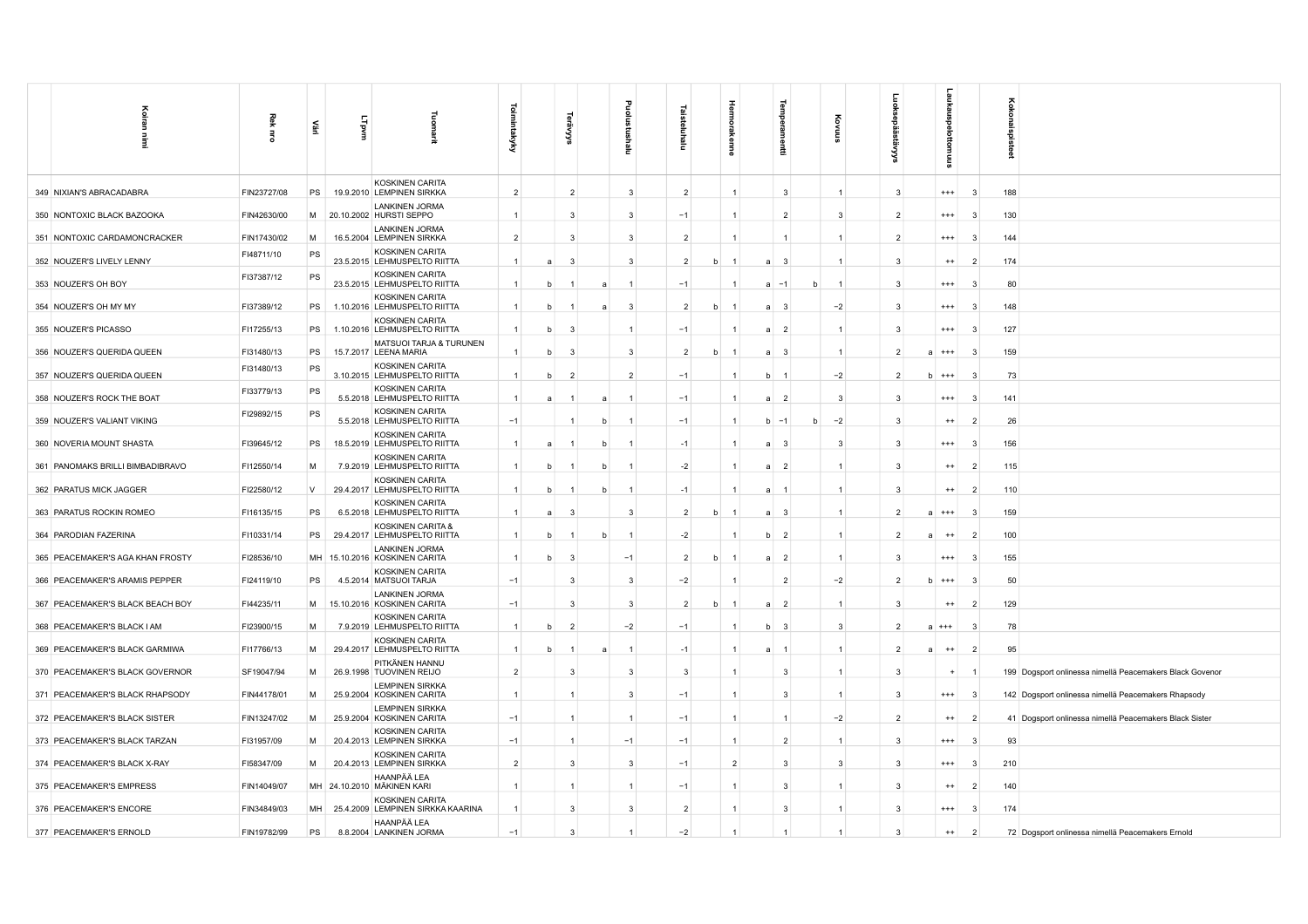| | Koiran nimi | Rek nro | Väri | LT pvm | Tuomarit | Toimintakyky | | Terävyys | | Puolustushalu | Taisteluhalu | | Hermorakenne | | Temperamentti | | Kovuus | Luoksepäästävyys | | Laukauspelottomuus | | Kokonaispisteet | |
|---|---|---|---|---|---|---|---|---|---|---|---|---|---|---|---|---|---|---|---|---|---|---|---|
| 349 | NIXIAN'S ABRACADABRA | FIN23727/08 | PS | 19.9.2010 | KOSKINEN CARITA LEMPINEN SIRKKA | 2 | | 2 | | 3 | 2 | | 1 | | 3 | | 1 | 3 | | +++ | 3 | 188 | |
| 350 | NONTOXIC BLACK BAZOOKA | FIN42630/00 | M | 20.10.2002 | LANKINEN JORMA HURSTI SEPPO | 1 | | 3 | | 3 | −1 | | 1 | | 2 | | 3 | 2 | | +++ | 3 | 130 | |
| 351 | NONTOXIC CARDAMONCRACKER | FIN17430/02 | M | 16.5.2004 | LANKINEN JORMA LEMPINEN SIRKKA | 2 | | 3 | | 3 | 2 | | 1 | | 1 | | 1 | 2 | | +++ | 3 | 144 | |
| 352 | NOUZER'S LIVELY LENNY | FI48711/10 | PS | 23.5.2015 | KOSKINEN CARITA LEHMUSPELTO RIITTA | 1 | a | 3 | | 3 | 2 | b | 1 | a | 3 | | 1 | 3 | | ++ | 2 | 174 | |
| 353 | NOUZER'S OH BOY | FI37387/12 | PS | 23.5.2015 | KOSKINEN CARITA LEHMUSPELTO RIITTA | 1 | b | 1 | a | 1 | −1 | | 1 | a | −1 | b | 1 | 3 | | +++ | 3 | 80 | |
| 354 | NOUZER'S OH MY MY | FI37389/12 | PS | 1.10.2016 | KOSKINEN CARITA LEHMUSPELTO RIITTA | 1 | b | 1 | a | 3 | 2 | b | 1 | a | 3 | | −2 | 3 | | +++ | 3 | 148 | |
| 355 | NOUZER'S PICASSO | FI17255/13 | PS | 1.10.2016 | KOSKINEN CARITA LEHMUSPELTO RIITTA | 1 | b | 3 | | 1 | −1 | | 1 | a | 2 | | 1 | 3 | | +++ | 3 | 127 | |
| 356 | NOUZER'S QUERIDA QUEEN | FI31480/13 | PS | 15.7.2017 | MATSUOI TARJA & TURUNEN LEENA MARIA | 1 | b | 3 | | 3 | 2 | b | 1 | a | 3 | | 1 | 2 | a | +++ | 3 | 159 | |
| 357 | NOUZER'S QUERIDA QUEEN | FI31480/13 | PS | 3.10.2015 | KOSKINEN CARITA LEHMUSPELTO RIITTA | 1 | b | 2 | | 2 | −1 | | 1 | b | 1 | | −2 | 2 | b | +++ | 3 | 73 | |
| 358 | NOUZER'S ROCK THE BOAT | FI33779/13 | PS | 5.5.2018 | KOSKINEN CARITA LEHMUSPELTO RIITTA | 1 | a | 1 | a | 1 | −1 | | 1 | a | 2 | | 3 | 3 | | +++ | 3 | 141 | |
| 359 | NOUZER'S VALIANT VIKING | FI29892/15 | PS | 5.5.2018 | KOSKINEN CARITA LEHMUSPELTO RIITTA | −1 | | 1 | b | 1 | −1 | | 1 | b | −1 | b | −2 | 3 | | ++ | 2 | 26 | |
| 360 | NOVERIA MOUNT SHASTA | FI39645/12 | PS | 18.5.2019 | KOSKINEN CARITA LEHMUSPELTO RIITTA | 1 | a | 1 | b | 1 | -1 | | 1 | a | 3 | | 3 | 3 | | +++ | 3 | 156 | |
| 361 | PANOMAKS BRILLI BIMBADIBRAVO | FI12550/14 | M | 7.9.2019 | KOSKINEN CARITA LEHMUSPELTO RIITTA | 1 | b | 1 | b | 1 | -2 | | 1 | a | 2 | | 1 | 3 | | ++ | 2 | 115 | |
| 362 | PARATUS MICK JAGGER | FI22580/12 | V | 29.4.2017 | KOSKINEN CARITA LEHMUSPELTO RIITTA | 1 | b | 1 | b | 1 | -1 | | 1 | a | 1 | | 1 | 3 | | ++ | 2 | 110 | |
| 363 | PARATUS ROCKIN ROMEO | FI16135/15 | PS | 6.5.2018 | KOSKINEN CARITA LEHMUSPELTO RIITTA | 1 | a | 3 | | 3 | 2 | b | 1 | a | 3 | | 1 | 2 | a | +++ | 3 | 159 | |
| 364 | PARODIAN FAZERINA | FI10331/14 | PS | 29.4.2017 | KOSKINEN CARITA & LEHMUSPELTO RIITTA | 1 | b | 1 | b | 1 | -2 | | 1 | b | 2 | | 1 | 2 | a | ++ | 2 | 100 | |
| 365 | PEACEMAKER'S AGA KHAN FROSTY | FI28536/10 | MH | 15.10.2016 | LANKINEN JORMA KOSKINEN CARITA | 1 | b | 3 | | −1 | 2 | b | 1 | a | 2 | | 1 | 3 | | +++ | 3 | 155 | |
| 366 | PEACEMAKER'S ARAMIS PEPPER | FI24119/10 | PS | 4.5.2014 | KOSKINEN CARITA MATSUOI TARJA | −1 | | 3 | | 3 | −2 | | 1 | | 2 | | −2 | 2 | b | +++ | 3 | 50 | |
| 367 | PEACEMAKER'S BLACK BEACH BOY | FI44235/11 | M | 15.10.2016 | LANKINEN JORMA KOSKINEN CARITA | −1 | | 3 | | 3 | 2 | b | 1 | a | 2 | | 1 | 3 | | ++ | 2 | 129 | |
| 368 | PEACEMAKER'S BLACK I AM | FI23900/15 | M | 7.9.2019 | KOSKINEN CARITA LEHMUSPELTO RIITTA | 1 | b | 2 | | −2 | −1 | | 1 | b | 3 | | 3 | 2 | a | +++ | 3 | 78 | |
| 369 | PEACEMAKER'S BLACK GARMIWA | FI17766/13 | M | 29.4.2017 | KOSKINEN CARITA LEHMUSPELTO RIITTA | 1 | b | 1 | a | 1 | -1 | | 1 | a | 1 | | 1 | 2 | a | ++ | 2 | 95 | |
| 370 | PEACEMAKER'S BLACK GOVERNOR | SF19047/94 | M | 26.9.1998 | PITKÄNEN HANNU TUOVINEN REIJO | 2 | | 3 | | 3 | 3 | | 1 | | 3 | | 1 | 3 | | + | 1 | 199 | Dogsport onlinessa nimellä Peacemakers Black Govenor |
| 371 | PEACEMAKER'S BLACK RHAPSODY | FIN44178/01 | M | 25.9.2004 | LEMPINEN SIRKKA KOSKINEN CARITA | 1 | | 1 | | 3 | −1 | | 1 | | 3 | | 1 | 3 | | +++ | 3 | 142 | Dogsport onlinessa nimellä Peacemakers Rhapsody |
| 372 | PEACEMAKER'S BLACK SISTER | FIN13247/02 | M | 25.9.2004 | LEMPINEN SIRKKA KOSKINEN CARITA | −1 | | 1 | | 1 | −1 | | 1 | | 1 | | −2 | 2 | | ++ | 2 | 41 | Dogsport onlinessa nimellä Peacemakers Black Sister |
| 373 | PEACEMAKER'S BLACK TARZAN | FI31957/09 | M | 20.4.2013 | KOSKINEN CARITA LEMPINEN SIRKKA | −1 | | 1 | | −1 | −1 | | 1 | | 2 | | 1 | 3 | | +++ | 3 | 93 | |
| 374 | PEACEMAKER'S BLACK X-RAY | FI58347/09 | M | 20.4.2013 | KOSKINEN CARITA LEMPINEN SIRKKA | 2 | | 3 | | 3 | −1 | | 2 | | 3 | | 3 | 3 | | +++ | 3 | 210 | |
| 375 | PEACEMAKER'S EMPRESS | FIN14049/07 | MH | 24.10.2010 | HAANPÄÄ LEA MÄKINEN KARI | 1 | | 1 | | 1 | −1 | | 1 | | 3 | | 1 | 3 | | ++ | 2 | 140 | |
| 376 | PEACEMAKER'S ENCORE | FIN34849/03 | MH | 25.4.2009 | KOSKINEN CARITA LEMPINEN SIRKKA KAARINA | 1 | | 3 | | 3 | 2 | | 1 | | 3 | | 1 | 3 | | +++ | 3 | 174 | |
| 377 | PEACEMAKER'S ERNOLD | FIN19782/99 | PS | 8.8.2004 | HAANPÄÄ LEA LANKINEN JORMA | −1 | | 3 | | 1 | −2 | | 1 | | 1 | | 1 | 3 | | ++ | 2 | 72 | Dogsport onlinessa nimellä Peacemakers Ernold |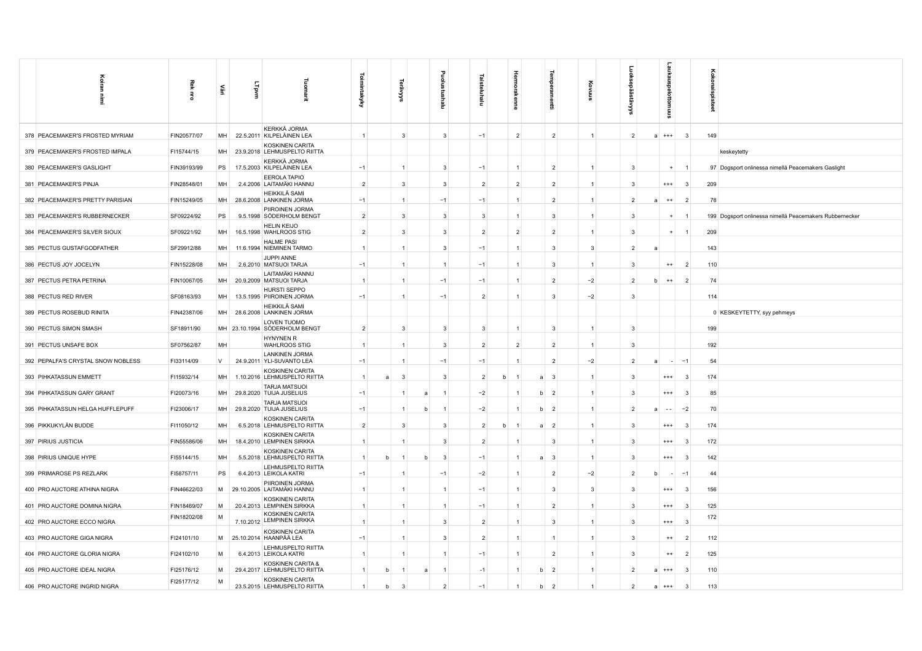| | Koiran nimi | Rek nro | Väri | LT pvm | Tuomarit | Toimintakyky | | Terävyys | | Puolustushalu | Taisteluhalu | | Hermorakenne | | Temperamentti | Kovuus | Luoksepäästävyys | | Laukauspelottomuus | | Kokonaispisteet | |
|---|---|---|---|---|---|---|---|---|---|---|---|---|---|---|---|---|---|---|---|---|---|---|
| 378 | PEACEMAKER'S FROSTED MYRIAM | FIN20577/07 | MH | 22.5.2011 | KERKKÄ JORMA KILPELÄINEN LEA | 1 | | 3 | | 3 | −1 | | 2 | | 2 | 1 | 2 | a | +++ | 3 | 149 | |
| 379 | PEACEMAKER'S FROSTED IMPALA | FI15744/15 | MH | 23.9.2018 | KOSKINEN CARITA LEHMUSPELTO RIITTA | | | | | | | | | | | | | | | | | keskeytetty |
| 380 | PEACEMAKER'S GASLIGHT | FIN39193/99 | PS | 17.5.2003 | KERKKÄ JORMA KILPELÄINEN LEA | −1 | | 1 | | 3 | −1 | | 1 | | 2 | 1 | 3 | | + | 1 | 97 | Dogsport onlinessa nimellä Peacemakers Gaslight |
| 381 | PEACEMAKER'S PINJA | FIN28548/01 | MH | 2.4.2006 | EEROLA TAPIO LAITAMÄKI HANNU | 2 | | 3 | | 3 | 2 | | 2 | | 2 | 1 | 3 | | +++ | 3 | 209 | |
| 382 | PEACEMAKER'S PRETTY PARISIAN | FIN15249/05 | MH | 28.6.2008 | HEIKKILÄ SAMI LANKINEN JORMA | −1 | | 1 | | −1 | −1 | | 1 | | 2 | 1 | 2 | a | ++ | 2 | 78 | |
| 383 | PEACEMAKER'S RUBBERNECKER | SF09224/92 | PS | 9.5.1998 | PIIROINEN JORMA SÖDERHOLM BENGT | 2 | | 3 | | 3 | 3 | | 1 | | 3 | 1 | 3 | | + | 1 | 199 | Dogsport onlinessa nimellä Peacemakers Rubbernecker |
| 384 | PEACEMAKER'S SILVER SIOUX | SF09221/92 | MH | 16.5.1998 | HELIN KEIJO WAHLROOS STIG | 2 | | 3 | | 3 | 2 | | 2 | | 2 | 1 | 3 | | + | 1 | 209 | |
| 385 | PECTUS GUSTAFGODFATHER | SF29912/88 | MH | 11.6.1994 | HALME PASI NIEMINEN TARMO | 1 | | 1 | | 3 | −1 | | 1 | | 3 | 3 | 2 | a | | | 143 | |
| 386 | PECTUS JOY JOCELYN | FIN15228/08 | MH | 2.6.2010 | JUPPI ANNE MATSUOI TARJA | −1 | | 1 | | 1 | −1 | | 1 | | 3 | 1 | 3 | | ++ | 2 | 110 | |
| 387 | PECTUS PETRA PETRINA | FIN10067/05 | MH | 20.9.2009 | LAITAMÄKI HANNU MATSUOI TARJA | 1 | | 1 | | −1 | −1 | | 1 | | 2 | −2 | 2 | b | ++ | 2 | 74 | |
| 388 | PECTUS RED RIVER | SF08163/93 | MH | 13.5.1995 | HURSTI SEPPO PIIROINEN JORMA | −1 | | 1 | | −1 | 2 | | 1 | | 3 | −2 | 3 | | | | 114 | |
| 389 | PECTUS ROSEBUD RINITA | FIN42387/06 | MH | 28.6.2008 | HEIKKILÄ SAMI LANKINEN JORMA | | | | | | | | | | | | | | | | 0 | KESKEYTETTY, syy pehmeys |
| 390 | PECTUS SIMON SMASH | SF18911/90 | MH | 23.10.1994 | LOVEN TUOMO SÖDERHOLM BENGT | 2 | | 3 | | 3 | 3 | | 1 | | 3 | 1 | 3 | | | | 199 | |
| 391 | PECTUS UNSAFE BOX | SF07562/87 | MH | | HYNYNEN R WAHLROOS STIG | 1 | | 1 | | 3 | 2 | | 2 | | 2 | 1 | 3 | | | | 192 | |
| 392 | PEPALFA'S CRYSTAL SNOW NOBLESS | FI33114/09 | V | 24.9.2011 | LANKINEN JORMA YLI-SUVANTO LEA | −1 | | 1 | | −1 | −1 | | 1 | | 2 | −2 | 2 | a | - | −1 | 54 | |
| 393 | PIHKATASSUN EMMETT | FI15932/14 | MH | 1.10.2016 | KOSKINEN CARITA LEHMUSPELTO RIITTA | 1 | a | 3 | | 3 | 2 | b | 1 | a | 3 | 1 | 3 | | +++ | 3 | 174 | |
| 394 | PIHKATASSUN GARY GRANT | FI20073/16 | MH | 29.8.2020 | TARJA MATSUOI TUIJA JUSELIUS | −1 | | 1 | a | 1 | −2 | | 1 | b | 2 | 1 | 3 | | +++ | 3 | 85 | |
| 395 | PIHKATASSUN HELGA HUFFLEPUFF | FI23006/17 | MH | 29.8.2020 | TARJA MATSUOI TUIJA JUSELIUS | −1 | | 1 | b | 1 | −2 | | 1 | b | 2 | 1 | 2 | a | - - | −2 | 70 | |
| 396 | PIKKUKYLÄN BUDDE | FI11050/12 | MH | 6.5.2018 | KOSKINEN CARITA LEHMUSPELTO RIITTA | 2 | | 3 | | 3 | 2 | b | 1 | a | 2 | 1 | 3 | | +++ | 3 | 174 | |
| 397 | PIRIUS JUSTICIA | FIN55586/06 | MH | 18.4.2010 | KOSKINEN CARITA LEMPINEN SIRKKA | 1 | | 1 | | 3 | 2 | | 1 | | 3 | 1 | 3 | | +++ | 3 | 172 | |
| 398 | PIRIUS UNIQUE HYPE | FI55144/15 | MH | 5.5.2018 | KOSKINEN CARITA LEHMUSPELTO RIITTA | 1 | b | 1 | b | 3 | −1 | | 1 | a | 3 | 1 | 3 | | +++ | 3 | 142 | |
| 399 | PRIMAROSE PS REZLARK | FI58757/11 | PS | 6.4.2013 | LEHMUSPELTO RIITTA LEIKOLA KATRI | −1 | | 1 | | −1 | −2 | | 1 | | 2 | −2 | 2 | b | - | −1 | 44 | |
| 400 | PRO AUCTORE ATHINA NIGRA | FIN46622/03 | M | 29.10.2005 | PIIROINEN JORMA LAITAMÄKI HANNU | 1 | | 1 | | 1 | −1 | | 1 | | 3 | 3 | 3 | | +++ | 3 | 156 | |
| 401 | PRO AUCTORE DOMINA NIGRA | FIN18469/07 | M | 20.4.2013 | KOSKINEN CARITA LEMPINEN SIRKKA | 1 | | 1 | | 1 | −1 | | 1 | | 2 | 1 | 3 | | +++ | 3 | 125 | |
| 402 | PRO AUCTORE ECCO NIGRA | FIN18202/08 | M | 7.10.2012 | KOSKINEN CARITA LEMPINEN SIRKKA | 1 | | 1 | | 3 | 2 | | 1 | | 3 | 1 | 3 | | +++ | 3 | 172 | |
| 403 | PRO AUCTORE GIGA NIGRA | FI24101/10 | M | 25.10.2014 | KOSKINEN CARITA HAANPÄÄ LEA | −1 | | 1 | | 3 | 2 | | 1 | | 1 | 1 | 3 | | ++ | 2 | 112 | |
| 404 | PRO AUCTORE GLORIA NIGRA | FI24102/10 | M | 6.4.2013 | LEHMUSPELTO RIITTA LEIKOLA KATRI | 1 | | 1 | | 1 | −1 | | 1 | | 2 | 1 | 3 | | ++ | 2 | 125 | |
| 405 | PRO AUCTORE IDEAL NIGRA | FI25176/12 | M | 29.4.2017 | KOSKINEN CARITA & LEHMUSPELTO RIITTA | 1 | b | 1 | a | 1 | -1 | | 1 | b | 2 | 1 | 2 | a | +++ | 3 | 110 | |
| 406 | PRO AUCTORE INGRID NIGRA | FI25177/12 | M | 23.5.2015 | KOSKINEN CARITA LEHMUSPELTO RIITTA | 1 | b | 3 | | 2 | −1 | | 1 | b | 2 | 1 | 2 | a | +++ | 3 | 113 | |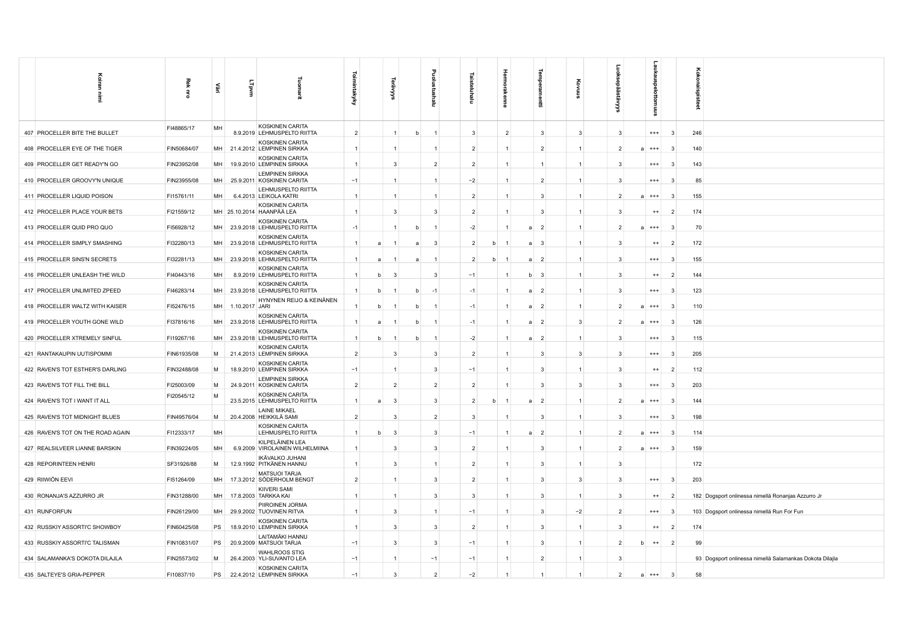| | Koiran nimi | Rek nro | Väri | LTpvm | Tuomarit | Toimintakyky | | Terävyys | | Puolustushalu | Taistelutahto | | Hermorakenne | | Temperamentti | Kovuus | Luoksepäästävyys | | Laukauspelottomuus | | Kokonaispisteet | |
|---|---|---|---|---|---|---|---|---|---|---|---|---|---|---|---|---|---|---|---|---|---|---|
| 407 | PROCELLER BITE THE BULLET | FI48865/17 | MH | 8.9.2019 | KOSKINEN CARITA LEHMUSPELTO RIITTA | 2 | | 1 | b | 1 | 3 | | 2 | | 3 | 3 | 3 | | +++ | 3 | 246 | |
| 408 | PROCELLER EYE OF THE TIGER | FIN50684/07 | MH | 21.4.2012 | KOSKINEN CARITA LEMPINEN SIRKKA | 1 | | 1 | | 1 | 2 | | 1 | | 2 | 1 | 2 | a | +++ | 3 | 140 | |
| 409 | PROCELLER GET READY'N GO | FIN23952/08 | MH | 19.9.2010 | KOSKINEN CARITA LEMPINEN SIRKKA | 1 | | 3 | | 2 | 2 | | 1 | | 1 | 1 | 3 | | +++ | 3 | 143 | |
| 410 | PROCELLER GROOVY'N UNIQUE | FIN23955/08 | MH | 25.9.2011 | LEMPINEN SIRKKA KOSKINEN CARITA | −1 | | 1 | | 1 | −2 | | 1 | | 2 | 1 | 3 | | +++ | 3 | 85 | |
| 411 | PROCELLER LIQUID POISON | FI15761/11 | MH | 6.4.2013 | LEHMUSPELTO RIITTA LEIKOLA KATRI | 1 | | 1 | | 1 | 2 | | 1 | | 3 | 1 | 2 | a | +++ | 3 | 155 | |
| 412 | PROCELLER PLACE YOUR BETS | FI21559/12 | MH | 25.10.2014 | KOSKINEN CARITA HAANPÄÄ LEA | 1 | | 3 | | 3 | 2 | | 1 | | 3 | 1 | 3 | | ++ | 2 | 174 | |
| 413 | PROCELLER QUID PRO QUO | FI56928/12 | MH | 23.9.2018 | KOSKINEN CARITA LEHMUSPELTO RIITTA | −1 | | 1 | b | 1 | −2 | | 1 | a | 2 | 1 | 2 | a | +++ | 3 | 70 | |
| 414 | PROCELLER SIMPLY SMASHING | FI32280/13 | MH | 23.9.2018 | KOSKINEN CARITA LEHMUSPELTO RIITTA | 1 | a | 1 | a | 3 | 2 | b | 1 | a | 3 | 1 | 3 | | ++ | 2 | 172 | |
| 415 | PROCELLER SINS'N SECRETS | FI32281/13 | MH | 23.9.2018 | KOSKINEN CARITA LEHMUSPELTO RIITTA | 1 | a | 1 | a | 1 | 2 | b | 1 | a | 2 | 1 | 3 | | +++ | 3 | 155 | |
| 416 | PROCELLER UNLEASH THE WILD | FI40443/16 | MH | 8.9.2019 | KOSKINEN CARITA LEHMUSPELTO RIITTA | 1 | b | 3 | | 3 | −1 | | 1 | b | 3 | 1 | 3 | | ++ | 2 | 144 | |
| 417 | PROCELLER UNLIMITED ZPEED | FI46283/14 | MH | 23.9.2018 | KOSKINEN CARITA LEHMUSPELTO RIITTA | 1 | b | 1 | b | −1 | −1 | | 1 | a | 2 | 1 | 3 | | +++ | 3 | 123 | |
| 418 | PROCELLER WALTZ WITH KAISER | FI52476/15 | MH | 1.10.2017 | HYNYNEN REIJO & KEINÄNEN JARI | 1 | b | 1 | b | 1 | −1 | | 1 | a | 2 | 1 | 2 | a | +++ | 3 | 110 | |
| 419 | PROCELLER YOUTH GONE WILD | FI37816/16 | MH | 23.9.2018 | KOSKINEN CARITA LEHMUSPELTO RIITTA | 1 | a | 1 | b | 1 | −1 | | 1 | a | 2 | 3 | 2 | a | +++ | 3 | 126 | |
| 420 | PROCELLER XTREMELY SINFUL | FI19267/16 | MH | 23.9.2018 | KOSKINEN CARITA LEHMUSPELTO RIITTA | 1 | b | 1 | b | 1 | −2 | | 1 | a | 2 | 1 | 3 | | +++ | 3 | 115 | |
| 421 | RANTAKAUPIN UUTISPOMMI | FIN61935/08 | M | 21.4.2013 | KOSKINEN CARITA LEMPINEN SIRKKA | 2 | | 3 | | 3 | 2 | | 1 | | 3 | 3 | 3 | | +++ | 3 | 205 | |
| 422 | RAVEN'S TOT ESTHER'S DARLING | FIN32488/08 | M | 18.9.2010 | KOSKINEN CARITA LEMPINEN SIRKKA | −1 | | 1 | | 3 | −1 | | 1 | | 3 | 1 | 3 | | ++ | 2 | 112 | |
| 423 | RAVEN'S TOT FILL THE BILL | FI25003/09 | M | 24.9.2011 | LEMPINEN SIRKKA KOSKINEN CARITA | 2 | | 2 | | 2 | 2 | | 1 | | 3 | 3 | 3 | | +++ | 3 | 203 | |
| 424 | RAVEN'S TOT I WANT IT ALL | FI20545/12 | M | 23.5.2015 | KOSKINEN CARITA LEHMUSPELTO RIITTA | 1 | a | 3 | | 3 | 2 | b | 1 | a | 2 | 1 | 2 | a | +++ | 3 | 144 | |
| 425 | RAVEN'S TOT MIDNIGHT BLUES | FIN49576/04 | M | 20.4.2008 | LAINE MIKAEL HEIKKILÄ SAMI | 2 | | 3 | | 2 | 3 | | 1 | | 3 | 1 | 3 | | +++ | 3 | 198 | |
| 426 | RAVEN'S TOT ON THE ROAD AGAIN | FI12333/17 | MH | | KOSKINEN CARITA LEHMUSPELTO RIITTA | 1 | b | 3 | | 3 | −1 | | 1 | a | 2 | 1 | 2 | a | +++ | 3 | 114 | |
| 427 | REALSILVEER LIANNE BARSKIN | FIN39224/05 | MH | 6.9.2009 | KILPELÄINEN LEA VIROLAINEN WILHELMIINA | 1 | | 3 | | 3 | 2 | | 1 | | 3 | 1 | 2 | a | +++ | 3 | 159 | |
| 428 | REPORINTEEN HENRI | SF31926/88 | M | 12.9.1992 | IKÄVALKO JUHANI PITKÄNEN HANNU | 1 | | 3 | | 1 | 2 | | 1 | | 3 | 1 | 3 | | | | 172 | |
| 429 | RIIWIÖN EEVI | FI51264/09 | MH | 17.3.2012 | MATSUOI TARJA SÖDERHOLM BENGT | 2 | | 1 | | 3 | 2 | | 1 | | 3 | 3 | 3 | | +++ | 3 | 203 | |
| 430 | RONANJA'S AZZURRO JR | FIN31288/00 | MH | 17.8.2003 | KIIVERI SAMI TARKKA KAI | 1 | | 1 | | 3 | 3 | | 1 | | 3 | 1 | 3 | | ++ | 2 | 182 | Dogsport onlinessa nimellä Ronanjas Azzurro Jr |
| 431 | RUNFORFUN | FIN26129/00 | MH | 29.9.2002 | PIIROINEN JORMA TUOVINEN RITVA | 1 | | 3 | | 1 | −1 | | 1 | | 3 | −2 | 2 | | +++ | 3 | 103 | Dogsport onlinessa nimellä Run For Fun |
| 432 | RUSSKIY ASSORTI'C SHOWBOY | FIN60425/08 | PS | 18.9.2010 | KOSKINEN CARITA LEMPINEN SIRKKA | 1 | | 3 | | 3 | 2 | | 1 | | 3 | 1 | 3 | | ++ | 2 | 174 | |
| 433 | RUSSKIY ASSORTI'C TALISMAN | FIN10831/07 | PS | 20.9.2009 | LAITAMÄKI HANNU MATSUOI TARJA | −1 | | 3 | | 3 | −1 | | 1 | | 3 | 1 | 2 | b | ++ | 2 | 99 | |
| 434 | SALAMANKA'S DOKOTA DILAJLA | FIN25573/02 | M | 26.4.2003 | WAHLROOS STIG YLI-SUVANTO LEA | −1 | | 1 | | −1 | −1 | | 1 | | 2 | 1 | 3 | | | | 93 | Dogsport onlinessa nimellä Salamankas Dokota Dilajla |
| 435 | SALTEYE'S GRIA-PEPPER | FI10837/10 | PS | 22.4.2012 | KOSKINEN CARITA LEMPINEN SIRKKA | −1 | | 3 | | 2 | −2 | | 1 | | 1 | 1 | 2 | a | +++ | 3 | 58 | |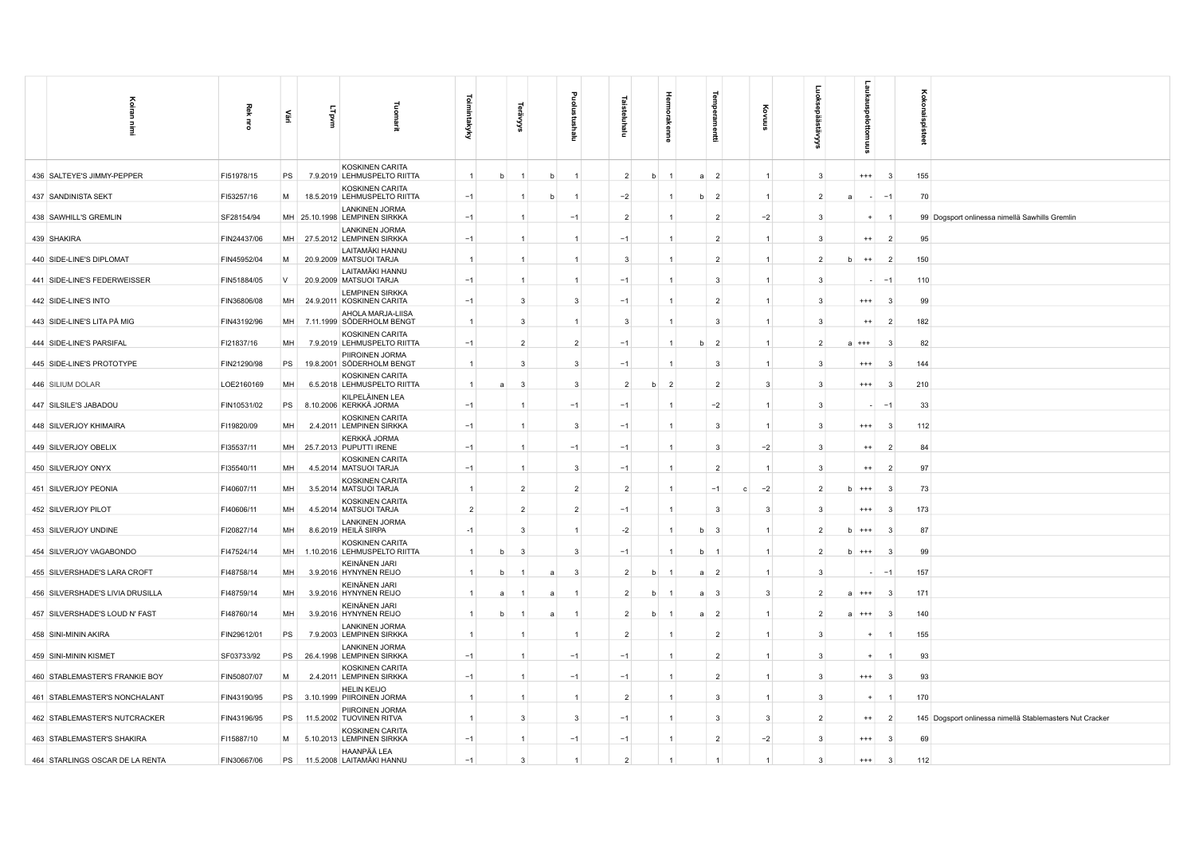| | Koiran nimi | Rek nro | Väri | LT pvm | Tuomarit | Toimintakyky | | Terävyys | | Puolustushalu | Taisteluhalu | | Hermorakenne | | Temperamentti | | Kovuus | Luoksepäästävyys | | Laukauspelottomuus | | Kokonaispisteet | |
|---|---|---|---|---|---|---|---|---|---|---|---|---|---|---|---|---|---|---|---|---|---|---|---|
| 436 | SALTEYE'S JIMMY-PEPPER | FI51978/15 | PS | 7.9.2019 | KOSKINEN CARITA<br>LEHMUSPELTO RIITTA | 1 | b | 1 | b | 1 | 2 | b | 1 | a | 2 | | 1 | 3 | | +++ | 3 | 155 | |
| 437 | SANDINISTA SEKT | FI53257/16 | M | 18.5.2019 | KOSKINEN CARITA<br>LEHMUSPELTO RIITTA | −1 | | 1 | b | 1 | −2 | | 1 | b | 2 | | 1 | 2 | a | - | −1 | 70 | |
| 438 | SAWHILL'S GREMLIN | SF28154/94 | MH | 25.10.1998 | LANKINEN JORMA<br>LEMPINEN SIRKKA | −1 | | 1 | | −1 | 2 | | 1 | | 2 | | −2 | 3 | | + | 1 | 99 | Dogsport onlinessa nimellä Sawhills Gremlin |
| 439 | SHAKIRA | FIN24437/06 | MH | 27.5.2012 | LANKINEN JORMA<br>LEMPINEN SIRKKA | −1 | | 1 | | 1 | −1 | | 1 | | 2 | | 1 | 3 | | ++ | 2 | 95 | |
| 440 | SIDE-LINE'S DIPLOMAT | FIN45952/04 | M | 20.9.2009 | LAITAMÄKI HANNU<br>MATSUOI TARJA | 1 | | 1 | | 1 | 3 | | 1 | | 2 | | 1 | 2 | b | ++ | 2 | 150 | |
| 441 | SIDE-LINE'S FEDERWEISSER | FIN51884/05 | V | 20.9.2009 | LAITAMÄKI HANNU<br>MATSUOI TARJA | −1 | | 1 | | 1 | −1 | | 1 | | 3 | | 1 | 3 | | - | −1 | 110 | |
| 442 | SIDE-LINE'S INTO | FIN36806/08 | MH | 24.9.2011 | LEMPINEN SIRKKA<br>KOSKINEN CARITA | −1 | | 3 | | 3 | −1 | | 1 | | 2 | | 1 | 3 | | +++ | 3 | 99 | |
| 443 | SIDE-LINE'S LITA PÅ MIG | FIN43192/96 | MH | 7.11.1999 | AHOLA MARJA-LIISA<br>SÖDERHOLM BENGT | 1 | | 3 | | 1 | 3 | | 1 | | 3 | | 1 | 3 | | ++ | 2 | 182 | |
| 444 | SIDE-LINE'S PARSIFAL | FI21837/16 | MH | 7.9.2019 | KOSKINEN CARITA<br>LEHMUSPELTO RIITTA | −1 | | 2 | | 2 | −1 | | 1 | b | 2 | | 1 | 2 | a | +++ | 3 | 82 | |
| 445 | SIDE-LINE'S PROTOTYPE | FIN21290/98 | PS | 19.8.2001 | PIIROINEN JORMA<br>SÖDERHOLM BENGT | 1 | | 3 | | 3 | −1 | | 1 | | 3 | | 1 | 3 | | +++ | 3 | 144 | |
| 446 | SILIUM DOLAR | LOE2160169 | MH | 6.5.2018 | KOSKINEN CARITA<br>LEHMUSPELTO RIITTA | 1 | a | 3 | | 3 | 2 | b | 2 | | 2 | | 3 | 3 | | +++ | 3 | 210 | |
| 447 | SILSILE'S JABADOU | FIN10531/02 | PS | 8.10.2006 | KILPELÄINEN LEA<br>KERKKÄ JORMA | −1 | | 1 | | −1 | −1 | | 1 | | −2 | | 1 | 3 | | - | −1 | 33 | |
| 448 | SILVERJOY KHIMAIRA | FI19820/09 | MH | 2.4.2011 | KOSKINEN CARITA<br>LEMPINEN SIRKKA | −1 | | 1 | | 3 | −1 | | 1 | | 3 | | 1 | 3 | | +++ | 3 | 112 | |
| 449 | SILVERJOY OBELIX | FI35537/11 | MH | 25.7.2013 | KERKKÄ JORMA<br>PUPUTTI IRENE | −1 | | 1 | | −1 | −1 | | 1 | | 3 | | −2 | 3 | | ++ | 2 | 84 | |
| 450 | SILVERJOY ONYX | FI35540/11 | MH | 4.5.2014 | KOSKINEN CARITA<br>MATSUOI TARJA | −1 | | 1 | | 3 | −1 | | 1 | | 2 | | 1 | 3 | | ++ | 2 | 97 | |
| 451 | SILVERJOY PEONIA | FI40607/11 | MH | 3.5.2014 | KOSKINEN CARITA<br>MATSUOI TARJA | 1 | | 2 | | 2 | 2 | | 1 | | −1 | c | −2 | 2 | b | +++ | 3 | 73 | |
| 452 | SILVERJOY PILOT | FI40606/11 | MH | 4.5.2014 | KOSKINEN CARITA<br>MATSUOI TARJA | 2 | | 2 | | 2 | −1 | | 1 | | 3 | | 3 | 3 | | +++ | 3 | 173 | |
| 453 | SILVERJOY UNDINE | FI20827/14 | MH | 8.6.2019 | LANKINEN JORMA<br>HEILÄ SIRPA | -1 | | 3 | | 1 | -2 | | 1 | b | 3 | | 1 | 2 | b | +++ | 3 | 87 | |
| 454 | SILVERJOY VAGABONDO | FI47524/14 | MH | 1.10.2016 | KOSKINEN CARITA<br>LEHMUSPELTO RIITTA | 1 | b | 3 | | 3 | −1 | | 1 | b | 1 | | 1 | 2 | b | +++ | 3 | 99 | |
| 455 | SILVERSHADE'S LARA CROFT | FI48758/14 | MH | 3.9.2016 | KEINÄNEN JARI<br>HYNYNEN REIJO | 1 | b | 1 | a | 3 | 2 | b | 1 | a | 2 | | 1 | 3 | | - | −1 | 157 | |
| 456 | SILVERSHADE'S LIVIA DRUSILLA | FI48759/14 | MH | 3.9.2016 | KEINÄNEN JARI<br>HYNYNEN REIJO | 1 | a | 1 | a | 1 | 2 | b | 1 | a | 3 | | 3 | 2 | a | +++ | 3 | 171 | |
| 457 | SILVERSHADE'S LOUD N' FAST | FI48760/14 | MH | 3.9.2016 | KEINÄNEN JARI<br>HYNYNEN REIJO | 1 | b | 1 | a | 1 | 2 | b | 1 | a | 2 | | 1 | 2 | a | +++ | 3 | 140 | |
| 458 | SINI-MININ AKIRA | FIN29612/01 | PS | 7.9.2003 | LANKINEN JORMA<br>LEMPINEN SIRKKA | 1 | | 1 | | 1 | 2 | | 1 | | 2 | | 1 | 3 | | + | 1 | 155 | |
| 459 | SINI-MININ KISMET | SF03733/92 | PS | 26.4.1998 | LANKINEN JORMA<br>LEMPINEN SIRKKA | −1 | | 1 | | −1 | −1 | | 1 | | 2 | | 1 | 3 | | + | 1 | 93 | |
| 460 | STABLEMASTER'S FRANKIE BOY | FIN50807/07 | M | 2.4.2011 | KOSKINEN CARITA<br>LEMPINEN SIRKKA | −1 | | 1 | | −1 | −1 | | 1 | | 2 | | 1 | 3 | | +++ | 3 | 93 | |
| 461 | STABLEMASTER'S NONCHALANT | FIN43190/95 | PS | 3.10.1999 | HELIN KEIJO<br>PIIROINEN JORMA | 1 | | 1 | | 1 | 2 | | 1 | | 3 | | 1 | 3 | | + | 1 | 170 | |
| 462 | STABLEMASTER'S NUTCRACKER | FIN43196/95 | PS | 11.5.2002 | PIIROINEN JORMA<br>TUOVINEN RITVA | 1 | | 3 | | 3 | −1 | | 1 | | 3 | | 3 | 2 | | ++ | 2 | 145 | Dogsport onlinessa nimellä Stablemasters Nut Cracker |
| 463 | STABLEMASTER'S SHAKIRA | FI15887/10 | M | 5.10.2013 | KOSKINEN CARITA<br>LEMPINEN SIRKKA | −1 | | 1 | | −1 | −1 | | 1 | | 2 | | −2 | 3 | | +++ | 3 | 69 | |
| 464 | STARLINGS OSCAR DE LA RENTA | FIN30667/06 | PS | 11.5.2008 | HAANPÄÄ LEA<br>LAITAMÄKI HANNU | −1 | | 3 | | 1 | 2 | | 1 | | 1 | | 1 | 3 | | +++ | 3 | 112 | |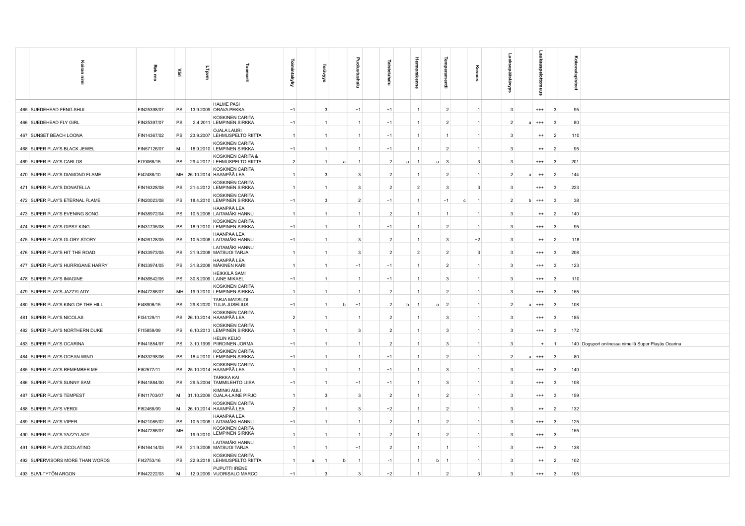| | Koiran nimi | Rek nro | Väri | LT pvm | Tuomarit | Toimintakyky | | Terävyys | | Puolustushalu | | Taisteluhalu | | Hermorakenne | | Temperamentti | | Kovuus | Luoksepäästävyys | | Laukauspelottomuus | | Kokonaispisteet | |
|---|---|---|---|---|---|---|---|---|---|---|---|---|---|---|---|---|---|---|---|---|---|---|---|---|
| 465 | SUEDEHEAD FENG SHUI | FIN25398/07 | PS | 13.9.2009 | HALME PASI ORAVA PEKKA | −1 | | 3 | | −1 | | −1 | | 1 | | 2 | | 1 | 3 | | +++ | 3 | 95 | |
| 466 | SUEDEHEAD FLY GIRL | FIN25397/07 | PS | 2.4.2011 | KOSKINEN CARITA LEMPINEN SIRKKA | −1 | | 1 | | 1 | | −1 | | 1 | | 2 | | 1 | 2 | a | +++ | 3 | 80 | |
| 467 | SUNSET BEACH LOONA | FIN14367/02 | PS | 23.9.2007 | OJALA LAURI LEHMUSPELTO RIITTA | 1 | | 1 | | 1 | | −1 | | 1 | | 1 | | 1 | 3 | | ++ | 2 | 110 | |
| 468 | SUPER PLAY'S BLACK JEWEL | FIN57126/07 | M | 18.9.2010 | KOSKINEN CARITA LEMPINEN SIRKKA | −1 | | 1 | | 1 | | −1 | | 1 | | 2 | | 1 | 3 | | ++ | 2 | 95 | |
| 469 | SUPER PLAY'S CARLOS | FI19068/15 | PS | 29.4.2017 | KOSKINEN CARITA & LEHMUSPELTO RIITTA | 2 | | 1 | a | 1 | | 2 | a | 1 | a | 3 | | 3 | 3 | | +++ | 3 | 201 | |
| 470 | SUPER PLAY'S DIAMOND FLAME | FI42488/10 | MH | 26.10.2014 | KOSKINEN CARITA HAANPÄÄ LEA | 1 | | 3 | | 3 | | 2 | | 1 | | 2 | | 1 | 2 | a | ++ | 2 | 144 | |
| 471 | SUPER PLAY'S DONATELLA | FIN16328/08 | PS | 21.4.2012 | KOSKINEN CARITA LEMPINEN SIRKKA | 1 | | 1 | | 3 | | 2 | | 2 | | 3 | | 3 | 3 | | +++ | 3 | 223 | |
| 472 | SUPER PLAY'S ETERNAL FLAME | FIN20023/08 | PS | 18.4.2010 | KOSKINEN CARITA LEMPINEN SIRKKA | −1 | | 3 | | 2 | | −1 | | 1 | | −1 | c | 1 | 2 | b | +++ | 3 | 38 | |
| 473 | SUPER PLAY'S EVENING SONG | FIN38972/04 | PS | 10.5.2008 | HAANPÄÄ LEA LAITAMÄKI HANNU | 1 | | 1 | | 1 | | 2 | | 1 | | 1 | | 1 | 3 | | ++ | 2 | 140 | |
| 474 | SUPER PLAY'S GIPSY KING | FIN31735/08 | PS | 18.9.2010 | KOSKINEN CARITA LEMPINEN SIRKKA | −1 | | 1 | | 1 | | −1 | | 1 | | 2 | | 1 | 3 | | +++ | 3 | 95 | |
| 475 | SUPER PLAY'S GLORY STORY | FIN26128/05 | PS | 10.5.2008 | HAANPÄÄ LEA LAITAMÄKI HANNU | −1 | | 1 | | 3 | | 2 | | 1 | | 3 | | −2 | 3 | | ++ | 2 | 118 | |
| 476 | SUPER PLAY'S HIT THE ROAD | FIN33973/05 | PS | 21.9.2008 | LAITAMÄKI HANNU MATSUOI TARJA | 1 | | 1 | | 3 | | 2 | | 2 | | 2 | | 3 | 3 | | +++ | 3 | 208 | |
| 477 | SUPER PLAY'S HURRIGANE HARRY | FIN33974/05 | PS | 31.8.2008 | HAANPÄÄ LEA MÄKINEN KARI | 1 | | 1 | | −1 | | −1 | | 1 | | 2 | | 1 | 3 | | +++ | 3 | 123 | |
| 478 | SUPER PLAY'S IMAGINE | FIN36542/05 | PS | 30.8.2009 | HEIKKILÄ SAMI LAINE MIKAEL | −1 | | 1 | | 1 | | −1 | | 1 | | 3 | | 1 | 3 | | +++ | 3 | 110 | |
| 479 | SUPER PLAY'S JAZZYLADY | FIN47286/07 | MH | 19.9.2010 | KOSKINEN CARITA LEMPINEN SIRKKA | 1 | | 1 | | 1 | | 2 | | 1 | | 2 | | 1 | 3 | | +++ | 3 | 155 | |
| 480 | SUPER PLAY'S KING OF THE HILL | FI48906/15 | PS | 29.8.2020 | TARJA MATSUOI TUIJA JUSELIUS | −1 | | 1 | b | −1 | | 2 | b | 1 | a | 2 | | 1 | 2 | a | +++ | 3 | 108 | |
| 481 | SUPER PLAY'S NICOLAS | FI34129/11 | PS | 26.10.2014 | KOSKINEN CARITA HAANPÄÄ LEA | 2 | | 1 | | 1 | | 2 | | 1 | | 3 | | 1 | 3 | | +++ | 3 | 185 | |
| 482 | SUPER PLAY'S NORTHERN DUKE | FI15859/09 | PS | 6.10.2013 | KOSKINEN CARITA LEMPINEN SIRKKA | 1 | | 1 | | 3 | | 2 | | 1 | | 3 | | 1 | 3 | | +++ | 3 | 172 | |
| 483 | SUPER PLAY'S OCARINA | FIN41854/97 | PS | 3.10.1999 | HELIN KEIJO PIIROINEN JORMA | −1 | | 1 | | 1 | | 2 | | 1 | | 3 | | 1 | 3 | | + | 1 | 140 | Dogsport onlinessa nimellä Super Playäs Ocarina |
| 484 | SUPER PLAY'S OCEAN WIND | FIN33298/06 | PS | 18.4.2010 | KOSKINEN CARITA LEMPINEN SIRKKA | −1 | | 1 | | 1 | | −1 | | 1 | | 2 | | 1 | 2 | a | +++ | 3 | 80 | |
| 485 | SUPER PLAY'S REMEMBER ME | FI52577/11 | PS | 25.10.2014 | KOSKINEN CARITA HAANPÄÄ LEA | 1 | | 1 | | 1 | | −1 | | 1 | | 3 | | 1 | 3 | | +++ | 3 | 140 | |
| 486 | SUPER PLAY'S SUNNY SAM | FIN41884/00 | PS | 29.5.2004 | TARKKA KAI TAMMILEHTO LIISA | −1 | | 1 | | −1 | | −1 | | 1 | | 3 | | 1 | 3 | | +++ | 3 | 108 | |
| 487 | SUPER PLAY'S TEMPEST | FIN11703/07 | M | 31.10.2009 | KIMINKI AULI OJALA-LAINE PIRJO | 1 | | 3 | | 3 | | 2 | | 1 | | 2 | | 1 | 3 | | +++ | 3 | 159 | |
| 488 | SUPER PLAY'S VERDI | FI52468/09 | M | 26.10.2014 | KOSKINEN CARITA HAANPÄÄ LEA | 2 | | 1 | | 3 | | −2 | | 1 | | 2 | | 1 | 3 | | ++ | 2 | 132 | |
| 489 | SUPER PLAY'S VIPER | FIN21085/02 | PS | 10.5.2008 | HAANPÄÄ LEA LAITAMÄKI HANNU | −1 | | 1 | | 1 | | 2 | | 1 | | 2 | | 1 | 3 | | +++ | 3 | 125 | |
| 490 | SUPER PLAY'S YAZZYLADY | FIN47286/07 | MH | 19.9.2010 | KOSKINEN CARITA LEMPINEN SIRKKA | 1 | | 1 | | 1 | | 2 | | 1 | | 2 | | 1 | 3 | | +++ | 3 | 155 | |
| 491 | SUPER PLAY'S ZICOLATINO | FIN16414/03 | PS | 21.9.2008 | LAITAMÄKI HANNU MATSUOI TARJA | 1 | | 1 | | −1 | | 2 | | 1 | | 1 | | 1 | 3 | | +++ | 3 | 138 | |
| 492 | SUPERVISORS MORE THAN WORDS | FI42753/16 | PS | 22.9.2018 | KOSKINEN CARITA LEHMUSPELTO RIITTA | 1 | a | 1 | b | 1 | | −1 | | 1 | b | 1 | | 1 | 3 | | ++ | 2 | 102 | |
| 493 | SUVI-TYTÖN ARGON | FIN42222/03 | M | 12.9.2009 | PUPUTTI IRENE VUORISALO MARCO | −1 | | 3 | | 3 | | −2 | | 1 | | 2 | | 3 | 3 | | +++ | 3 | 105 | |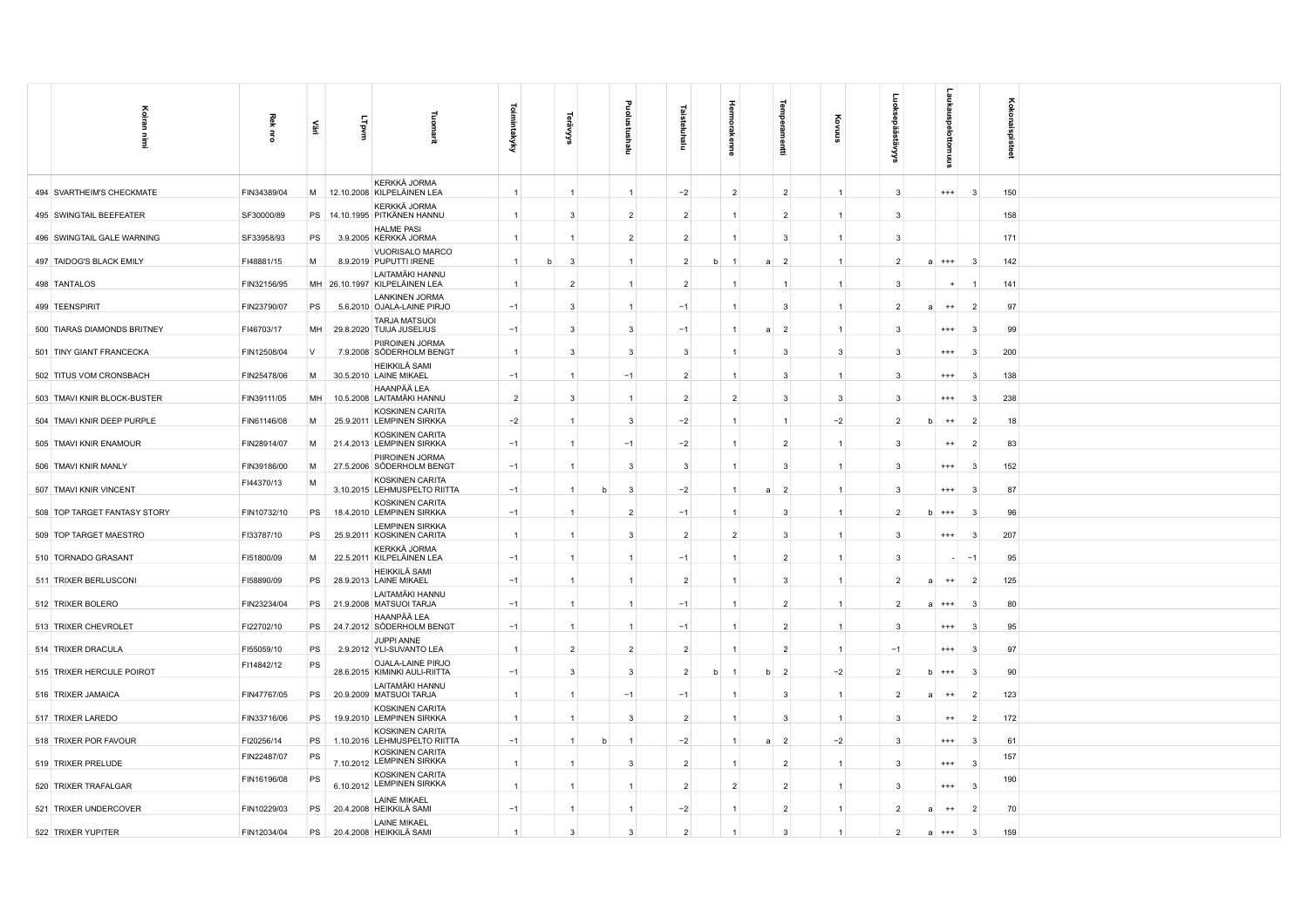| Koiran nimi | Rek nro | Väri | LT pvm | Tuomarit | Toimintakyky | | Terävyys | | Puolustushalu | Taisteluhalu | | Hermorakenne | | Temperamentti | Kovuus | Luoksepäästävyys | | Laukauspelottomuus | | Kokonaispisteet |
|---|---|---|---|---|---|---|---|---|---|---|---|---|---|---|---|---|---|---|---|---|
| 494 SVARTHEIM'S CHECKMATE | FIN34389/04 | M | 12.10.2008 | KERKKÄ JORMA KILPELÄINEN LEA | 1 | | 1 | | 1 | −2 | | 2 | | 2 | 1 | 3 | | +++ | 3 | 150 |
| 495 SWINGTAIL BEEFEATER | SF30000/89 | PS | 14.10.1995 | KERKKÄ JORMA PITKÄNEN HANNU | 1 | | 3 | | 2 | 2 | | 1 | | 2 | 1 | 3 | | | | 158 |
| 496 SWINGTAIL GALE WARNING | SF33958/93 | PS | 3.9.2005 | HALME PASI KERKKÄ JORMA | 1 | | 1 | | 2 | 2 | | 1 | | 3 | 1 | 3 | | | | 171 |
| 497 TAIDOG'S BLACK EMILY | FI48881/15 | M | 8.9.2019 | VUORISALO MARCO PUPUTTI IRENE | 1 | b | 3 | | 1 | 2 | b | 1 | a | 2 | 1 | 2 | a | +++ | 3 | 142 |
| 498 TANTALOS | FIN32156/95 | MH | 26.10.1997 | LAITAMÄKI HANNU KILPELÄINEN LEA | 1 | | 2 | | 1 | 2 | | 1 | | 1 | 1 | 3 | | + | 1 | 141 |
| 499 TEENSPIRIT | FIN23790/07 | PS | 5.6.2010 | LANKINEN JORMA OJALA-LAINE PIRJO | −1 | | 3 | | 1 | −1 | | 1 | | 3 | 1 | 2 | a | ++ | 2 | 97 |
| 500 TIARAS DIAMONDS BRITNEY | FI46703/17 | MH | 29.8.2020 | TARJA MATSUOI TUIJA JUSELIUS | −1 | | 3 | | 3 | −1 | | 1 | a | 2 | 1 | 3 | | +++ | 3 | 99 |
| 501 TINY GIANT FRANCECKA | FIN12508/04 | V | 7.9.2008 | PIIROINEN JORMA SÖDERHOLM BENGT | 1 | | 3 | | 3 | 3 | | 1 | | 3 | 3 | 3 | | +++ | 3 | 200 |
| 502 TITUS VOM CRONSBACH | FIN25478/06 | M | 30.5.2010 | HEIKKILÄ SAMI LAINE MIKAEL | −1 | | 1 | | −1 | 2 | | 1 | | 3 | 1 | 3 | | +++ | 3 | 138 |
| 503 TMAVI KNIR BLOCK-BUSTER | FIN39111/05 | MH | 10.5.2008 | HAANPÄÄ LEA LAITAMÄKI HANNU | 2 | | 3 | | 1 | 2 | | 2 | | 3 | 3 | 3 | | +++ | 3 | 238 |
| 504 TMAVI KNIR DEEP PURPLE | FIN61146/08 | M | 25.9.2011 | KOSKINEN CARITA LEMPINEN SIRKKA | −2 | | 1 | | 3 | −2 | | 1 | | 1 | −2 | 2 | b | ++ | 2 | 18 |
| 505 TMAVI KNIR ENAMOUR | FIN28914/07 | M | 21.4.2013 | KOSKINEN CARITA LEMPINEN SIRKKA | −1 | | 1 | | −1 | −2 | | 1 | | 2 | 1 | 3 | | ++ | 2 | 83 |
| 506 TMAVI KNIR MANLY | FIN39186/00 | M | 27.5.2006 | PIIROINEN JORMA SÖDERHOLM BENGT | −1 | | 1 | | 3 | 3 | | 1 | | 3 | 1 | 3 | | +++ | 3 | 152 |
| 507 TMAVI KNIR VINCENT | FI44370/13 | M | 3.10.2015 | KOSKINEN CARITA LEHMUSPELTO RIITTA | −1 | | 1 | b | 3 | −2 | | 1 | a | 2 | 1 | 3 | | +++ | 3 | 87 |
| 508 TOP TARGET FANTASY STORY | FIN10732/10 | PS | 18.4.2010 | KOSKINEN CARITA LEMPINEN SIRKKA | −1 | | 1 | | 2 | −1 | | 1 | | 3 | 1 | 2 | b | +++ | 3 | 96 |
| 509 TOP TARGET MAESTRO | FI33787/10 | PS | 25.9.2011 | LEMPINEN SIRKKA KOSKINEN CARITA | 1 | | 1 | | 3 | 2 | | 2 | | 3 | 1 | 3 | | +++ | 3 | 207 |
| 510 TORNADO GRASANT | FI51800/09 | M | 22.5.2011 | KERKKÄ JORMA KILPELÄINEN LEA | −1 | | 1 | | 1 | −1 | | 1 | | 2 | 1 | 3 | | - | −1 | 95 |
| 511 TRIXER BERLUSCONI | FI58890/09 | PS | 28.9.2013 | HEIKKILÄ SAMI LAINE MIKAEL | −1 | | 1 | | 1 | 2 | | 1 | | 3 | 1 | 2 | a | ++ | 2 | 125 |
| 512 TRIXER BOLERO | FIN23234/04 | PS | 21.9.2008 | LAITAMÄKI HANNU MATSUOI TARJA | −1 | | 1 | | 1 | −1 | | 1 | | 2 | 1 | 2 | a | +++ | 3 | 80 |
| 513 TRIXER CHEVROLET | FI22702/10 | PS | 24.7.2012 | HAANPÄÄ LEA SÖDERHOLM BENGT | −1 | | 1 | | 1 | −1 | | 1 | | 2 | 1 | 3 | | +++ | 3 | 95 |
| 514 TRIXER DRACULA | FI55059/10 | PS | 2.9.2012 | JUPPI ANNE YLI-SUVANTO LEA | 1 | | 2 | | 2 | 2 | | 1 | | 2 | 1 | −1 | | +++ | 3 | 97 |
| 515 TRIXER HERCULE POIROT | FI14842/12 | PS | 28.6.2015 | OJALA-LAINE PIRJO KIMINKI AULI-RIITTA | −1 | | 3 | | 3 | 2 | b | 1 | b | 2 | −2 | 2 | b | +++ | 3 | 90 |
| 516 TRIXER JAMAICA | FIN47767/05 | PS | 20.9.2009 | LAITAMÄKI HANNU MATSUOI TARJA | 1 | | 1 | | −1 | −1 | | 1 | | 3 | 1 | 2 | a | ++ | 2 | 123 |
| 517 TRIXER LAREDO | FIN33716/06 | PS | 19.9.2010 | KOSKINEN CARITA LEMPINEN SIRKKA | 1 | | 1 | | 3 | 2 | | 1 | | 3 | 1 | 3 | | ++ | 2 | 172 |
| 518 TRIXER POR FAVOUR | FI20256/14 | PS | 1.10.2016 | KOSKINEN CARITA LEHMUSPELTO RIITTA | −1 | | 1 | b | 1 | −2 | | 1 | a | 2 | −2 | 3 | | +++ | 3 | 61 |
| 519 TRIXER PRELUDE | FIN22487/07 | PS | 7.10.2012 | KOSKINEN CARITA LEMPINEN SIRKKA | 1 | | 1 | | 3 | 2 | | 1 | | 2 | 1 | 3 | | +++ | 3 | 157 |
| 520 TRIXER TRAFALGAR | FIN16196/08 | PS | 6.10.2012 | KOSKINEN CARITA LEMPINEN SIRKKA | 1 | | 1 | | 1 | 2 | | 2 | | 2 | 1 | 3 | | +++ | 3 | 190 |
| 521 TRIXER UNDERCOVER | FIN10229/03 | PS | 20.4.2008 | LAINE MIKAEL HEIKKILÄ SAMI | −1 | | 1 | | 1 | −2 | | 1 | | 2 | 1 | 2 | a | ++ | 2 | 70 |
| 522 TRIXER YUPITER | FIN12034/04 | PS | 20.4.2008 | LAINE MIKAEL HEIKKILÄ SAMI | 1 | | 3 | | 3 | 2 | | 1 | | 3 | 1 | 2 | a | +++ | 3 | 159 |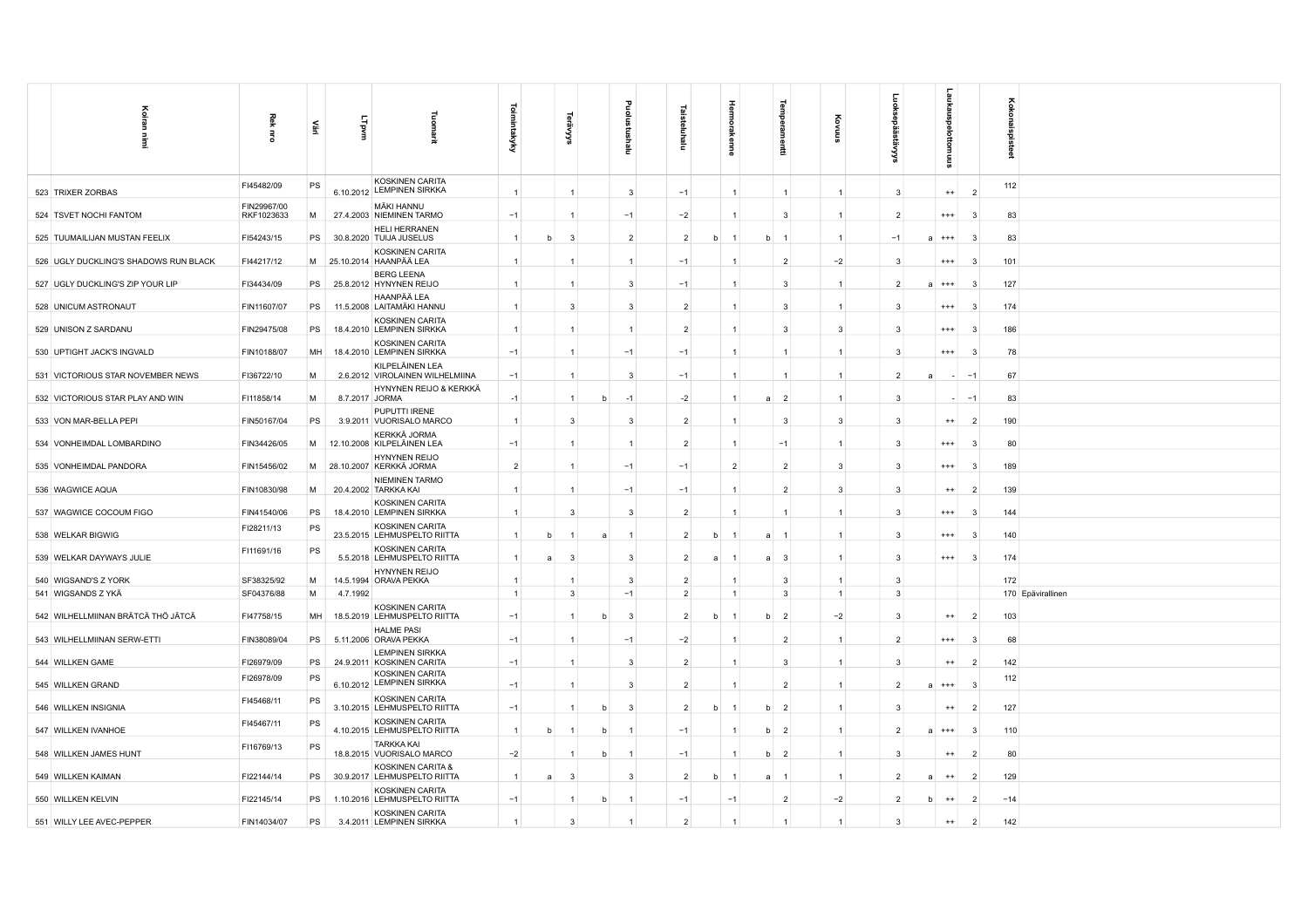| Koiran nimi | Rek nro | Väri | LT pvm | Tuomarit | Toimintakyky | | Terävyys | | Puolustushalu | Taisteluhalu | | Hermorakenne | | Temperamentti | Kovuus | Luoksepäästävyys | | Laukauspelottomuus | | Kokonaispisteet | |
|---|---|---|---|---|---|---|---|---|---|---|---|---|---|---|---|---|---|---|---|---|---|
| 523 TRIXER ZORBAS | FI45482/09 | PS | 6.10.2012 | KOSKINEN CARITA LEMPINEN SIRKKA | 1 | | 1 | | 3 | −1 | | 1 | | 1 | 1 | 3 | | ++ | 2 | 112 | |
| 524 TSVET NOCHI FANTOM | FIN29967/00 RKF1023633 | M | 27.4.2003 | MÄKI HANNU NIEMINEN TARMO | −1 | | 1 | | −1 | −2 | | 1 | | 3 | 1 | 2 | | +++ | 3 | 83 | |
| 525 TUUMAILIJAN MUSTAN FEELIX | FI54243/15 | PS | 30.8.2020 | HELI HERRANEN TUIJA JUSELUS | 1 | b | 3 | | 2 | 2 | b | 1 | b | 1 | 1 | −1 | a | +++ | 3 | 83 | |
| 526 UGLY DUCKLING'S SHADOWS RUN BLACK | FI44217/12 | M | 25.10.2014 | KOSKINEN CARITA HAANPÄÄ LEA | 1 | | 1 | | 1 | −1 | | 1 | | 2 | −2 | 3 | | +++ | 3 | 101 | |
| 527 UGLY DUCKLING'S ZIP YOUR LIP | FI34434/09 | PS | 25.8.2012 | BERG LEENA HYNYNEN REIJO | 1 | | 1 | | 3 | −1 | | 1 | | 3 | 1 | 2 | a | +++ | 3 | 127 | |
| 528 UNICUM ASTRONAUT | FIN11607/07 | PS | 11.5.2008 | HAANPÄÄ LEA LAITAMÄKI HANNU | 1 | | 3 | | 3 | 2 | | 1 | | 3 | 1 | 3 | | +++ | 3 | 174 | |
| 529 UNISON Z SARDANU | FIN29475/08 | PS | 18.4.2010 | KOSKINEN CARITA LEMPINEN SIRKKA | 1 | | 1 | | 1 | 2 | | 1 | | 3 | 3 | 3 | | +++ | 3 | 186 | |
| 530 UPTIGHT JACK'S INGVALD | FIN10188/07 | MH | 18.4.2010 | KOSKINEN CARITA LEMPINEN SIRKKA | −1 | | 1 | | −1 | −1 | | 1 | | 1 | 1 | 3 | | +++ | 3 | 78 | |
| 531 VICTORIOUS STAR NOVEMBER NEWS | FI36722/10 | M | 2.6.2012 | KILPELÄINEN LEA VIROLAINEN WILHELMIINA | −1 | | 1 | | 3 | −1 | | 1 | | 1 | 1 | 2 | a | - | −1 | 67 | |
| 532 VICTORIOUS STAR PLAY AND WIN | FI11858/14 | M | 8.7.2017 | HYNYNEN REIJO & KERKKÄ JORMA | −1 | | 1 | b | −1 | −2 | | 1 | a | 2 | 1 | 3 | | - | −1 | 83 | |
| 533 VON MAR-BELLA PEPI | FIN50167/04 | PS | 3.9.2011 | PUPUTTI IRENE VUORISALO MARCO | 1 | | 3 | | 3 | 2 | | 1 | | 3 | 3 | 3 | | ++ | 2 | 190 | |
| 534 VONHEIMDAL LOMBARDINO | FIN34426/05 | M | 12.10.2008 | KERKKÄ JORMA KILPELÄINEN LEA | −1 | | 1 | | 1 | 2 | | 1 | | −1 | 1 | 3 | | +++ | 3 | 80 | |
| 535 VONHEIMDAL PANDORA | FIN15456/02 | M | 28.10.2007 | HYNYNEN REIJO KERKKÄ JORMA | 2 | | 1 | | −1 | −1 | | 2 | | 2 | 3 | 3 | | +++ | 3 | 189 | |
| 536 WAGWICE AQUA | FIN10830/98 | M | 20.4.2002 | NIEMINEN TARMO TARKKA KAI | 1 | | 1 | | −1 | −1 | | 1 | | 2 | 3 | 3 | | ++ | 2 | 139 | |
| 537 WAGWICE COCOUM FIGO | FIN41540/06 | PS | 18.4.2010 | KOSKINEN CARITA LEMPINEN SIRKKA | 1 | | 3 | | 3 | 2 | | 1 | | 1 | 1 | 3 | | +++ | 3 | 144 | |
| 538 WELKAR BIGWIG | FI28211/13 | PS | 23.5.2015 | KOSKINEN CARITA LEHMUSPELTO RIITTA | 1 | b | 1 | a | 1 | 2 | b | 1 | a | 1 | 1 | 3 | | +++ | 3 | 140 | |
| 539 WELKAR DAYWAYS JULIE | FI11691/16 | PS | 5.5.2018 | KOSKINEN CARITA LEHMUSPELTO RIITTA | 1 | a | 3 | | 3 | 2 | a | 1 | a | 3 | 1 | 3 | | +++ | 3 | 174 | |
| 540 WIGSAND'S Z YORK | SF38325/92 | M | 14.5.1994 | HYNYNEN REIJO ORAVA PEKKA | 1 | | 1 | | 3 | 2 | | 1 | | 3 | 1 | 3 | | | | 172 | |
| 541 WIGSANDS Z YKÄ | SF04376/88 | M | 4.7.1992 | | 1 | | 3 | | −1 | 2 | | 1 | | 3 | 1 | 3 | | | | 170 | Epävirallinen |
| 542 WILHELLMIINAN BRÄTCÄ THÖ JÄTCÄ | FI47758/15 | MH | 18.5.2019 | KOSKINEN CARITA LEHMUSPELTO RIITTA | −1 | | 1 | b | 3 | 2 | b | 1 | b | 2 | −2 | 3 | | ++ | 2 | 103 | |
| 543 WILHELLMIINAN SERW-ETTI | FIN38089/04 | PS | 5.11.2006 | HALME PASI ORAVA PEKKA | −1 | | 1 | | −1 | −2 | | 1 | | 2 | 1 | 2 | | +++ | 3 | 68 | |
| 544 WILLKEN GAME | FI26979/09 | PS | 24.9.2011 | LEMPINEN SIRKKA KOSKINEN CARITA | −1 | | 1 | | 3 | 2 | | 1 | | 3 | 1 | 3 | | ++ | 2 | 142 | |
| 545 WILLKEN GRAND | FI26978/09 | PS | 6.10.2012 | KOSKINEN CARITA LEMPINEN SIRKKA | −1 | | 1 | | 3 | 2 | | 1 | | 2 | 1 | 2 | a | +++ | 3 | 112 | |
| 546 WILLKEN INSIGNIA | FI45468/11 | PS | 3.10.2015 | KOSKINEN CARITA LEHMUSPELTO RIITTA | −1 | | 1 | b | 3 | 2 | b | 1 | b | 2 | 1 | 3 | | ++ | 2 | 127 | |
| 547 WILLKEN IVANHOE | FI45467/11 | PS | 4.10.2015 | KOSKINEN CARITA LEHMUSPELTO RIITTA | 1 | b | 1 | b | 1 | −1 | | 1 | b | 2 | 1 | 2 | a | +++ | 3 | 110 | |
| 548 WILLKEN JAMES HUNT | FI16769/13 | PS | 18.8.2015 | TARKKA KAI VUORISALO MARCO | −2 | | 1 | b | 1 | −1 | | 1 | b | 2 | 1 | 3 | | ++ | 2 | 80 | |
| 549 WILLKEN KAIMAN | FI22144/14 | PS | 30.9.2017 | KOSKINEN CARITA & LEHMUSPELTO RIITTA | 1 | a | 3 | | 3 | 2 | b | 1 | a | 1 | 1 | 2 | a | ++ | 2 | 129 | |
| 550 WILLKEN KELVIN | FI22145/14 | PS | 1.10.2016 | KOSKINEN CARITA LEHMUSPELTO RIITTA | −1 | | 1 | b | 1 | −1 | | −1 | | 2 | −2 | 2 | b | ++ | 2 | −14 | |
| 551 WILLY LEE AVEC-PEPPER | FIN14034/07 | PS | 3.4.2011 | KOSKINEN CARITA LEMPINEN SIRKKA | 1 | | 3 | | 1 | 2 | | 1 | | 1 | 1 | 3 | | ++ | 2 | 142 | |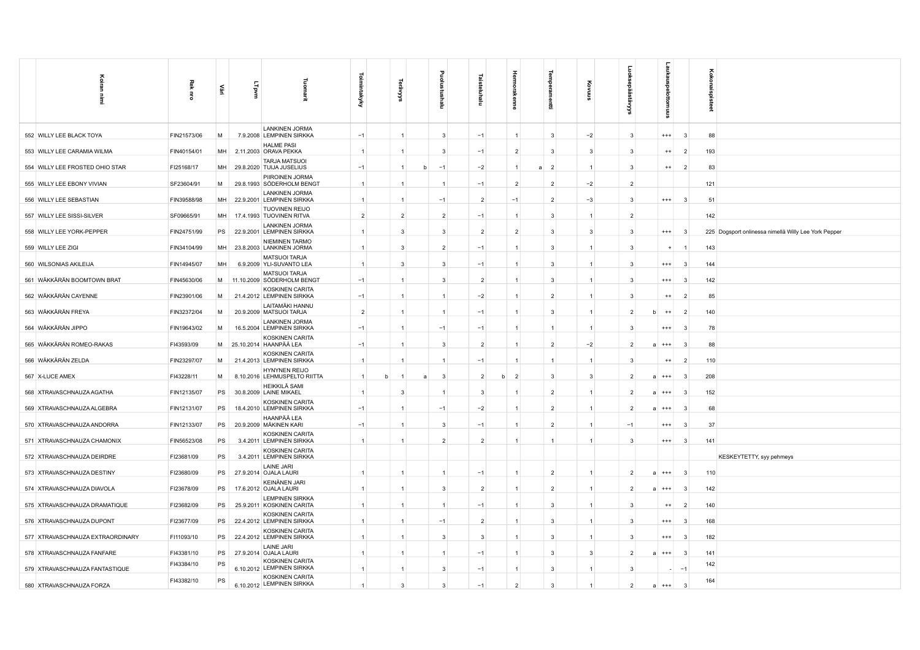| | Koiran nimi | Rek nro | Väri | LT pvm | Tuomarit | Toimintakyky | | Terävyys | | Puolustushalu | Taisteluhalu | | Hermorakenne | | Temperamentti | Kovuus | Luoksepäästävyys | | Laukauspelottomuus | | Kokonaispisteet | |
|---|---|---|---|---|---|---|---|---|---|---|---|---|---|---|---|---|---|---|---|---|---|---|
| 552 | WILLY LEE BLACK TOYA | FIN21573/06 | M | 7.9.2008 | LANKINEN JORMA LEMPINEN SIRKKA | −1 | | 1 | | 3 | −1 | | 1 | | 3 | −2 | 3 | | +++ | 3 | 88 | |
| 553 | WILLY LEE CARAMIA WILMA | FIN40154/01 | MH | 2.11.2003 | HALME PASI ORAVA PEKKA | 1 | | 1 | | 3 | −1 | | 2 | | 3 | 3 | 3 | | ++ | 2 | 193 | |
| 554 | WILLY LEE FROSTED OHIO STAR | FI25168/17 | MH | 29.8.2020 | TARJA MATSUOI TUIJA JUSELIUS | −1 | | 1 | b | −1 | −2 | | 1 | a | 2 | 1 | 3 | | ++ | 2 | 83 | |
| 555 | WILLY LEE EBONY VIVIAN | SF23604/91 | M | 29.8.1993 | PIIROINEN JORMA SÖDERHOLM BENGT | 1 | | 1 | | 1 | −1 | | 2 | | 2 | −2 | 2 | | | | 121 | |
| 556 | WILLY LEE SEBASTIAN | FIN39588/98 | MH | 22.9.2001 | LANKINEN JORMA LEMPINEN SIRKKA | 1 | | 1 | | −1 | 2 | | −1 | | 2 | −3 | 3 | | +++ | 3 | 51 | |
| 557 | WILLY LEE SISSI-SILVER | SF09665/91 | MH | 17.4.1993 | TUOVINEN REIJO TUOVINEN RITVA | 2 | | 2 | | 2 | −1 | | 1 | | 3 | 1 | 2 | | | | 142 | |
| 558 | WILLY LEE YORK-PEPPER | FIN24751/99 | PS | 22.9.2001 | LANKINEN JORMA LEMPINEN SIRKKA | 1 | | 3 | | 3 | 2 | | 2 | | 3 | 3 | 3 | | +++ | 3 | 225 | Dogsport onlinessa nimellä Willy Lee York Pepper |
| 559 | WILLY LEE ZIGI | FIN34104/99 | MH | 23.8.2003 | NIEMINEN TARMO LANKINEN JORMA | 1 | | 3 | | 2 | −1 | | 1 | | 3 | 1 | 3 | | + | 1 | 143 | |
| 560 | WILSONIAS AKILEIJA | FIN14945/07 | MH | 6.9.2009 | MATSUOI TARJA YLI-SUVANTO LEA | 1 | | 3 | | 3 | −1 | | 1 | | 3 | 1 | 3 | | +++ | 3 | 144 | |
| 561 | WÄKKÄRÄN BOOMTOWN BRAT | FIN45630/06 | M | 11.10.2009 | MATSUOI TARJA SÖDERHOLM BENGT | −1 | | 1 | | 3 | 2 | | 1 | | 3 | 1 | 3 | | +++ | 3 | 142 | |
| 562 | WÄKKÄRÄN CAYENNE | FIN23901/06 | M | 21.4.2012 | KOSKINEN CARITA LEMPINEN SIRKKA | −1 | | 1 | | 1 | −2 | | 1 | | 2 | 1 | 3 | | ++ | 2 | 85 | |
| 563 | WÄKKÄRÄN FREYA | FIN32372/04 | M | 20.9.2009 | LAITAMÄKI HANNU MATSUOI TARJA | 2 | | 1 | | 1 | −1 | | 1 | | 3 | 1 | 2 | b | ++ | 2 | 140 | |
| 564 | WÄKKÄRÄN JIPPO | FIN19643/02 | M | 16.5.2004 | LANKINEN JORMA LEMPINEN SIRKKA | −1 | | 1 | | −1 | −1 | | 1 | | 1 | 1 | 3 | | +++ | 3 | 78 | |
| 565 | WÄKKÄRÄN ROMEO-RAKAS | FI43593/09 | M | 25.10.2014 | KOSKINEN CARITA HAANPÄÄ LEA | −1 | | 1 | | 3 | 2 | | 1 | | 2 | −2 | 2 | a | +++ | 3 | 88 | |
| 566 | WÄKKÄRÄN ZELDA | FIN23297/07 | M | 21.4.2013 | KOSKINEN CARITA LEMPINEN SIRKKA | 1 | | 1 | | 1 | −1 | | 1 | | 1 | 1 | 3 | | ++ | 2 | 110 | |
| 567 | X-LUCE AMEX | FI43228/11 | M | 8.10.2016 | HYNYNEN REIJO LEHMUSPELTO RIITTA | 1 | b | 1 | a | 3 | 2 | b | 2 | | 3 | 3 | 2 | a | +++ | 3 | 208 | |
| 568 | XTRAVASCHNAUZA AGATHA | FIN12135/07 | PS | 30.8.2009 | HEIKKILÄ SAMI LAINE MIKAEL | 1 | | 3 | | 1 | 3 | | 1 | | 2 | 1 | 2 | a | +++ | 3 | 152 | |
| 569 | XTRAVASCHNAUZA ALGEBRA | FIN12131/07 | PS | 18.4.2010 | KOSKINEN CARITA LEMPINEN SIRKKA | −1 | | 1 | | −1 | −2 | | 1 | | 2 | 1 | 2 | a | +++ | 3 | 68 | |
| 570 | XTRAVASCHNAUZA ANDORRA | FIN12133/07 | PS | 20.9.2009 | HAANPÄÄ LEA MÄKINEN KARI | −1 | | 1 | | 3 | −1 | | 1 | | 2 | 1 | −1 | | +++ | 3 | 37 | |
| 571 | XTRAVASCHNAUZA CHAMONIX | FIN56523/08 | PS | 3.4.2011 | KOSKINEN CARITA LEMPINEN SIRKKA | 1 | | 1 | | 2 | 2 | | 1 | | 1 | 1 | 3 | | +++ | 3 | 141 | |
| 572 | XTRAVASCHNAUZA DEIRDRE | FI23681/09 | PS | 3.4.2011 | KOSKINEN CARITA LEMPINEN SIRKKA | | | | | | | | | | | | | | | | | KESKEYTETTY, syy pehmeys |
| 573 | XTRAVASCHNAUZA DESTINY | FI23680/09 | PS | 27.9.2014 | LAINE JARI OJALA LAURI | 1 | | 1 | | 1 | −1 | | 1 | | 2 | 1 | 2 | a | +++ | 3 | 110 | |
| 574 | XTRAVASCHNAUZA DIAVOLA | FI23678/09 | PS | 17.6.2012 | KEINÄNEN JARI OJALA LAURI | 1 | | 1 | | 3 | 2 | | 1 | | 2 | 1 | 2 | a | +++ | 3 | 142 | |
| 575 | XTRAVASCHNAUZA DRAMATIQUE | FI23682/09 | PS | 25.9.2011 | LEMPINEN SIRKKA KOSKINEN CARITA | 1 | | 1 | | 1 | −1 | | 1 | | 3 | 1 | 3 | | ++ | 2 | 140 | |
| 576 | XTRAVASCHNAUZA DUPONT | FI23677/09 | PS | 22.4.2012 | KOSKINEN CARITA LEMPINEN SIRKKA | 1 | | 1 | | −1 | 2 | | 1 | | 3 | 1 | 3 | | +++ | 3 | 168 | |
| 577 | XTRAVASCHNAUZA EXTRAORDINARY | FI11093/10 | PS | 22.4.2012 | KOSKINEN CARITA LEMPINEN SIRKKA | 1 | | 1 | | 3 | 3 | | 1 | | 3 | 1 | 3 | | +++ | 3 | 182 | |
| 578 | XTRAVASCHNAUZA FANFARE | FI43381/10 | PS | 27.9.2014 | LAINE JARI OJALA LAURI | 1 | | 1 | | 1 | −1 | | 1 | | 3 | 3 | 2 | a | +++ | 3 | 141 | |
| 579 | XTRAVASCHNAUZA FANTASTIQUE | FI43384/10 | PS | 6.10.2012 | KOSKINEN CARITA LEMPINEN SIRKKA | 1 | | 1 | | 3 | −1 | | 1 | | 3 | 1 | 3 | | - | −1 | 142 | |
| 580 | XTRAVASCHNAUZA FORZA | FI43382/10 | PS | 6.10.2012 | KOSKINEN CARITA LEMPINEN SIRKKA | 1 | | 3 | | 3 | −1 | | 2 | | 3 | 1 | 2 | a | +++ | 3 | 164 | |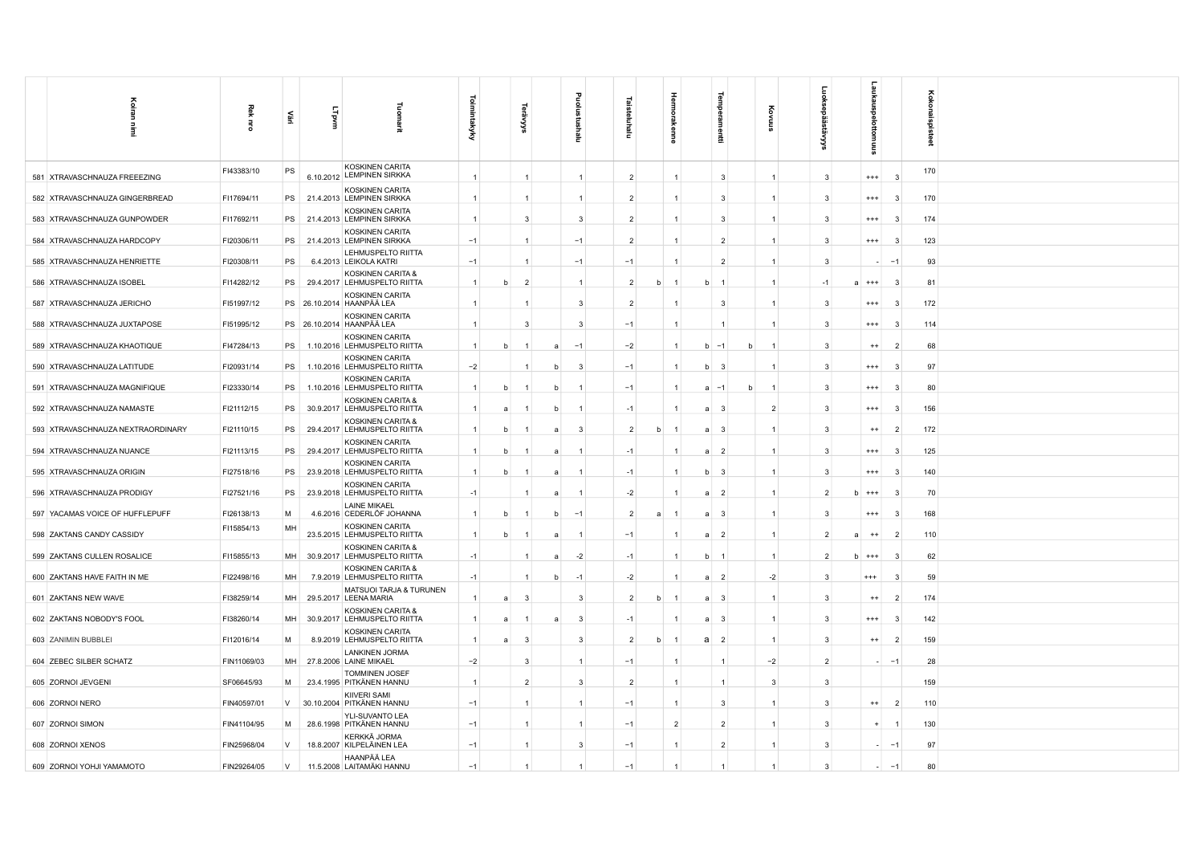| Koiran nimi | Rek nro | Väri | LT pvm | Tuomarit | Toimintakyky | | Terävyys | | Puolustushalu | Taisteluhalu | | Hermorakenne | | Temperamentti | | Kovuus | Luoksepäästävyys | | Laukauspelottomuus | | Kokonaispisteet |
|---|---|---|---|---|---|---|---|---|---|---|---|---|---|---|---|---|---|---|---|---|---|
| 581 XTRAVASCHNAUZA FREEEZING | FI43383/10 | PS | 6.10.2012 | KOSKINEN CARITA LEMPINEN SIRKKA | 1 | | 1 | | 1 | 2 | | 1 | | 3 | | 1 | 3 | | +++ | 3 | 170 |
| 582 XTRAVASCHNAUZA GINGERBREAD | FI17694/11 | PS | 21.4.2013 | KOSKINEN CARITA LEMPINEN SIRKKA | 1 | | 1 | | 1 | 2 | | 1 | | 3 | | 1 | 3 | | +++ | 3 | 170 |
| 583 XTRAVASCHNAUZA GUNPOWDER | FI17692/11 | PS | 21.4.2013 | KOSKINEN CARITA LEMPINEN SIRKKA | 1 | | 3 | | 3 | 2 | | 1 | | 3 | | 1 | 3 | | +++ | 3 | 174 |
| 584 XTRAVASCHNAUZA HARDCOPY | FI20306/11 | PS | 21.4.2013 | KOSKINEN CARITA LEMPINEN SIRKKA | −1 | | 1 | | −1 | 2 | | 1 | | 2 | | 1 | 3 | | +++ | 3 | 123 |
| 585 XTRAVASCHNAUZA HENRIETTE | FI20308/11 | PS | 6.4.2013 | LEHMUSPELTO RIITTA LEIKOLA KATRI | −1 | | 1 | | −1 | −1 | | 1 | | 2 | | 1 | 3 | | - | −1 | 93 |
| 586 XTRAVASCHNAUZA ISOBEL | FI14282/12 | PS | 29.4.2017 | KOSKINEN CARITA & LEHMUSPELTO RIITTA | 1 | b | 2 | | 1 | 2 | b | 1 | b | 1 | | 1 | -1 | a | +++ | 3 | 81 |
| 587 XTRAVASCHNAUZA JERICHO | FI51997/12 | PS | 26.10.2014 | KOSKINEN CARITA HAANPÄÄ LEA | 1 | | 1 | | 3 | 2 | | 1 | | 3 | | 1 | 3 | | +++ | 3 | 172 |
| 588 XTRAVASCHNAUZA JUXTAPOSE | FI51995/12 | PS | 26.10.2014 | KOSKINEN CARITA HAANPÄÄ LEA | 1 | | 3 | | 3 | −1 | | 1 | | 1 | | 1 | 3 | | +++ | 3 | 114 |
| 589 XTRAVASCHNAUZA KHAOTIQUE | FI47284/13 | PS | 1.10.2016 | KOSKINEN CARITA LEHMUSPELTO RIITTA | 1 | b | 1 | a | −1 | −2 | | 1 | b | −1 | b | 1 | 3 | | ++ | 2 | 68 |
| 590 XTRAVASCHNAUZA LATITUDE | FI20931/14 | PS | 1.10.2016 | KOSKINEN CARITA LEHMUSPELTO RIITTA | −2 | | 1 | b | 3 | −1 | | 1 | b | 3 | | 1 | 3 | | +++ | 3 | 97 |
| 591 XTRAVASCHNAUZA MAGNIFIQUE | FI23330/14 | PS | 1.10.2016 | KOSKINEN CARITA LEHMUSPELTO RIITTA | 1 | b | 1 | b | 1 | −1 | | 1 | a | −1 | b | 1 | 3 | | +++ | 3 | 80 |
| 592 XTRAVASCHNAUZA NAMASTE | FI21112/15 | PS | 30.9.2017 | KOSKINEN CARITA & LEHMUSPELTO RIITTA | 1 | a | 1 | b | 1 | -1 | | 1 | a | 3 | | 2 | 3 | | +++ | 3 | 156 |
| 593 XTRAVASCHNAUZA NEXTRAORDINARY | FI21110/15 | PS | 29.4.2017 | KOSKINEN CARITA & LEHMUSPELTO RIITTA | 1 | b | 1 | a | 3 | 2 | b | 1 | a | 3 | | 1 | 3 | | ++ | 2 | 172 |
| 594 XTRAVASCHNAUZA NUANCE | FI21113/15 | PS | 29.4.2017 | KOSKINEN CARITA LEHMUSPELTO RIITTA | 1 | b | 1 | a | 1 | -1 | | 1 | a | 2 | | 1 | 3 | | +++ | 3 | 125 |
| 595 XTRAVASCHNAUZA ORIGIN | FI27518/16 | PS | 23.9.2018 | KOSKINEN CARITA LEHMUSPELTO RIITTA | 1 | b | 1 | a | 1 | -1 | | 1 | b | 3 | | 1 | 3 | | +++ | 3 | 140 |
| 596 XTRAVASCHNAUZA PRODIGY | FI27521/16 | PS | 23.9.2018 | KOSKINEN CARITA LEHMUSPELTO RIITTA | -1 | | 1 | a | 1 | -2 | | 1 | a | 2 | | 1 | 2 | b | +++ | 3 | 70 |
| 597 YACAMAS VOICE OF HUFFLEPUFF | FI26138/13 | M | 4.6.2016 | LAINE MIKAEL CEDERLÖF JOHANNA | 1 | b | 1 | b | −1 | 2 | a | 1 | a | 3 | | 1 | 3 | | +++ | 3 | 168 |
| 598 ZAKTANS CANDY CASSIDY | FI15854/13 | MH | 23.5.2015 | KOSKINEN CARITA LEHMUSPELTO RIITTA | 1 | b | 1 | a | 1 | −1 | | 1 | a | 2 | | 1 | 2 | a | ++ | 2 | 110 |
| 599 ZAKTANS CULLEN ROSALICE | FI15855/13 | MH | 30.9.2017 | KOSKINEN CARITA & LEHMUSPELTO RIITTA | -1 | | 1 | a | -2 | -1 | | 1 | b | 1 | | 1 | 2 | b | +++ | 3 | 62 |
| 600 ZAKTANS HAVE FAITH IN ME | FI22498/16 | MH | 7.9.2019 | KOSKINEN CARITA & LEHMUSPELTO RIITTA | -1 | | 1 | b | -1 | -2 | | 1 | a | 2 | | -2 | 3 | | +++ | 3 | 59 |
| 601 ZAKTANS NEW WAVE | FI38259/14 | MH | 29.5.2017 | MATSUOI TARJA & TURUNEN LEENA MARIA | 1 | a | 3 | | 3 | 2 | b | 1 | a | 3 | | 1 | 3 | | ++ | 2 | 174 |
| 602 ZAKTANS NOBODY'S FOOL | FI38260/14 | MH | 30.9.2017 | KOSKINEN CARITA & LEHMUSPELTO RIITTA | 1 | a | 1 | a | 3 | -1 | | 1 | a | 3 | | 1 | 3 | | +++ | 3 | 142 |
| 603 ZANIMIN BUBBLEI | FI12016/14 | M | 8.9.2019 | KOSKINEN CARITA LEHMUSPELTO RIITTA | 1 | a | 3 | | 3 | 2 | b | 1 | a | 2 | | 1 | 3 | | ++ | 2 | 159 |
| 604 ZEBEC SILBER SCHATZ | FIN11069/03 | MH | 27.8.2006 | LANKINEN JORMA LAINE MIKAEL | −2 | | 3 | | 1 | −1 | | 1 | | 1 | | −2 | 2 | | - | −1 | 28 |
| 605 ZORNOI JEVGENI | SF06645/93 | M | 23.4.1995 | TOMMINEN JOSEF PITKÄNEN HANNU | 1 | | 2 | | 3 | 2 | | 1 | | 1 | | 3 | 3 | | | | 159 |
| 606 ZORNOI NERO | FIN40597/01 | V | 30.10.2004 | KIIVERI SAMI PITKÄNEN HANNU | −1 | | 1 | | 1 | −1 | | 1 | | 3 | | 1 | 3 | | ++ | 2 | 110 |
| 607 ZORNOI SIMON | FIN41104/95 | M | 28.6.1998 | YLI-SUVANTO LEA PITKÄNEN HANNU | −1 | | 1 | | 1 | −1 | | 2 | | 2 | | 1 | 3 | | + | 1 | 130 |
| 608 ZORNOI XENOS | FIN25968/04 | V | 18.8.2007 | KERKKÄ JORMA KILPELÄINEN LEA | −1 | | 1 | | 3 | −1 | | 1 | | 2 | | 1 | 3 | | - | −1 | 97 |
| 609 ZORNOI YOHJI YAMAMOTO | FIN29264/05 | V | 11.5.2008 | HAANPÄÄ LEA LAITAMÄKI HANNU | −1 | | 1 | | 1 | −1 | | 1 | | 1 | | 1 | 3 | | - | −1 | 80 |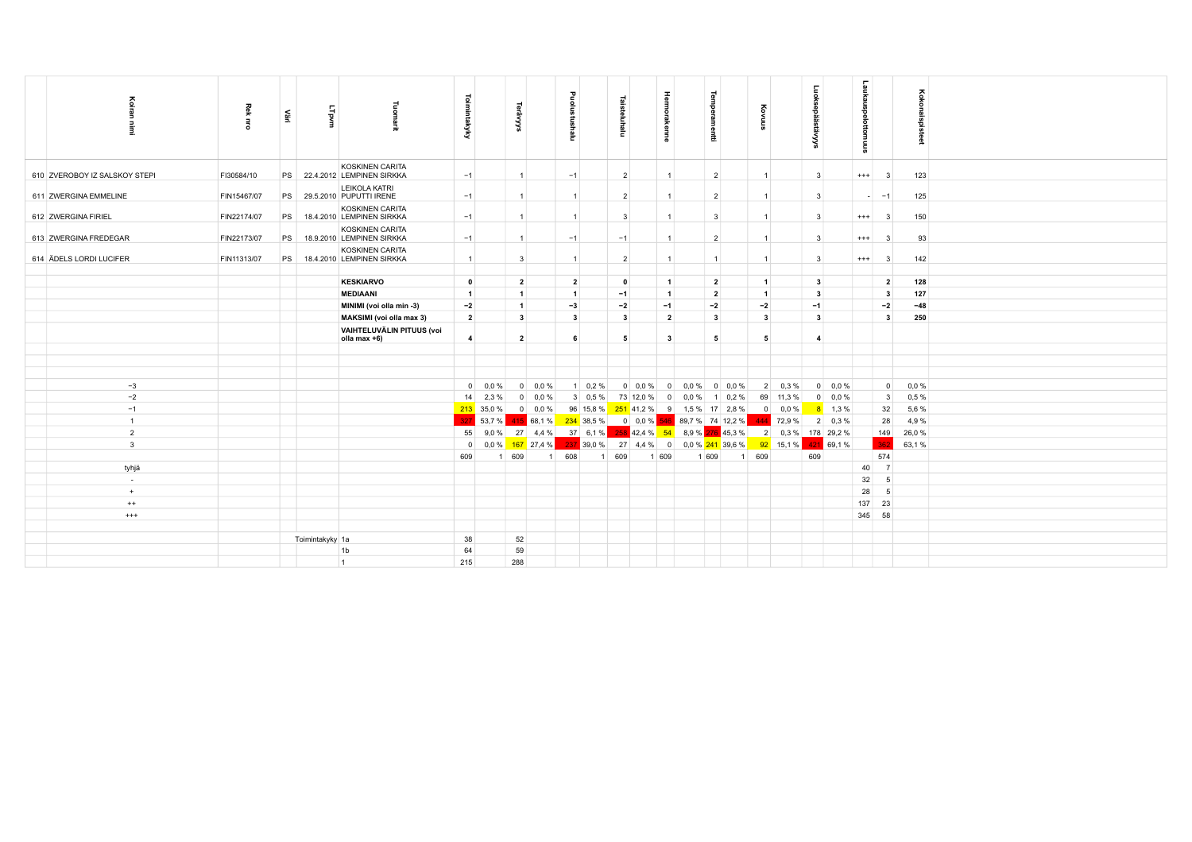| Koiran nimi | Rek nro | Väri | LTpvm | Tuomarit | Toimintakyky | | Terävyys | | Puolustushalu | | Taisteluhalu | | Hermorakenne | | Temperamentti | | Kovuus | | Luoksepäästävyys | | Laukauspelottomuus | | Kokonaispisteet | |
|---|---|---|---|---|---|---|---|---|---|---|---|---|---|---|---|---|---|---|---|---|---|---|---|---|
| 610 ZVEROBOY IZ SALSKOY STEPI | FI30584/10 | PS | 22.4.2012 | KOSKINEN CARITA LEMPINEN SIRKKA | −1 | | 1 | | −1 | | 2 | | 1 | | 2 | | 1 | | 3 | | +++ | 3 | 123 | |
| 611 ZWERGINA EMMELINE | FIN15467/07 | PS | 29.5.2010 | LEIKOLA KATRI PUPUTTI IRENE | −1 | | 1 | | 1 | | 2 | | 1 | | 2 | | 1 | | 3 | | - | −1 | 125 | |
| 612 ZWERGINA FIRIEL | FIN22174/07 | PS | 18.4.2010 | KOSKINEN CARITA LEMPINEN SIRKKA | −1 | | 1 | | 1 | | 3 | | 1 | | 3 | | 1 | | 3 | | +++ | 3 | 150 | |
| 613 ZWERGINA FREDEGAR | FIN22173/07 | PS | 18.9.2010 | KOSKINEN CARITA LEMPINEN SIRKKA | −1 | | 1 | | −1 | | −1 | | 1 | | 2 | | 1 | | 3 | | +++ | 3 | 93 | |
| 614 ÄDELS LORDI LUCIFER | FIN11313/07 | PS | 18.4.2010 | KOSKINEN CARITA LEMPINEN SIRKKA | 1 | | 3 | | 1 | | 2 | | 1 | | 1 | | 1 | | 3 | | +++ | 3 | 142 | |
| | | | | **KESKIARVO** | **0** | | **2** | | **2** | | **0** | | **1** | | **2** | | **1** | | **3** | | | **2** | **128** | |
| | | | | **MEDIAANI** | **1** | | **1** | | **1** | | **−1** | | **1** | | **2** | | **1** | | **3** | | | **3** | **127** | |
| | | | | **MINIMI (voi olla min -3)** | **−2** | | **1** | | **−3** | | **−2** | | **−1** | | **−2** | | **−2** | | **−1** | | | **−2** | **−48** | |
| | | | | **MAKSIMI (voi olla max 3)** | **2** | | **3** | | **3** | | **3** | | **2** | | **3** | | **3** | | **3** | | | **3** | **250** | |
| | | | | **VAIHTELUVÄLIN PITUUS (voi olla max +6)** | **4** | | **2** | | **6** | | **5** | | **3** | | **5** | | **5** | | **4** | | | | | |
| −3 | | | | | 0 | 0,0 % | 0 | 0,0 % | 1 | 0,2 % | 0 | 0,0 % | 0 | 0,0 % | 0 | 0,0 % | 2 | 0,3 % | 0 | 0,0 % | | 0 | 0,0 % | |
| −2 | | | | | 14 | 2,3 % | 0 | 0,0 % | 3 | 0,5 % | 73 | 12,0 % | 0 | 0,0 % | 1 | 0,2 % | 69 | 11,3 % | 0 | 0,0 % | | 3 | 0,5 % | |
| −1 | | | | | 213 | 35,0 % | 0 | 0,0 % | 96 | 15,8 % | 251 | 41,2 % | 9 | 1,5 % | 17 | 2,8 % | 0 | 0,0 % | 8 | 1,3 % | | 32 | 5,6 % | |
| 1 | | | | | 327 | 53,7 % | 415 | 68,1 % | 234 | 38,5 % | 0 | 0,0 % | 546 | 89,7 % | 74 | 12,2 % | 444 | 72,9 % | 2 | 0,3 % | | 28 | 4,9 % | |
| 2 | | | | | 55 | 9,0 % | 27 | 4,4 % | 37 | 6,1 % | 258 | 42,4 % | 54 | 8,9 % | 276 | 45,3 % | 2 | 0,3 % | 178 | 29,2 % | | 149 | 26,0 % | |
| 3 | | | | | 0 | 0,0 % | 167 | 27,4 % | 237 | 39,0 % | 27 | 4,4 % | 0 | 0,0 % | 241 | 39,6 % | 92 | 15,1 % | 421 | 69,1 % | | 362 | 63,1 % | |
| | | | | | 609 | 1 | 609 | 1 | 608 | 1 | 609 | 1 | 609 | 1 | 609 | 1 | 609 | | 609 | | | 574 | | |
| tyhjä | | | | | | | | | | | | | | | | | | | | | 40 | 7 | | |
| - | | | | | | | | | | | | | | | | | | | | | 32 | 5 | | |
| + | | | | | | | | | | | | | | | | | | | | | 28 | 5 | | |
| ++ | | | | | | | | | | | | | | | | | | | | | 137 | 23 | | |
| +++ | | | | | | | | | | | | | | | | | | | | | 345 | 58 | | |
| | | | Toimintakyky | 1a | 38 | | 52 | | | | | | | | | | | | | | | | | |
| | | | | 1b | 64 | | 59 | | | | | | | | | | | | | | | | | |
| | | | | 1 | 215 | | 288 | | | | | | | | | | | | | | | | | |